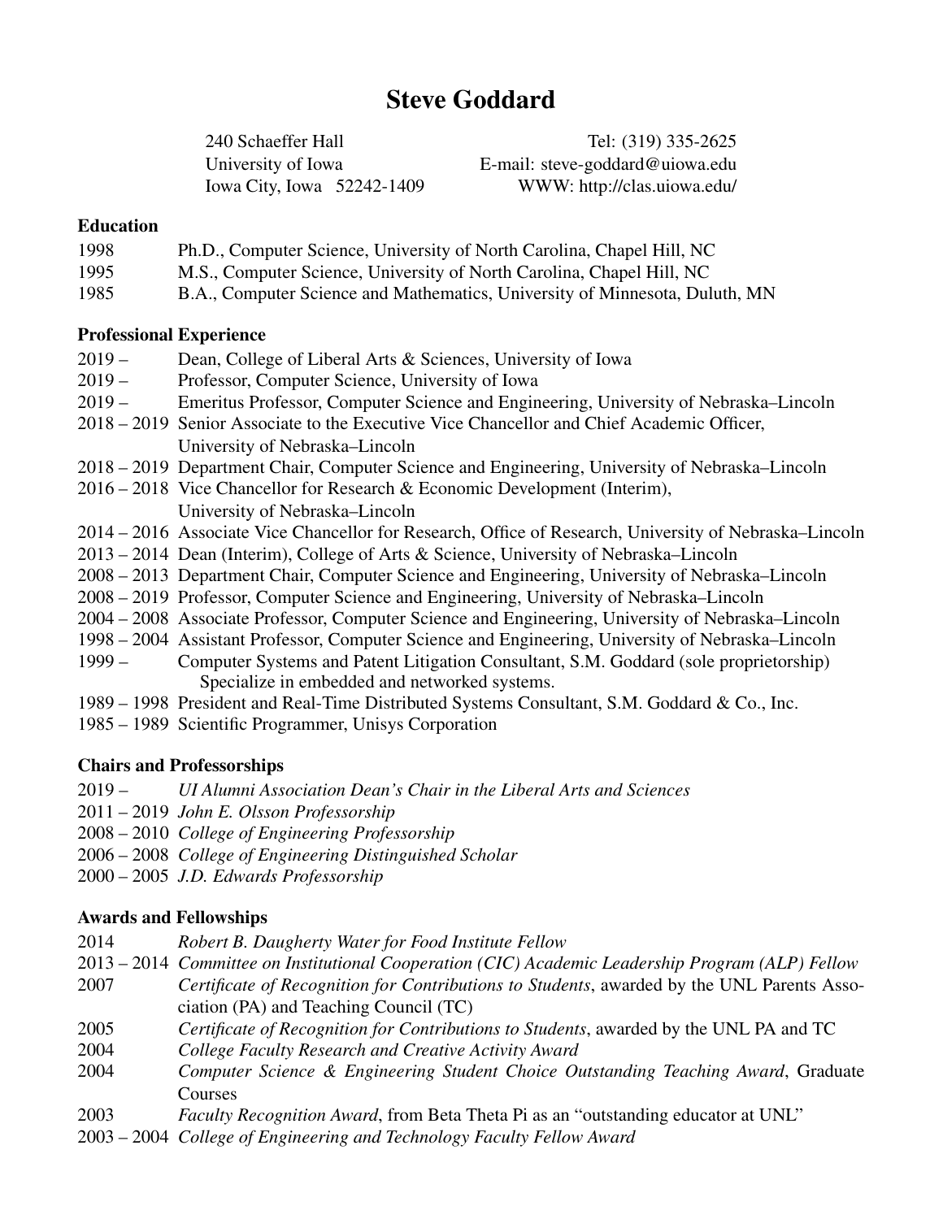# Steve Goddard

240 Schaeffer Hall
University of Iowa
Iowa City, Iowa 52242-1409

Tel: (319) 335-2625
E-mail: steve-goddard@uiowa.edu
WWW: http://clas.uiowa.edu/

## Education

1998 Ph.D., Computer Science, University of North Carolina, Chapel Hill, NC
1995 M.S., Computer Science, University of North Carolina, Chapel Hill, NC
1985 B.A., Computer Science and Mathematics, University of Minnesota, Duluth, MN

## Professional Experience

2019 – Dean, College of Liberal Arts & Sciences, University of Iowa
2019 – Professor, Computer Science, University of Iowa
2019 – Emeritus Professor, Computer Science and Engineering, University of Nebraska–Lincoln
2018 – 2019 Senior Associate to the Executive Vice Chancellor and Chief Academic Officer, University of Nebraska–Lincoln
2018 – 2019 Department Chair, Computer Science and Engineering, University of Nebraska–Lincoln
2016 – 2018 Vice Chancellor for Research & Economic Development (Interim), University of Nebraska–Lincoln
2014 – 2016 Associate Vice Chancellor for Research, Office of Research, University of Nebraska–Lincoln
2013 – 2014 Dean (Interim), College of Arts & Science, University of Nebraska–Lincoln
2008 – 2013 Department Chair, Computer Science and Engineering, University of Nebraska–Lincoln
2008 – 2019 Professor, Computer Science and Engineering, University of Nebraska–Lincoln
2004 – 2008 Associate Professor, Computer Science and Engineering, University of Nebraska–Lincoln
1998 – 2004 Assistant Professor, Computer Science and Engineering, University of Nebraska–Lincoln
1999 – Computer Systems and Patent Litigation Consultant, S.M. Goddard (sole proprietorship)
Specialize in embedded and networked systems.
1989 – 1998 President and Real-Time Distributed Systems Consultant, S.M. Goddard & Co., Inc.
1985 – 1989 Scientific Programmer, Unisys Corporation

## Chairs and Professorships

2019 – *UI Alumni Association Dean's Chair in the Liberal Arts and Sciences*
2011 – 2019 *John E. Olsson Professorship*
2008 – 2010 *College of Engineering Professorship*
2006 – 2008 *College of Engineering Distinguished Scholar*
2000 – 2005 *J.D. Edwards Professorship*

## Awards and Fellowships

2014 *Robert B. Daugherty Water for Food Institute Fellow*
2013 – 2014 *Committee on Institutional Cooperation (CIC) Academic Leadership Program (ALP) Fellow*
2007 *Certificate of Recognition for Contributions to Students*, awarded by the UNL Parents Association (PA) and Teaching Council (TC)
2005 *Certificate of Recognition for Contributions to Students*, awarded by the UNL PA and TC
2004 *College Faculty Research and Creative Activity Award*
2004 *Computer Science & Engineering Student Choice Outstanding Teaching Award*, Graduate Courses
2003 *Faculty Recognition Award*, from Beta Theta Pi as an "outstanding educator at UNL"
2003 – 2004 *College of Engineering and Technology Faculty Fellow Award*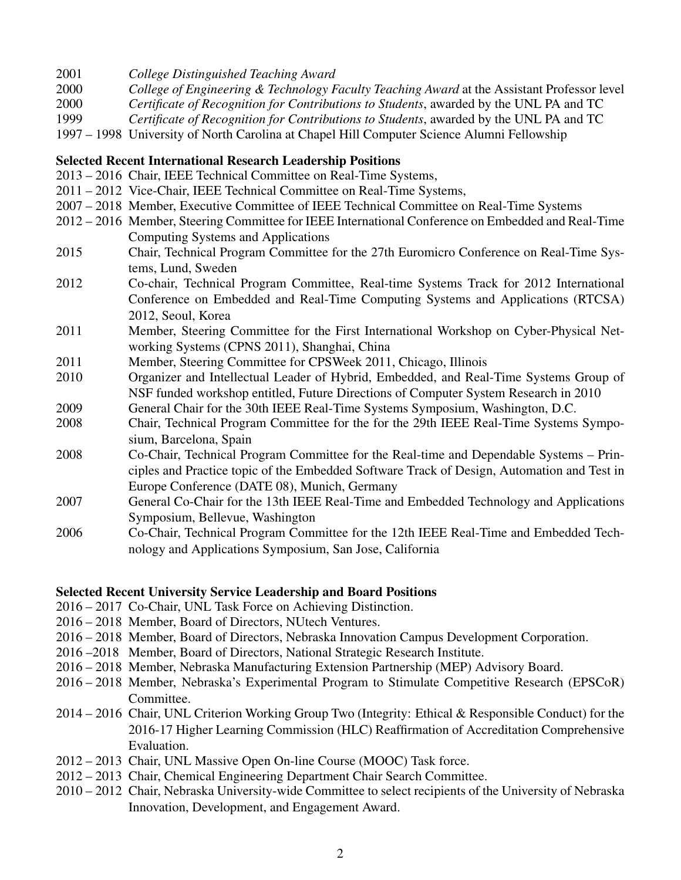2001 *College Distinguished Teaching Award*
2000 *College of Engineering & Technology Faculty Teaching Award* at the Assistant Professor level
2000 *Certificate of Recognition for Contributions to Students*, awarded by the UNL PA and TC
1999 *Certificate of Recognition for Contributions to Students*, awarded by the UNL PA and TC
1997 – 1998 University of North Carolina at Chapel Hill Computer Science Alumni Fellowship

**Selected Recent International Research Leadership Positions**

2013 – 2016 Chair, IEEE Technical Committee on Real-Time Systems,
2011 – 2012 Vice-Chair, IEEE Technical Committee on Real-Time Systems,
2007 – 2018 Member, Executive Committee of IEEE Technical Committee on Real-Time Systems
2012 – 2016 Member, Steering Committee for IEEE International Conference on Embedded and Real-Time Computing Systems and Applications
2015 Chair, Technical Program Committee for the 27th Euromicro Conference on Real-Time Systems, Lund, Sweden
2012 Co-chair, Technical Program Committee, Real-time Systems Track for 2012 International Conference on Embedded and Real-Time Computing Systems and Applications (RTCSA) 2012, Seoul, Korea
2011 Member, Steering Committee for the First International Workshop on Cyber-Physical Networking Systems (CPNS 2011), Shanghai, China
2011 Member, Steering Committee for CPSWeek 2011, Chicago, Illinois
2010 Organizer and Intellectual Leader of Hybrid, Embedded, and Real-Time Systems Group of NSF funded workshop entitled, Future Directions of Computer System Research in 2010
2009 General Chair for the 30th IEEE Real-Time Systems Symposium, Washington, D.C.
2008 Chair, Technical Program Committee for the for the 29th IEEE Real-Time Systems Symposium, Barcelona, Spain
2008 Co-Chair, Technical Program Committee for the Real-time and Dependable Systems – Principles and Practice topic of the Embedded Software Track of Design, Automation and Test in Europe Conference (DATE 08), Munich, Germany
2007 General Co-Chair for the 13th IEEE Real-Time and Embedded Technology and Applications Symposium, Bellevue, Washington
2006 Co-Chair, Technical Program Committee for the 12th IEEE Real-Time and Embedded Technology and Applications Symposium, San Jose, California

**Selected Recent University Service Leadership and Board Positions**

2016 – 2017 Co-Chair, UNL Task Force on Achieving Distinction.
2016 – 2018 Member, Board of Directors, NUtech Ventures.
2016 – 2018 Member, Board of Directors, Nebraska Innovation Campus Development Corporation.
2016 –2018 Member, Board of Directors, National Strategic Research Institute.
2016 – 2018 Member, Nebraska Manufacturing Extension Partnership (MEP) Advisory Board.
2016 – 2018 Member, Nebraska's Experimental Program to Stimulate Competitive Research (EPSCoR) Committee.
2014 – 2016 Chair, UNL Criterion Working Group Two (Integrity: Ethical & Responsible Conduct) for the 2016-17 Higher Learning Commission (HLC) Reaffirmation of Accreditation Comprehensive Evaluation.
2012 – 2013 Chair, UNL Massive Open On-line Course (MOOC) Task force.
2012 – 2013 Chair, Chemical Engineering Department Chair Search Committee.
2010 – 2012 Chair, Nebraska University-wide Committee to select recipients of the University of Nebraska Innovation, Development, and Engagement Award.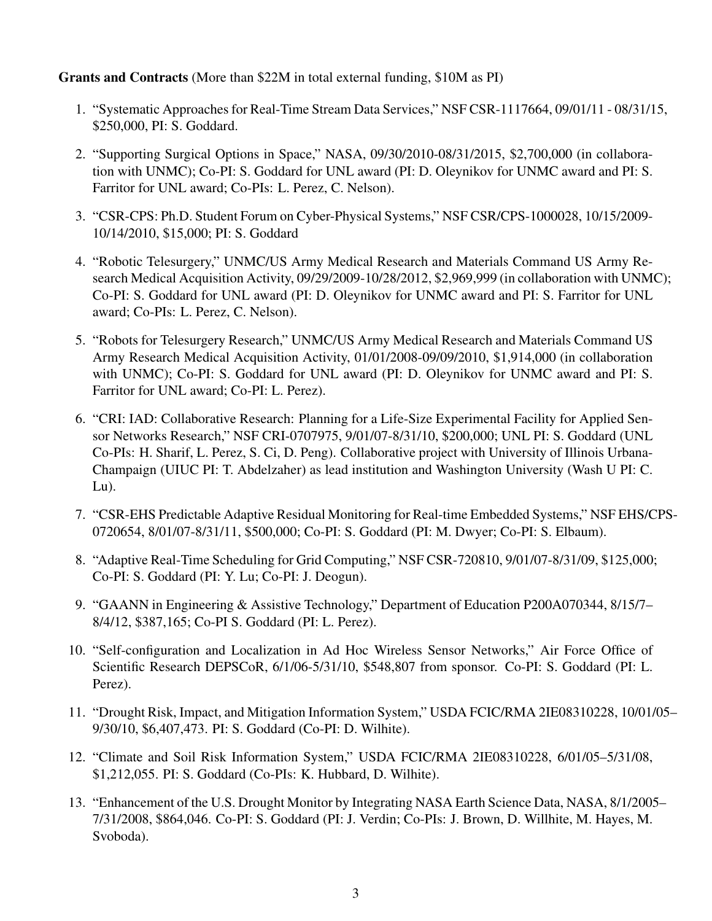**Grants and Contracts** (More than $22M in total external funding, $10M as PI)

1. "Systematic Approaches for Real-Time Stream Data Services," NSF CSR-1117664, 09/01/11 - 08/31/15, $250,000, PI: S. Goddard.

2. "Supporting Surgical Options in Space," NASA, 09/30/2010-08/31/2015, $2,700,000 (in collaboration with UNMC); Co-PI: S. Goddard for UNL award (PI: D. Oleynikov for UNMC award and PI: S. Farritor for UNL award; Co-PIs: L. Perez, C. Nelson).

3. "CSR-CPS: Ph.D. Student Forum on Cyber-Physical Systems," NSF CSR/CPS-1000028, 10/15/2009-10/14/2010, $15,000; PI: S. Goddard

4. "Robotic Telesurgery," UNMC/US Army Medical Research and Materials Command US Army Research Medical Acquisition Activity, 09/29/2009-10/28/2012, $2,969,999 (in collaboration with UNMC); Co-PI: S. Goddard for UNL award (PI: D. Oleynikov for UNMC award and PI: S. Farritor for UNL award; Co-PIs: L. Perez, C. Nelson).

5. "Robots for Telesurgery Research," UNMC/US Army Medical Research and Materials Command US Army Research Medical Acquisition Activity, 01/01/2008-09/09/2010, $1,914,000 (in collaboration with UNMC); Co-PI: S. Goddard for UNL award (PI: D. Oleynikov for UNMC award and PI: S. Farritor for UNL award; Co-PI: L. Perez).

6. "CRI: IAD: Collaborative Research: Planning for a Life-Size Experimental Facility for Applied Sensor Networks Research," NSF CRI-0707975, 9/01/07-8/31/10, $200,000; UNL PI: S. Goddard (UNL Co-PIs: H. Sharif, L. Perez, S. Ci, D. Peng). Collaborative project with University of Illinois Urbana-Champaign (UIUC PI: T. Abdelzaher) as lead institution and Washington University (Wash U PI: C. Lu).

7. "CSR-EHS Predictable Adaptive Residual Monitoring for Real-time Embedded Systems," NSF EHS/CPS-0720654, 8/01/07-8/31/11, $500,000; Co-PI: S. Goddard (PI: M. Dwyer; Co-PI: S. Elbaum).

8. "Adaptive Real-Time Scheduling for Grid Computing," NSF CSR-720810, 9/01/07-8/31/09, $125,000; Co-PI: S. Goddard (PI: Y. Lu; Co-PI: J. Deogun).

9. "GAANN in Engineering & Assistive Technology," Department of Education P200A070344, 8/15/7–8/4/12, $387,165; Co-PI S. Goddard (PI: L. Perez).

10. "Self-configuration and Localization in Ad Hoc Wireless Sensor Networks," Air Force Office of Scientific Research DEPSCoR, 6/1/06-5/31/10, $548,807 from sponsor. Co-PI: S. Goddard (PI: L. Perez).

11. "Drought Risk, Impact, and Mitigation Information System," USDA FCIC/RMA 2IE08310228, 10/01/05–9/30/10, $6,407,473. PI: S. Goddard (Co-PI: D. Wilhite).

12. "Climate and Soil Risk Information System," USDA FCIC/RMA 2IE08310228, 6/01/05–5/31/08, $1,212,055. PI: S. Goddard (Co-PIs: K. Hubbard, D. Wilhite).

13. "Enhancement of the U.S. Drought Monitor by Integrating NASA Earth Science Data, NASA, 8/1/2005–7/31/2008, $864,046. Co-PI: S. Goddard (PI: J. Verdin; Co-PIs: J. Brown, D. Willhite, M. Hayes, M. Svoboda).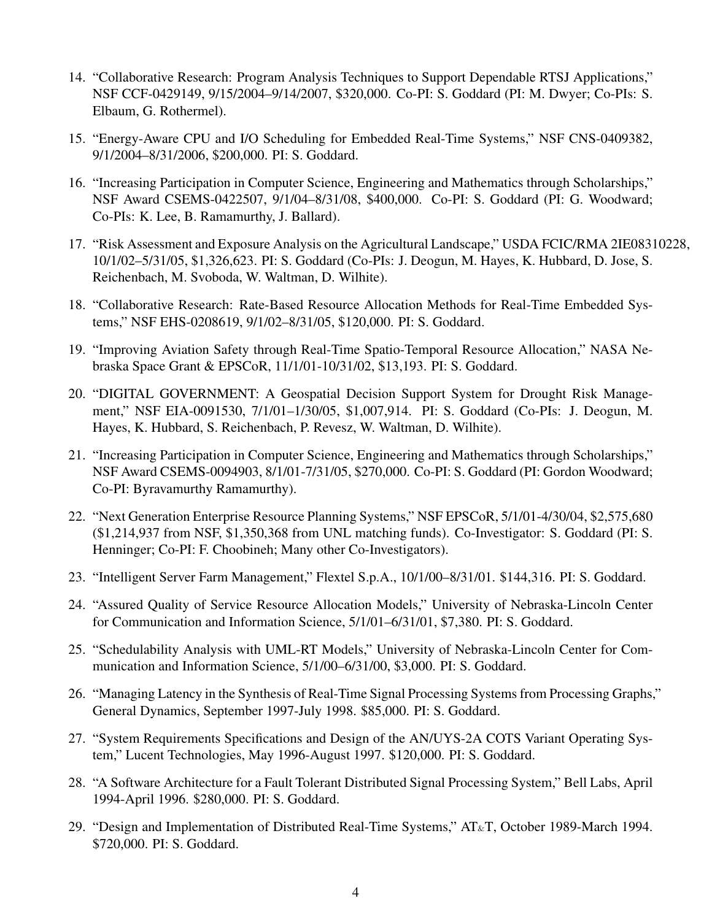14. "Collaborative Research: Program Analysis Techniques to Support Dependable RTSJ Applications," NSF CCF-0429149, 9/15/2004–9/14/2007, $320,000. Co-PI: S. Goddard (PI: M. Dwyer; Co-PIs: S. Elbaum, G. Rothermel).

15. "Energy-Aware CPU and I/O Scheduling for Embedded Real-Time Systems," NSF CNS-0409382, 9/1/2004–8/31/2006, $200,000. PI: S. Goddard.

16. "Increasing Participation in Computer Science, Engineering and Mathematics through Scholarships," NSF Award CSEMS-0422507, 9/1/04–8/31/08, $400,000. Co-PI: S. Goddard (PI: G. Woodward; Co-PIs: K. Lee, B. Ramamurthy, J. Ballard).

17. "Risk Assessment and Exposure Analysis on the Agricultural Landscape," USDA FCIC/RMA 2IE08310228, 10/1/02–5/31/05, $1,326,623. PI: S. Goddard (Co-PIs: J. Deogun, M. Hayes, K. Hubbard, D. Jose, S. Reichenbach, M. Svoboda, W. Waltman, D. Wilhite).

18. "Collaborative Research: Rate-Based Resource Allocation Methods for Real-Time Embedded Systems," NSF EHS-0208619, 9/1/02–8/31/05, $120,000. PI: S. Goddard.

19. "Improving Aviation Safety through Real-Time Spatio-Temporal Resource Allocation," NASA Nebraska Space Grant & EPSCoR, 11/1/01-10/31/02, $13,193. PI: S. Goddard.

20. "DIGITAL GOVERNMENT: A Geospatial Decision Support System for Drought Risk Management," NSF EIA-0091530, 7/1/01–1/30/05, $1,007,914. PI: S. Goddard (Co-PIs: J. Deogun, M. Hayes, K. Hubbard, S. Reichenbach, P. Revesz, W. Waltman, D. Wilhite).

21. "Increasing Participation in Computer Science, Engineering and Mathematics through Scholarships," NSF Award CSEMS-0094903, 8/1/01-7/31/05, $270,000. Co-PI: S. Goddard (PI: Gordon Woodward; Co-PI: Byravamurthy Ramamurthy).

22. "Next Generation Enterprise Resource Planning Systems," NSF EPSCoR, 5/1/01-4/30/04, $2,575,680 ($1,214,937 from NSF, $1,350,368 from UNL matching funds). Co-Investigator: S. Goddard (PI: S. Henninger; Co-PI: F. Choobineh; Many other Co-Investigators).

23. "Intelligent Server Farm Management," Flextel S.p.A., 10/1/00–8/31/01. $144,316. PI: S. Goddard.

24. "Assured Quality of Service Resource Allocation Models," University of Nebraska-Lincoln Center for Communication and Information Science, 5/1/01–6/31/01, $7,380. PI: S. Goddard.

25. "Schedulability Analysis with UML-RT Models," University of Nebraska-Lincoln Center for Communication and Information Science, 5/1/00–6/31/00, $3,000. PI: S. Goddard.

26. "Managing Latency in the Synthesis of Real-Time Signal Processing Systems from Processing Graphs," General Dynamics, September 1997-July 1998. $85,000. PI: S. Goddard.

27. "System Requirements Specifications and Design of the AN/UYS-2A COTS Variant Operating System," Lucent Technologies, May 1996-August 1997. $120,000. PI: S. Goddard.

28. "A Software Architecture for a Fault Tolerant Distributed Signal Processing System," Bell Labs, April 1994-April 1996. $280,000. PI: S. Goddard.

29. "Design and Implementation of Distributed Real-Time Systems," AT&T, October 1989-March 1994. $720,000. PI: S. Goddard.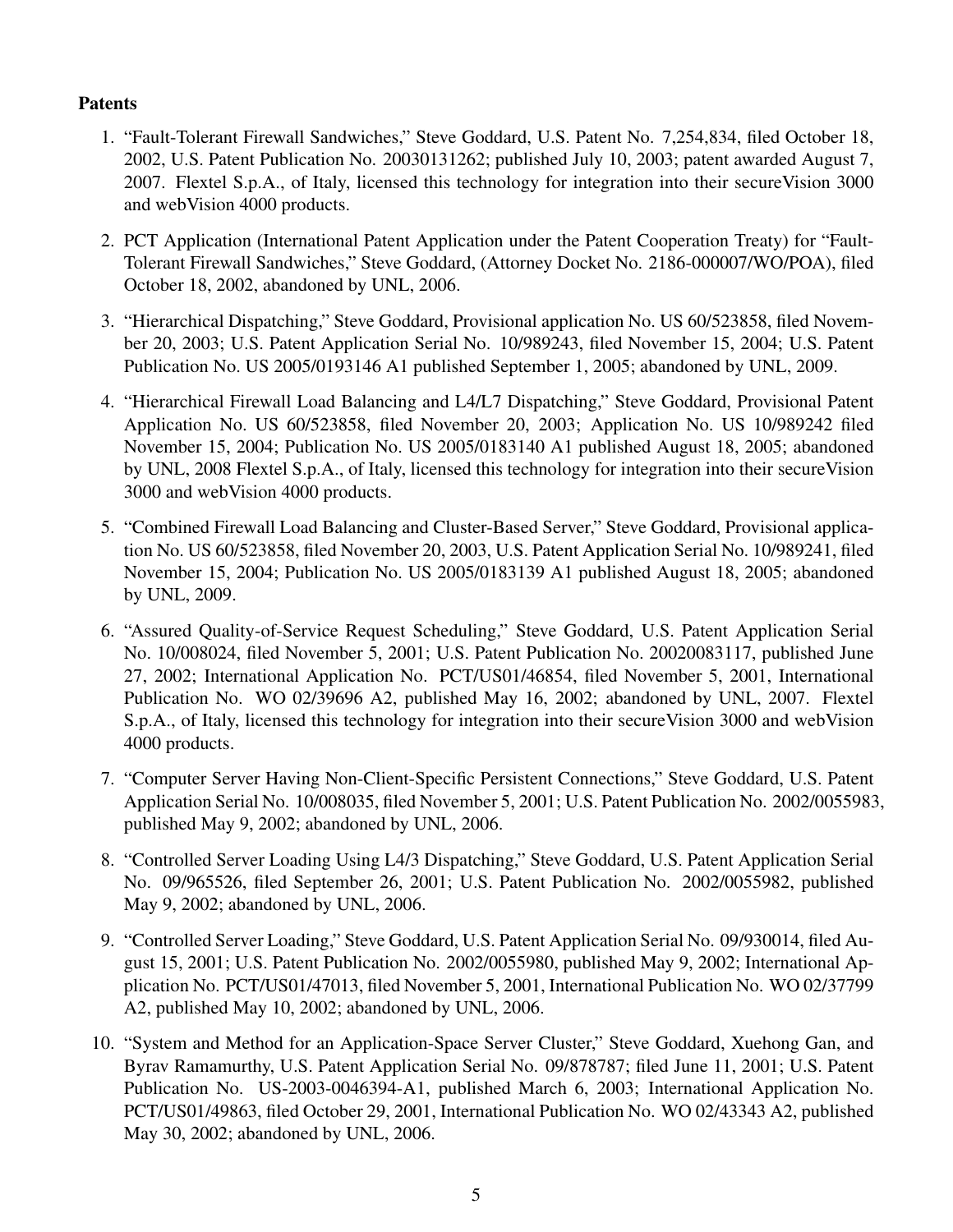**Patents**

1. "Fault-Tolerant Firewall Sandwiches," Steve Goddard, U.S. Patent No. 7,254,834, filed October 18, 2002, U.S. Patent Publication No. 20030131262; published July 10, 2003; patent awarded August 7, 2007. Flextel S.p.A., of Italy, licensed this technology for integration into their secureVision 3000 and webVision 4000 products.

2. PCT Application (International Patent Application under the Patent Cooperation Treaty) for "Fault-Tolerant Firewall Sandwiches," Steve Goddard, (Attorney Docket No. 2186-000007/WO/POA), filed October 18, 2002, abandoned by UNL, 2006.

3. "Hierarchical Dispatching," Steve Goddard, Provisional application No. US 60/523858, filed November 20, 2003; U.S. Patent Application Serial No. 10/989243, filed November 15, 2004; U.S. Patent Publication No. US 2005/0193146 A1 published September 1, 2005; abandoned by UNL, 2009.

4. "Hierarchical Firewall Load Balancing and L4/L7 Dispatching," Steve Goddard, Provisional Patent Application No. US 60/523858, filed November 20, 2003; Application No. US 10/989242 filed November 15, 2004; Publication No. US 2005/0183140 A1 published August 18, 2005; abandoned by UNL, 2008 Flextel S.p.A., of Italy, licensed this technology for integration into their secureVision 3000 and webVision 4000 products.

5. "Combined Firewall Load Balancing and Cluster-Based Server," Steve Goddard, Provisional application No. US 60/523858, filed November 20, 2003, U.S. Patent Application Serial No. 10/989241, filed November 15, 2004; Publication No. US 2005/0183139 A1 published August 18, 2005; abandoned by UNL, 2009.

6. "Assured Quality-of-Service Request Scheduling," Steve Goddard, U.S. Patent Application Serial No. 10/008024, filed November 5, 2001; U.S. Patent Publication No. 20020083117, published June 27, 2002; International Application No. PCT/US01/46854, filed November 5, 2001, International Publication No. WO 02/39696 A2, published May 16, 2002; abandoned by UNL, 2007. Flextel S.p.A., of Italy, licensed this technology for integration into their secureVision 3000 and webVision 4000 products.

7. "Computer Server Having Non-Client-Specific Persistent Connections," Steve Goddard, U.S. Patent Application Serial No. 10/008035, filed November 5, 2001; U.S. Patent Publication No. 2002/0055983, published May 9, 2002; abandoned by UNL, 2006.

8. "Controlled Server Loading Using L4/3 Dispatching," Steve Goddard, U.S. Patent Application Serial No. 09/965526, filed September 26, 2001; U.S. Patent Publication No. 2002/0055982, published May 9, 2002; abandoned by UNL, 2006.

9. "Controlled Server Loading," Steve Goddard, U.S. Patent Application Serial No. 09/930014, filed August 15, 2001; U.S. Patent Publication No. 2002/0055980, published May 9, 2002; International Application No. PCT/US01/47013, filed November 5, 2001, International Publication No. WO 02/37799 A2, published May 10, 2002; abandoned by UNL, 2006.

10. "System and Method for an Application-Space Server Cluster," Steve Goddard, Xuehong Gan, and Byrav Ramamurthy, U.S. Patent Application Serial No. 09/878787; filed June 11, 2001; U.S. Patent Publication No. US-2003-0046394-A1, published March 6, 2003; International Application No. PCT/US01/49863, filed October 29, 2001, International Publication No. WO 02/43343 A2, published May 30, 2002; abandoned by UNL, 2006.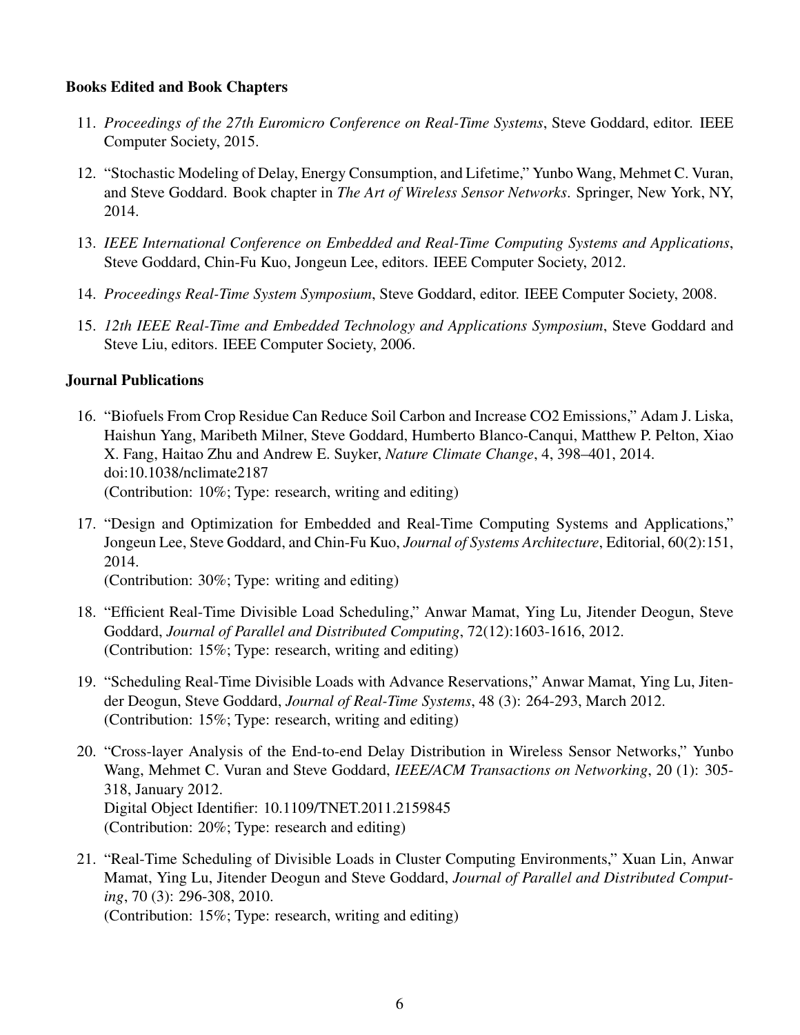### Books Edited and Book Chapters

11. *Proceedings of the 27th Euromicro Conference on Real-Time Systems*, Steve Goddard, editor. IEEE Computer Society, 2015.

12. "Stochastic Modeling of Delay, Energy Consumption, and Lifetime," Yunbo Wang, Mehmet C. Vuran, and Steve Goddard. Book chapter in *The Art of Wireless Sensor Networks*. Springer, New York, NY, 2014.

13. *IEEE International Conference on Embedded and Real-Time Computing Systems and Applications*, Steve Goddard, Chin-Fu Kuo, Jongeun Lee, editors. IEEE Computer Society, 2012.

14. *Proceedings Real-Time System Symposium*, Steve Goddard, editor. IEEE Computer Society, 2008.

15. *12th IEEE Real-Time and Embedded Technology and Applications Symposium*, Steve Goddard and Steve Liu, editors. IEEE Computer Society, 2006.

### Journal Publications

16. "Biofuels From Crop Residue Can Reduce Soil Carbon and Increase CO2 Emissions," Adam J. Liska, Haishun Yang, Maribeth Milner, Steve Goddard, Humberto Blanco-Canqui, Matthew P. Pelton, Xiao X. Fang, Haitao Zhu and Andrew E. Suyker, *Nature Climate Change*, 4, 398–401, 2014. doi:10.1038/nclimate2187
    (Contribution: 10%; Type: research, writing and editing)

17. "Design and Optimization for Embedded and Real-Time Computing Systems and Applications," Jongeun Lee, Steve Goddard, and Chin-Fu Kuo, *Journal of Systems Architecture*, Editorial, 60(2):151, 2014.
    (Contribution: 30%; Type: writing and editing)

18. "Efficient Real-Time Divisible Load Scheduling," Anwar Mamat, Ying Lu, Jitender Deogun, Steve Goddard, *Journal of Parallel and Distributed Computing*, 72(12):1603-1616, 2012.
    (Contribution: 15%; Type: research, writing and editing)

19. "Scheduling Real-Time Divisible Loads with Advance Reservations," Anwar Mamat, Ying Lu, Jitender Deogun, Steve Goddard, *Journal of Real-Time Systems*, 48 (3): 264-293, March 2012.
    (Contribution: 15%; Type: research, writing and editing)

20. "Cross-layer Analysis of the End-to-end Delay Distribution in Wireless Sensor Networks," Yunbo Wang, Mehmet C. Vuran and Steve Goddard, *IEEE/ACM Transactions on Networking*, 20 (1): 305-318, January 2012.
    Digital Object Identifier: 10.1109/TNET.2011.2159845
    (Contribution: 20%; Type: research and editing)

21. "Real-Time Scheduling of Divisible Loads in Cluster Computing Environments," Xuan Lin, Anwar Mamat, Ying Lu, Jitender Deogun and Steve Goddard, *Journal of Parallel and Distributed Computing*, 70 (3): 296-308, 2010.
    (Contribution: 15%; Type: research, writing and editing)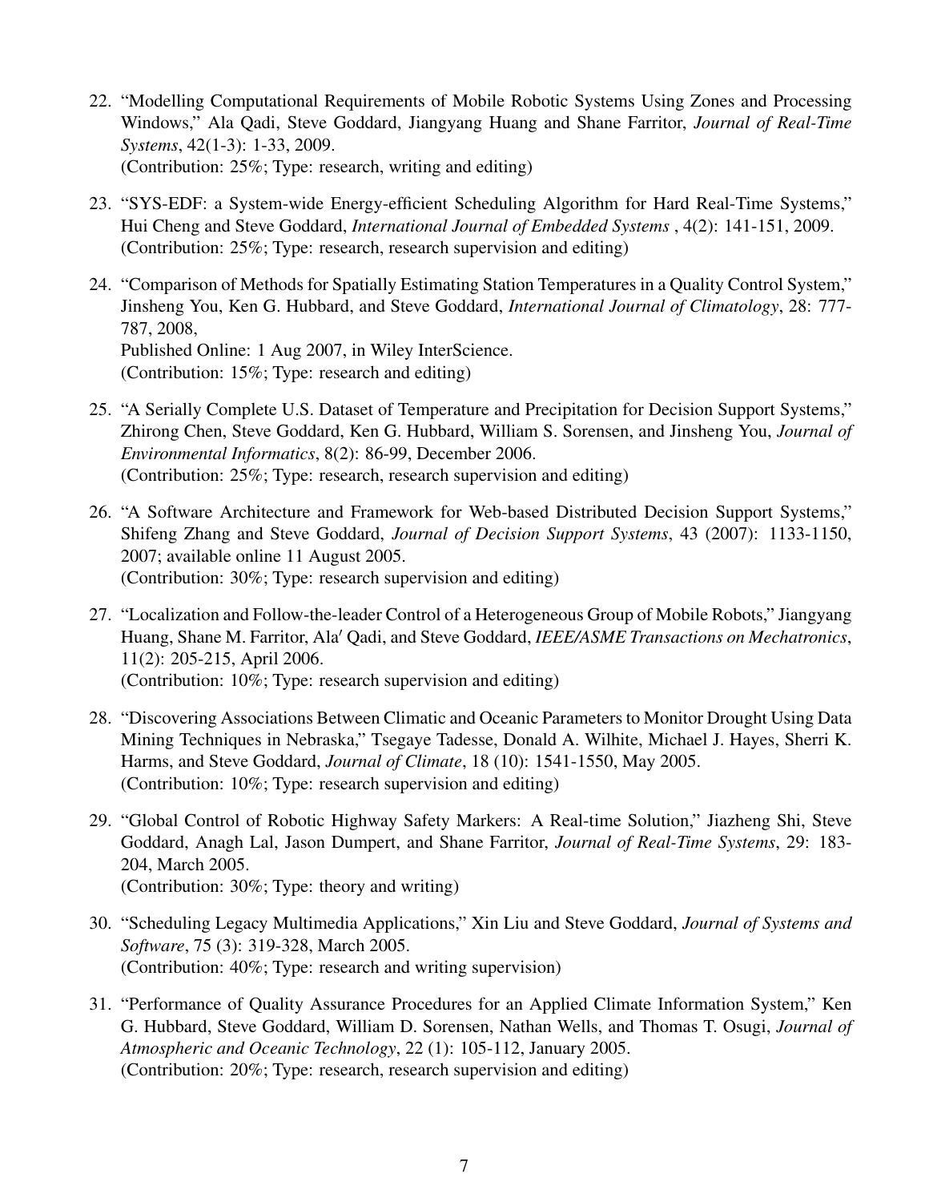22. "Modelling Computational Requirements of Mobile Robotic Systems Using Zones and Processing Windows," Ala Qadi, Steve Goddard, Jiangyang Huang and Shane Farritor, *Journal of Real-Time Systems*, 42(1-3): 1-33, 2009.
(Contribution: 25%; Type: research, writing and editing)

23. "SYS-EDF: a System-wide Energy-efficient Scheduling Algorithm for Hard Real-Time Systems," Hui Cheng and Steve Goddard, *International Journal of Embedded Systems* , 4(2): 141-151, 2009.
(Contribution: 25%; Type: research, research supervision and editing)

24. "Comparison of Methods for Spatially Estimating Station Temperatures in a Quality Control System," Jinsheng You, Ken G. Hubbard, and Steve Goddard, *International Journal of Climatology*, 28: 777-787, 2008,
Published Online: 1 Aug 2007, in Wiley InterScience.
(Contribution: 15%; Type: research and editing)

25. "A Serially Complete U.S. Dataset of Temperature and Precipitation for Decision Support Systems," Zhirong Chen, Steve Goddard, Ken G. Hubbard, William S. Sorensen, and Jinsheng You, *Journal of Environmental Informatics*, 8(2): 86-99, December 2006.
(Contribution: 25%; Type: research, research supervision and editing)

26. "A Software Architecture and Framework for Web-based Distributed Decision Support Systems," Shifeng Zhang and Steve Goddard, *Journal of Decision Support Systems*, 43 (2007): 1133-1150, 2007; available online 11 August 2005.
(Contribution: 30%; Type: research supervision and editing)

27. "Localization and Follow-the-leader Control of a Heterogeneous Group of Mobile Robots," Jiangyang Huang, Shane M. Farritor, Ala′ Qadi, and Steve Goddard, *IEEE/ASME Transactions on Mechatronics*, 11(2): 205-215, April 2006.
(Contribution: 10%; Type: research supervision and editing)

28. "Discovering Associations Between Climatic and Oceanic Parameters to Monitor Drought Using Data Mining Techniques in Nebraska," Tsegaye Tadesse, Donald A. Wilhite, Michael J. Hayes, Sherri K. Harms, and Steve Goddard, *Journal of Climate*, 18 (10): 1541-1550, May 2005.
(Contribution: 10%; Type: research supervision and editing)

29. "Global Control of Robotic Highway Safety Markers: A Real-time Solution," Jiazheng Shi, Steve Goddard, Anagh Lal, Jason Dumpert, and Shane Farritor, *Journal of Real-Time Systems*, 29: 183-204, March 2005.
(Contribution: 30%; Type: theory and writing)

30. "Scheduling Legacy Multimedia Applications," Xin Liu and Steve Goddard, *Journal of Systems and Software*, 75 (3): 319-328, March 2005.
(Contribution: 40%; Type: research and writing supervision)

31. "Performance of Quality Assurance Procedures for an Applied Climate Information System," Ken G. Hubbard, Steve Goddard, William D. Sorensen, Nathan Wells, and Thomas T. Osugi, *Journal of Atmospheric and Oceanic Technology*, 22 (1): 105-112, January 2005.
(Contribution: 20%; Type: research, research supervision and editing)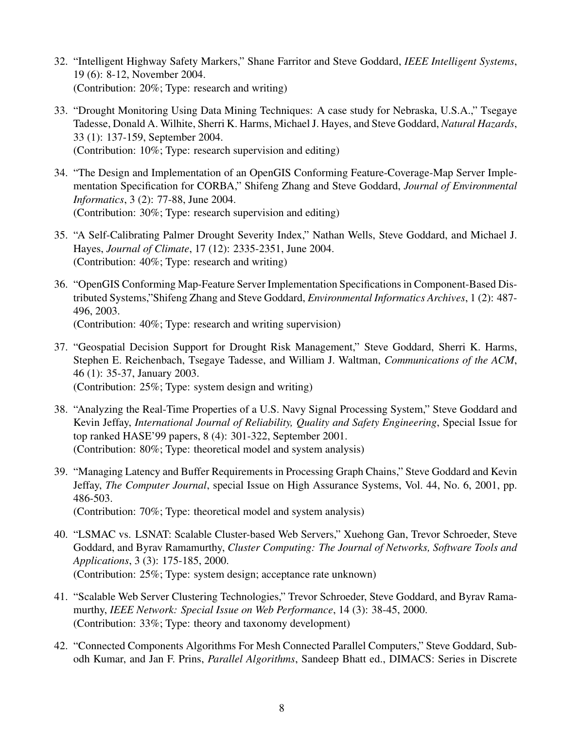32. "Intelligent Highway Safety Markers," Shane Farritor and Steve Goddard, *IEEE Intelligent Systems*, 19 (6): 8-12, November 2004.
(Contribution: 20%; Type: research and writing)

33. "Drought Monitoring Using Data Mining Techniques: A case study for Nebraska, U.S.A.," Tsegaye Tadesse, Donald A. Wilhite, Sherri K. Harms, Michael J. Hayes, and Steve Goddard, *Natural Hazards*, 33 (1): 137-159, September 2004.
(Contribution: 10%; Type: research supervision and editing)

34. "The Design and Implementation of an OpenGIS Conforming Feature-Coverage-Map Server Implementation Specification for CORBA," Shifeng Zhang and Steve Goddard, *Journal of Environmental Informatics*, 3 (2): 77-88, June 2004.
(Contribution: 30%; Type: research supervision and editing)

35. "A Self-Calibrating Palmer Drought Severity Index," Nathan Wells, Steve Goddard, and Michael J. Hayes, *Journal of Climate*, 17 (12): 2335-2351, June 2004.
(Contribution: 40%; Type: research and writing)

36. "OpenGIS Conforming Map-Feature Server Implementation Specifications in Component-Based Distributed Systems,"Shifeng Zhang and Steve Goddard, *Environmental Informatics Archives*, 1 (2): 487-496, 2003.
(Contribution: 40%; Type: research and writing supervision)

37. "Geospatial Decision Support for Drought Risk Management," Steve Goddard, Sherri K. Harms, Stephen E. Reichenbach, Tsegaye Tadesse, and William J. Waltman, *Communications of the ACM*, 46 (1): 35-37, January 2003.
(Contribution: 25%; Type: system design and writing)

38. "Analyzing the Real-Time Properties of a U.S. Navy Signal Processing System," Steve Goddard and Kevin Jeffay, *International Journal of Reliability, Quality and Safety Engineering*, Special Issue for top ranked HASE'99 papers, 8 (4): 301-322, September 2001.
(Contribution: 80%; Type: theoretical model and system analysis)

39. "Managing Latency and Buffer Requirements in Processing Graph Chains," Steve Goddard and Kevin Jeffay, *The Computer Journal*, special Issue on High Assurance Systems, Vol. 44, No. 6, 2001, pp. 486-503.
(Contribution: 70%; Type: theoretical model and system analysis)

40. "LSMAC vs. LSNAT: Scalable Cluster-based Web Servers," Xuehong Gan, Trevor Schroeder, Steve Goddard, and Byrav Ramamurthy, *Cluster Computing: The Journal of Networks, Software Tools and Applications*, 3 (3): 175-185, 2000.
(Contribution: 25%; Type: system design; acceptance rate unknown)

41. "Scalable Web Server Clustering Technologies," Trevor Schroeder, Steve Goddard, and Byrav Ramamurthy, *IEEE Network: Special Issue on Web Performance*, 14 (3): 38-45, 2000.
(Contribution: 33%; Type: theory and taxonomy development)

42. "Connected Components Algorithms For Mesh Connected Parallel Computers," Steve Goddard, Subodh Kumar, and Jan F. Prins, *Parallel Algorithms*, Sandeep Bhatt ed., DIMACS: Series in Discrete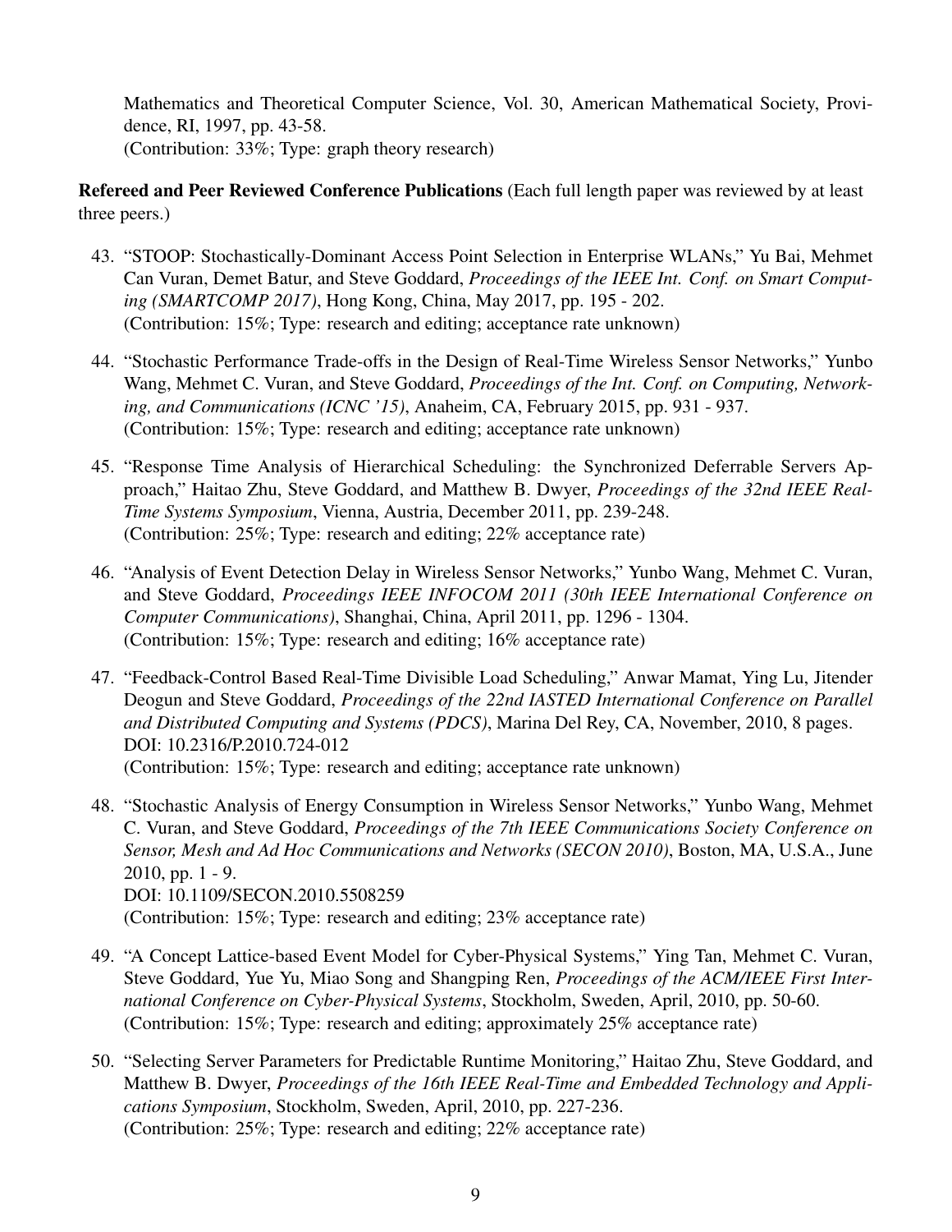Mathematics and Theoretical Computer Science, Vol. 30, American Mathematical Society, Providence, RI, 1997, pp. 43-58.
(Contribution: 33%; Type: graph theory research)

**Refereed and Peer Reviewed Conference Publications** (Each full length paper was reviewed by at least three peers.)

43. "STOOP: Stochastically-Dominant Access Point Selection in Enterprise WLANs," Yu Bai, Mehmet Can Vuran, Demet Batur, and Steve Goddard, *Proceedings of the IEEE Int. Conf. on Smart Computing (SMARTCOMP 2017)*, Hong Kong, China, May 2017, pp. 195 - 202.
(Contribution: 15%; Type: research and editing; acceptance rate unknown)

44. "Stochastic Performance Trade-offs in the Design of Real-Time Wireless Sensor Networks," Yunbo Wang, Mehmet C. Vuran, and Steve Goddard, *Proceedings of the Int. Conf. on Computing, Networking, and Communications (ICNC '15)*, Anaheim, CA, February 2015, pp. 931 - 937.
(Contribution: 15%; Type: research and editing; acceptance rate unknown)

45. "Response Time Analysis of Hierarchical Scheduling: the Synchronized Deferrable Servers Approach," Haitao Zhu, Steve Goddard, and Matthew B. Dwyer, *Proceedings of the 32nd IEEE Real-Time Systems Symposium*, Vienna, Austria, December 2011, pp. 239-248.
(Contribution: 25%; Type: research and editing; 22% acceptance rate)

46. "Analysis of Event Detection Delay in Wireless Sensor Networks," Yunbo Wang, Mehmet C. Vuran, and Steve Goddard, *Proceedings IEEE INFOCOM 2011 (30th IEEE International Conference on Computer Communications)*, Shanghai, China, April 2011, pp. 1296 - 1304.
(Contribution: 15%; Type: research and editing; 16% acceptance rate)

47. "Feedback-Control Based Real-Time Divisible Load Scheduling," Anwar Mamat, Ying Lu, Jitender Deogun and Steve Goddard, *Proceedings of the 22nd IASTED International Conference on Parallel and Distributed Computing and Systems (PDCS)*, Marina Del Rey, CA, November, 2010, 8 pages.
DOI: 10.2316/P.2010.724-012
(Contribution: 15%; Type: research and editing; acceptance rate unknown)

48. "Stochastic Analysis of Energy Consumption in Wireless Sensor Networks," Yunbo Wang, Mehmet C. Vuran, and Steve Goddard, *Proceedings of the 7th IEEE Communications Society Conference on Sensor, Mesh and Ad Hoc Communications and Networks (SECON 2010)*, Boston, MA, U.S.A., June 2010, pp. 1 - 9.
DOI: 10.1109/SECON.2010.5508259
(Contribution: 15%; Type: research and editing; 23% acceptance rate)

49. "A Concept Lattice-based Event Model for Cyber-Physical Systems," Ying Tan, Mehmet C. Vuran, Steve Goddard, Yue Yu, Miao Song and Shangping Ren, *Proceedings of the ACM/IEEE First International Conference on Cyber-Physical Systems*, Stockholm, Sweden, April, 2010, pp. 50-60.
(Contribution: 15%; Type: research and editing; approximately 25% acceptance rate)

50. "Selecting Server Parameters for Predictable Runtime Monitoring," Haitao Zhu, Steve Goddard, and Matthew B. Dwyer, *Proceedings of the 16th IEEE Real-Time and Embedded Technology and Applications Symposium*, Stockholm, Sweden, April, 2010, pp. 227-236.
(Contribution: 25%; Type: research and editing; 22% acceptance rate)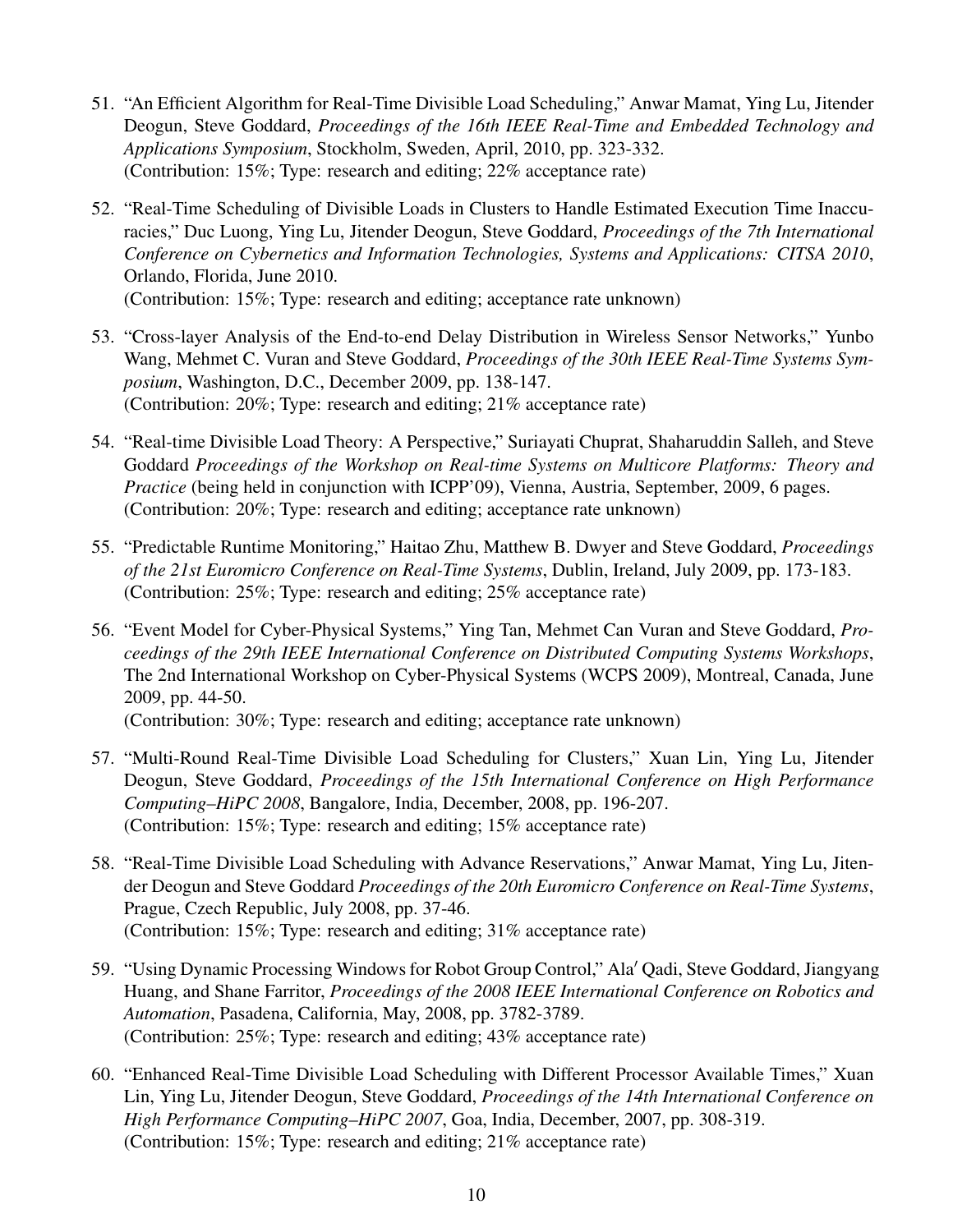51. "An Efficient Algorithm for Real-Time Divisible Load Scheduling," Anwar Mamat, Ying Lu, Jitender Deogun, Steve Goddard, *Proceedings of the 16th IEEE Real-Time and Embedded Technology and Applications Symposium*, Stockholm, Sweden, April, 2010, pp. 323-332.
   (Contribution: 15%; Type: research and editing; 22% acceptance rate)

52. "Real-Time Scheduling of Divisible Loads in Clusters to Handle Estimated Execution Time Inaccuracies," Duc Luong, Ying Lu, Jitender Deogun, Steve Goddard, *Proceedings of the 7th International Conference on Cybernetics and Information Technologies, Systems and Applications: CITSA 2010*, Orlando, Florida, June 2010.
   (Contribution: 15%; Type: research and editing; acceptance rate unknown)

53. "Cross-layer Analysis of the End-to-end Delay Distribution in Wireless Sensor Networks," Yunbo Wang, Mehmet C. Vuran and Steve Goddard, *Proceedings of the 30th IEEE Real-Time Systems Symposium*, Washington, D.C., December 2009, pp. 138-147.
   (Contribution: 20%; Type: research and editing; 21% acceptance rate)

54. "Real-time Divisible Load Theory: A Perspective," Suriayati Chuprat, Shaharuddin Salleh, and Steve Goddard *Proceedings of the Workshop on Real-time Systems on Multicore Platforms: Theory and Practice* (being held in conjunction with ICPP'09), Vienna, Austria, September, 2009, 6 pages.
   (Contribution: 20%; Type: research and editing; acceptance rate unknown)

55. "Predictable Runtime Monitoring," Haitao Zhu, Matthew B. Dwyer and Steve Goddard, *Proceedings of the 21st Euromicro Conference on Real-Time Systems*, Dublin, Ireland, July 2009, pp. 173-183.
   (Contribution: 25%; Type: research and editing; 25% acceptance rate)

56. "Event Model for Cyber-Physical Systems," Ying Tan, Mehmet Can Vuran and Steve Goddard, *Proceedings of the 29th IEEE International Conference on Distributed Computing Systems Workshops*, The 2nd International Workshop on Cyber-Physical Systems (WCPS 2009), Montreal, Canada, June 2009, pp. 44-50.
   (Contribution: 30%; Type: research and editing; acceptance rate unknown)

57. "Multi-Round Real-Time Divisible Load Scheduling for Clusters," Xuan Lin, Ying Lu, Jitender Deogun, Steve Goddard, *Proceedings of the 15th International Conference on High Performance Computing–HiPC 2008*, Bangalore, India, December, 2008, pp. 196-207.
   (Contribution: 15%; Type: research and editing; 15% acceptance rate)

58. "Real-Time Divisible Load Scheduling with Advance Reservations," Anwar Mamat, Ying Lu, Jitender Deogun and Steve Goddard *Proceedings of the 20th Euromicro Conference on Real-Time Systems*, Prague, Czech Republic, July 2008, pp. 37-46.
   (Contribution: 15%; Type: research and editing; 31% acceptance rate)

59. "Using Dynamic Processing Windows for Robot Group Control," Ala′ Qadi, Steve Goddard, Jiangyang Huang, and Shane Farritor, *Proceedings of the 2008 IEEE International Conference on Robotics and Automation*, Pasadena, California, May, 2008, pp. 3782-3789.
   (Contribution: 25%; Type: research and editing; 43% acceptance rate)

60. "Enhanced Real-Time Divisible Load Scheduling with Different Processor Available Times," Xuan Lin, Ying Lu, Jitender Deogun, Steve Goddard, *Proceedings of the 14th International Conference on High Performance Computing–HiPC 2007*, Goa, India, December, 2007, pp. 308-319.
   (Contribution: 15%; Type: research and editing; 21% acceptance rate)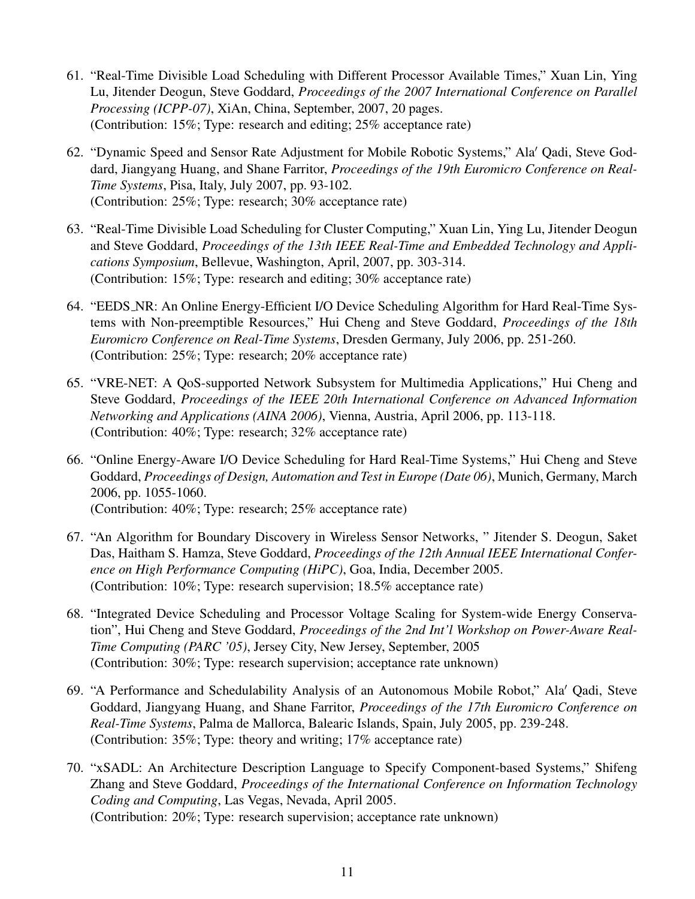61. "Real-Time Divisible Load Scheduling with Different Processor Available Times," Xuan Lin, Ying Lu, Jitender Deogun, Steve Goddard, *Proceedings of the 2007 International Conference on Parallel Processing (ICPP-07)*, XiAn, China, September, 2007, 20 pages.
    (Contribution: 15%; Type: research and editing; 25% acceptance rate)

62. "Dynamic Speed and Sensor Rate Adjustment for Mobile Robotic Systems," Ala′ Qadi, Steve Goddard, Jiangyang Huang, and Shane Farritor, *Proceedings of the 19th Euromicro Conference on Real-Time Systems*, Pisa, Italy, July 2007, pp. 93-102.
    (Contribution: 25%; Type: research; 30% acceptance rate)

63. "Real-Time Divisible Load Scheduling for Cluster Computing," Xuan Lin, Ying Lu, Jitender Deogun and Steve Goddard, *Proceedings of the 13th IEEE Real-Time and Embedded Technology and Applications Symposium*, Bellevue, Washington, April, 2007, pp. 303-314.
    (Contribution: 15%; Type: research and editing; 30% acceptance rate)

64. "EEDS_NR: An Online Energy-Efficient I/O Device Scheduling Algorithm for Hard Real-Time Systems with Non-preemptible Resources," Hui Cheng and Steve Goddard, *Proceedings of the 18th Euromicro Conference on Real-Time Systems*, Dresden Germany, July 2006, pp. 251-260.
    (Contribution: 25%; Type: research; 20% acceptance rate)

65. "VRE-NET: A QoS-supported Network Subsystem for Multimedia Applications," Hui Cheng and Steve Goddard, *Proceedings of the IEEE 20th International Conference on Advanced Information Networking and Applications (AINA 2006)*, Vienna, Austria, April 2006, pp. 113-118.
    (Contribution: 40%; Type: research; 32% acceptance rate)

66. "Online Energy-Aware I/O Device Scheduling for Hard Real-Time Systems," Hui Cheng and Steve Goddard, *Proceedings of Design, Automation and Test in Europe (Date 06)*, Munich, Germany, March 2006, pp. 1055-1060.
    (Contribution: 40%; Type: research; 25% acceptance rate)

67. "An Algorithm for Boundary Discovery in Wireless Sensor Networks, " Jitender S. Deogun, Saket Das, Haitham S. Hamza, Steve Goddard, *Proceedings of the 12th Annual IEEE International Conference on High Performance Computing (HiPC)*, Goa, India, December 2005.
    (Contribution: 10%; Type: research supervision; 18.5% acceptance rate)

68. "Integrated Device Scheduling and Processor Voltage Scaling for System-wide Energy Conservation", Hui Cheng and Steve Goddard, *Proceedings of the 2nd Int'l Workshop on Power-Aware Real-Time Computing (PARC '05)*, Jersey City, New Jersey, September, 2005
    (Contribution: 30%; Type: research supervision; acceptance rate unknown)

69. "A Performance and Schedulability Analysis of an Autonomous Mobile Robot," Ala′ Qadi, Steve Goddard, Jiangyang Huang, and Shane Farritor, *Proceedings of the 17th Euromicro Conference on Real-Time Systems*, Palma de Mallorca, Balearic Islands, Spain, July 2005, pp. 239-248.
    (Contribution: 35%; Type: theory and writing; 17% acceptance rate)

70. "xSADL: An Architecture Description Language to Specify Component-based Systems," Shifeng Zhang and Steve Goddard, *Proceedings of the International Conference on Information Technology Coding and Computing*, Las Vegas, Nevada, April 2005.
    (Contribution: 20%; Type: research supervision; acceptance rate unknown)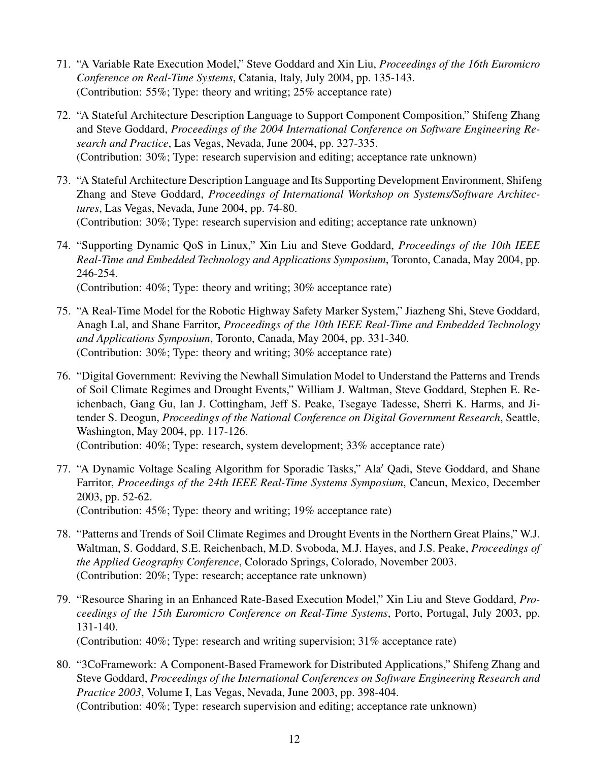71. "A Variable Rate Execution Model," Steve Goddard and Xin Liu, *Proceedings of the 16th Euromicro Conference on Real-Time Systems*, Catania, Italy, July 2004, pp. 135-143.
(Contribution: 55%; Type: theory and writing; 25% acceptance rate)

72. "A Stateful Architecture Description Language to Support Component Composition," Shifeng Zhang and Steve Goddard, *Proceedings of the 2004 International Conference on Software Engineering Research and Practice*, Las Vegas, Nevada, June 2004, pp. 327-335.
(Contribution: 30%; Type: research supervision and editing; acceptance rate unknown)

73. "A Stateful Architecture Description Language and Its Supporting Development Environment, Shifeng Zhang and Steve Goddard, *Proceedings of International Workshop on Systems/Software Architectures*, Las Vegas, Nevada, June 2004, pp. 74-80.
(Contribution: 30%; Type: research supervision and editing; acceptance rate unknown)

74. "Supporting Dynamic QoS in Linux," Xin Liu and Steve Goddard, *Proceedings of the 10th IEEE Real-Time and Embedded Technology and Applications Symposium*, Toronto, Canada, May 2004, pp. 246-254.
(Contribution: 40%; Type: theory and writing; 30% acceptance rate)

75. "A Real-Time Model for the Robotic Highway Safety Marker System," Jiazheng Shi, Steve Goddard, Anagh Lal, and Shane Farritor, *Proceedings of the 10th IEEE Real-Time and Embedded Technology and Applications Symposium*, Toronto, Canada, May 2004, pp. 331-340.
(Contribution: 30%; Type: theory and writing; 30% acceptance rate)

76. "Digital Government: Reviving the Newhall Simulation Model to Understand the Patterns and Trends of Soil Climate Regimes and Drought Events," William J. Waltman, Steve Goddard, Stephen E. Reichenbach, Gang Gu, Ian J. Cottingham, Jeff S. Peake, Tsegaye Tadesse, Sherri K. Harms, and Jitender S. Deogun, *Proceedings of the National Conference on Digital Government Research*, Seattle, Washington, May 2004, pp. 117-126.
(Contribution: 40%; Type: research, system development; 33% acceptance rate)

77. "A Dynamic Voltage Scaling Algorithm for Sporadic Tasks," Ala′ Qadi, Steve Goddard, and Shane Farritor, *Proceedings of the 24th IEEE Real-Time Systems Symposium*, Cancun, Mexico, December 2003, pp. 52-62.
(Contribution: 45%; Type: theory and writing; 19% acceptance rate)

78. "Patterns and Trends of Soil Climate Regimes and Drought Events in the Northern Great Plains," W.J. Waltman, S. Goddard, S.E. Reichenbach, M.D. Svoboda, M.J. Hayes, and J.S. Peake, *Proceedings of the Applied Geography Conference*, Colorado Springs, Colorado, November 2003.
(Contribution: 20%; Type: research; acceptance rate unknown)

79. "Resource Sharing in an Enhanced Rate-Based Execution Model," Xin Liu and Steve Goddard, *Proceedings of the 15th Euromicro Conference on Real-Time Systems*, Porto, Portugal, July 2003, pp. 131-140.
(Contribution: 40%; Type: research and writing supervision; 31% acceptance rate)

80. "3CoFramework: A Component-Based Framework for Distributed Applications," Shifeng Zhang and Steve Goddard, *Proceedings of the International Conferences on Software Engineering Research and Practice 2003*, Volume I, Las Vegas, Nevada, June 2003, pp. 398-404.
(Contribution: 40%; Type: research supervision and editing; acceptance rate unknown)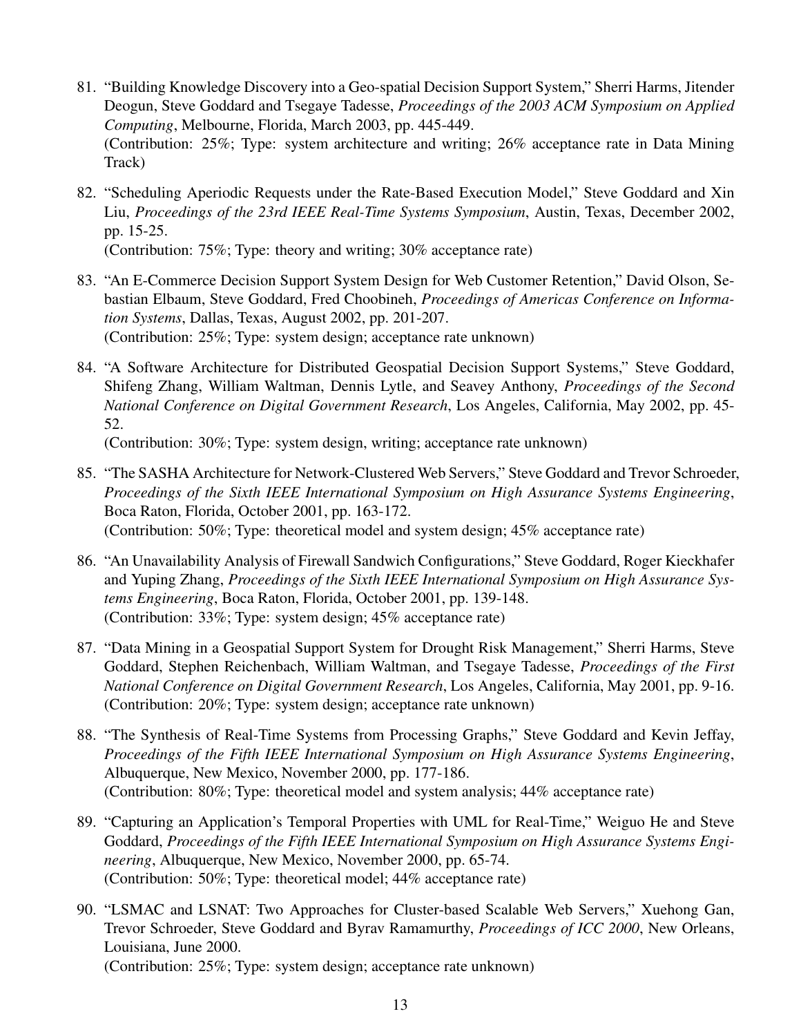81. "Building Knowledge Discovery into a Geo-spatial Decision Support System," Sherri Harms, Jitender Deogun, Steve Goddard and Tsegaye Tadesse, *Proceedings of the 2003 ACM Symposium on Applied Computing*, Melbourne, Florida, March 2003, pp. 445-449.
(Contribution: 25%; Type: system architecture and writing; 26% acceptance rate in Data Mining Track)

82. "Scheduling Aperiodic Requests under the Rate-Based Execution Model," Steve Goddard and Xin Liu, *Proceedings of the 23rd IEEE Real-Time Systems Symposium*, Austin, Texas, December 2002, pp. 15-25.
(Contribution: 75%; Type: theory and writing; 30% acceptance rate)

83. "An E-Commerce Decision Support System Design for Web Customer Retention," David Olson, Sebastian Elbaum, Steve Goddard, Fred Choobineh, *Proceedings of Americas Conference on Information Systems*, Dallas, Texas, August 2002, pp. 201-207.
(Contribution: 25%; Type: system design; acceptance rate unknown)

84. "A Software Architecture for Distributed Geospatial Decision Support Systems," Steve Goddard, Shifeng Zhang, William Waltman, Dennis Lytle, and Seavey Anthony, *Proceedings of the Second National Conference on Digital Government Research*, Los Angeles, California, May 2002, pp. 45-52.
(Contribution: 30%; Type: system design, writing; acceptance rate unknown)

85. "The SASHA Architecture for Network-Clustered Web Servers," Steve Goddard and Trevor Schroeder, *Proceedings of the Sixth IEEE International Symposium on High Assurance Systems Engineering*, Boca Raton, Florida, October 2001, pp. 163-172.
(Contribution: 50%; Type: theoretical model and system design; 45% acceptance rate)

86. "An Unavailability Analysis of Firewall Sandwich Configurations," Steve Goddard, Roger Kieckhafer and Yuping Zhang, *Proceedings of the Sixth IEEE International Symposium on High Assurance Systems Engineering*, Boca Raton, Florida, October 2001, pp. 139-148.
(Contribution: 33%; Type: system design; 45% acceptance rate)

87. "Data Mining in a Geospatial Support System for Drought Risk Management," Sherri Harms, Steve Goddard, Stephen Reichenbach, William Waltman, and Tsegaye Tadesse, *Proceedings of the First National Conference on Digital Government Research*, Los Angeles, California, May 2001, pp. 9-16.
(Contribution: 20%; Type: system design; acceptance rate unknown)

88. "The Synthesis of Real-Time Systems from Processing Graphs," Steve Goddard and Kevin Jeffay, *Proceedings of the Fifth IEEE International Symposium on High Assurance Systems Engineering*, Albuquerque, New Mexico, November 2000, pp. 177-186.
(Contribution: 80%; Type: theoretical model and system analysis; 44% acceptance rate)

89. "Capturing an Application's Temporal Properties with UML for Real-Time," Weiguo He and Steve Goddard, *Proceedings of the Fifth IEEE International Symposium on High Assurance Systems Engineering*, Albuquerque, New Mexico, November 2000, pp. 65-74.
(Contribution: 50%; Type: theoretical model; 44% acceptance rate)

90. "LSMAC and LSNAT: Two Approaches for Cluster-based Scalable Web Servers," Xuehong Gan, Trevor Schroeder, Steve Goddard and Byrav Ramamurthy, *Proceedings of ICC 2000*, New Orleans, Louisiana, June 2000.
(Contribution: 25%; Type: system design; acceptance rate unknown)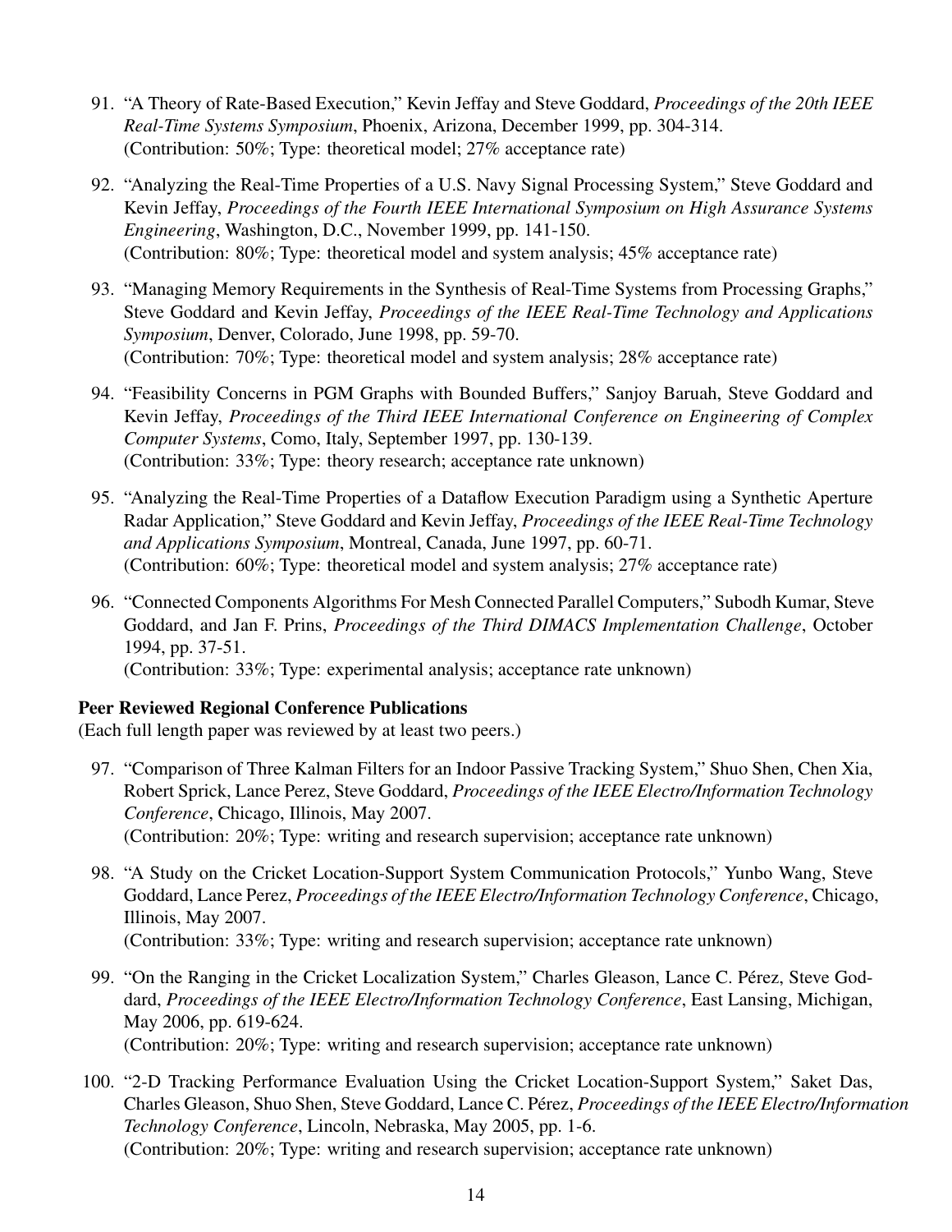91. "A Theory of Rate-Based Execution," Kevin Jeffay and Steve Goddard, *Proceedings of the 20th IEEE Real-Time Systems Symposium*, Phoenix, Arizona, December 1999, pp. 304-314.
(Contribution: 50%; Type: theoretical model; 27% acceptance rate)

92. "Analyzing the Real-Time Properties of a U.S. Navy Signal Processing System," Steve Goddard and Kevin Jeffay, *Proceedings of the Fourth IEEE International Symposium on High Assurance Systems Engineering*, Washington, D.C., November 1999, pp. 141-150.
(Contribution: 80%; Type: theoretical model and system analysis; 45% acceptance rate)

93. "Managing Memory Requirements in the Synthesis of Real-Time Systems from Processing Graphs," Steve Goddard and Kevin Jeffay, *Proceedings of the IEEE Real-Time Technology and Applications Symposium*, Denver, Colorado, June 1998, pp. 59-70.
(Contribution: 70%; Type: theoretical model and system analysis; 28% acceptance rate)

94. "Feasibility Concerns in PGM Graphs with Bounded Buffers," Sanjoy Baruah, Steve Goddard and Kevin Jeffay, *Proceedings of the Third IEEE International Conference on Engineering of Complex Computer Systems*, Como, Italy, September 1997, pp. 130-139.
(Contribution: 33%; Type: theory research; acceptance rate unknown)

95. "Analyzing the Real-Time Properties of a Dataflow Execution Paradigm using a Synthetic Aperture Radar Application," Steve Goddard and Kevin Jeffay, *Proceedings of the IEEE Real-Time Technology and Applications Symposium*, Montreal, Canada, June 1997, pp. 60-71.
(Contribution: 60%; Type: theoretical model and system analysis; 27% acceptance rate)

96. "Connected Components Algorithms For Mesh Connected Parallel Computers," Subodh Kumar, Steve Goddard, and Jan F. Prins, *Proceedings of the Third DIMACS Implementation Challenge*, October 1994, pp. 37-51.
(Contribution: 33%; Type: experimental analysis; acceptance rate unknown)

**Peer Reviewed Regional Conference Publications**

(Each full length paper was reviewed by at least two peers.)

97. "Comparison of Three Kalman Filters for an Indoor Passive Tracking System," Shuo Shen, Chen Xia, Robert Sprick, Lance Perez, Steve Goddard, *Proceedings of the IEEE Electro/Information Technology Conference*, Chicago, Illinois, May 2007.
(Contribution: 20%; Type: writing and research supervision; acceptance rate unknown)

98. "A Study on the Cricket Location-Support System Communication Protocols," Yunbo Wang, Steve Goddard, Lance Perez, *Proceedings of the IEEE Electro/Information Technology Conference*, Chicago, Illinois, May 2007.
(Contribution: 33%; Type: writing and research supervision; acceptance rate unknown)

99. "On the Ranging in the Cricket Localization System," Charles Gleason, Lance C. Pérez, Steve Goddard, *Proceedings of the IEEE Electro/Information Technology Conference*, East Lansing, Michigan, May 2006, pp. 619-624.
(Contribution: 20%; Type: writing and research supervision; acceptance rate unknown)

100. "2-D Tracking Performance Evaluation Using the Cricket Location-Support System," Saket Das, Charles Gleason, Shuo Shen, Steve Goddard, Lance C. Pérez, *Proceedings of the IEEE Electro/Information Technology Conference*, Lincoln, Nebraska, May 2005, pp. 1-6.
(Contribution: 20%; Type: writing and research supervision; acceptance rate unknown)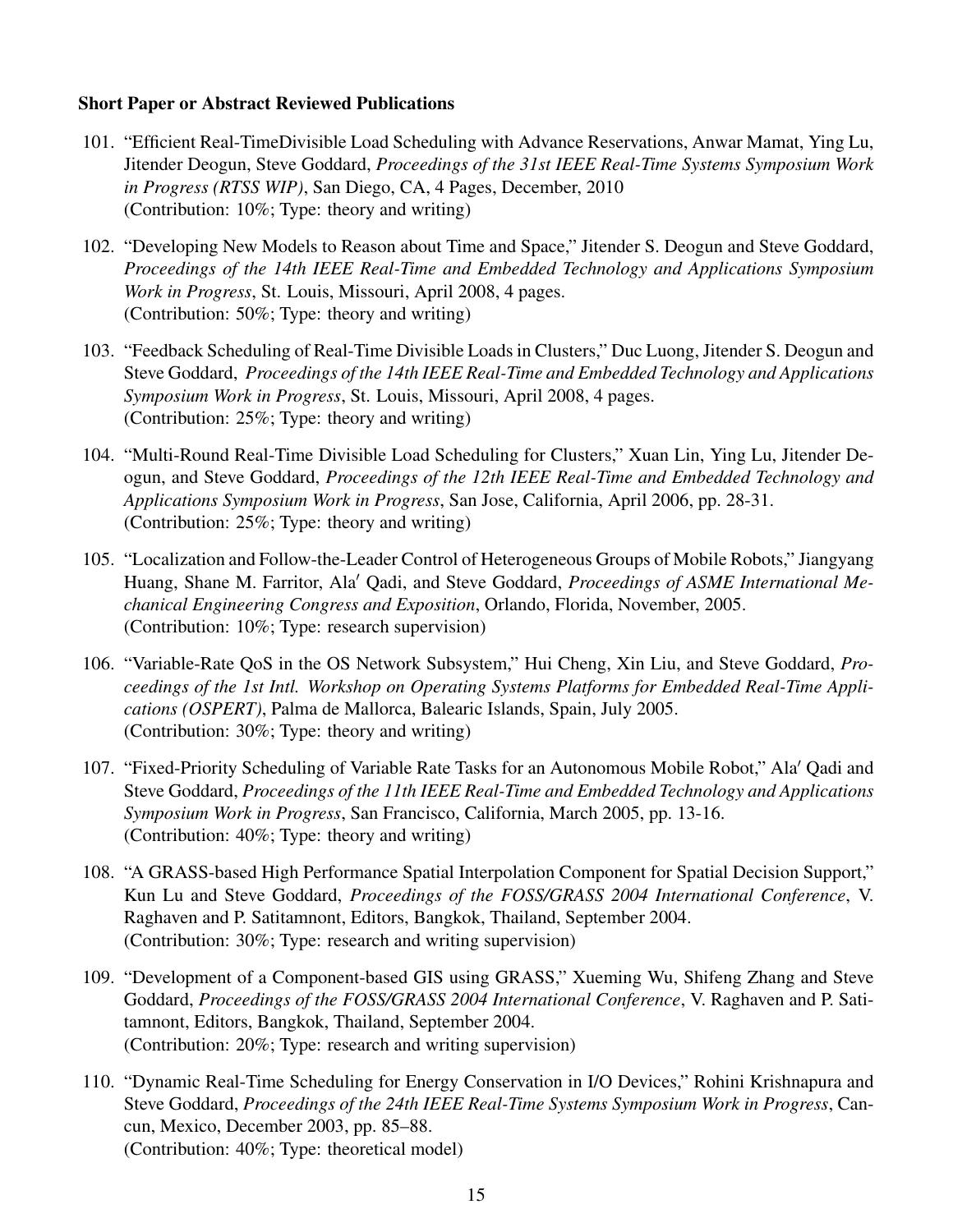**Short Paper or Abstract Reviewed Publications**

101. "Efficient Real-TimeDivisible Load Scheduling with Advance Reservations, Anwar Mamat, Ying Lu, Jitender Deogun, Steve Goddard, *Proceedings of the 31st IEEE Real-Time Systems Symposium Work in Progress (RTSS WIP)*, San Diego, CA, 4 Pages, December, 2010
(Contribution: 10%; Type: theory and writing)

102. "Developing New Models to Reason about Time and Space," Jitender S. Deogun and Steve Goddard, *Proceedings of the 14th IEEE Real-Time and Embedded Technology and Applications Symposium Work in Progress*, St. Louis, Missouri, April 2008, 4 pages.
(Contribution: 50%; Type: theory and writing)

103. "Feedback Scheduling of Real-Time Divisible Loads in Clusters," Duc Luong, Jitender S. Deogun and Steve Goddard, *Proceedings of the 14th IEEE Real-Time and Embedded Technology and Applications Symposium Work in Progress*, St. Louis, Missouri, April 2008, 4 pages.
(Contribution: 25%; Type: theory and writing)

104. "Multi-Round Real-Time Divisible Load Scheduling for Clusters," Xuan Lin, Ying Lu, Jitender Deogun, and Steve Goddard, *Proceedings of the 12th IEEE Real-Time and Embedded Technology and Applications Symposium Work in Progress*, San Jose, California, April 2006, pp. 28-31.
(Contribution: 25%; Type: theory and writing)

105. "Localization and Follow-the-Leader Control of Heterogeneous Groups of Mobile Robots," Jiangyang Huang, Shane M. Farritor, Ala′ Qadi, and Steve Goddard, *Proceedings of ASME International Mechanical Engineering Congress and Exposition*, Orlando, Florida, November, 2005.
(Contribution: 10%; Type: research supervision)

106. "Variable-Rate QoS in the OS Network Subsystem," Hui Cheng, Xin Liu, and Steve Goddard, *Proceedings of the 1st Intl. Workshop on Operating Systems Platforms for Embedded Real-Time Applications (OSPERT)*, Palma de Mallorca, Balearic Islands, Spain, July 2005.
(Contribution: 30%; Type: theory and writing)

107. "Fixed-Priority Scheduling of Variable Rate Tasks for an Autonomous Mobile Robot," Ala′ Qadi and Steve Goddard, *Proceedings of the 11th IEEE Real-Time and Embedded Technology and Applications Symposium Work in Progress*, San Francisco, California, March 2005, pp. 13-16.
(Contribution: 40%; Type: theory and writing)

108. "A GRASS-based High Performance Spatial Interpolation Component for Spatial Decision Support," Kun Lu and Steve Goddard, *Proceedings of the FOSS/GRASS 2004 International Conference*, V. Raghaven and P. Satitamnont, Editors, Bangkok, Thailand, September 2004.
(Contribution: 30%; Type: research and writing supervision)

109. "Development of a Component-based GIS using GRASS," Xueming Wu, Shifeng Zhang and Steve Goddard, *Proceedings of the FOSS/GRASS 2004 International Conference*, V. Raghaven and P. Satitamnont, Editors, Bangkok, Thailand, September 2004.
(Contribution: 20%; Type: research and writing supervision)

110. "Dynamic Real-Time Scheduling for Energy Conservation in I/O Devices," Rohini Krishnapura and Steve Goddard, *Proceedings of the 24th IEEE Real-Time Systems Symposium Work in Progress*, Cancun, Mexico, December 2003, pp. 85–88.
(Contribution: 40%; Type: theoretical model)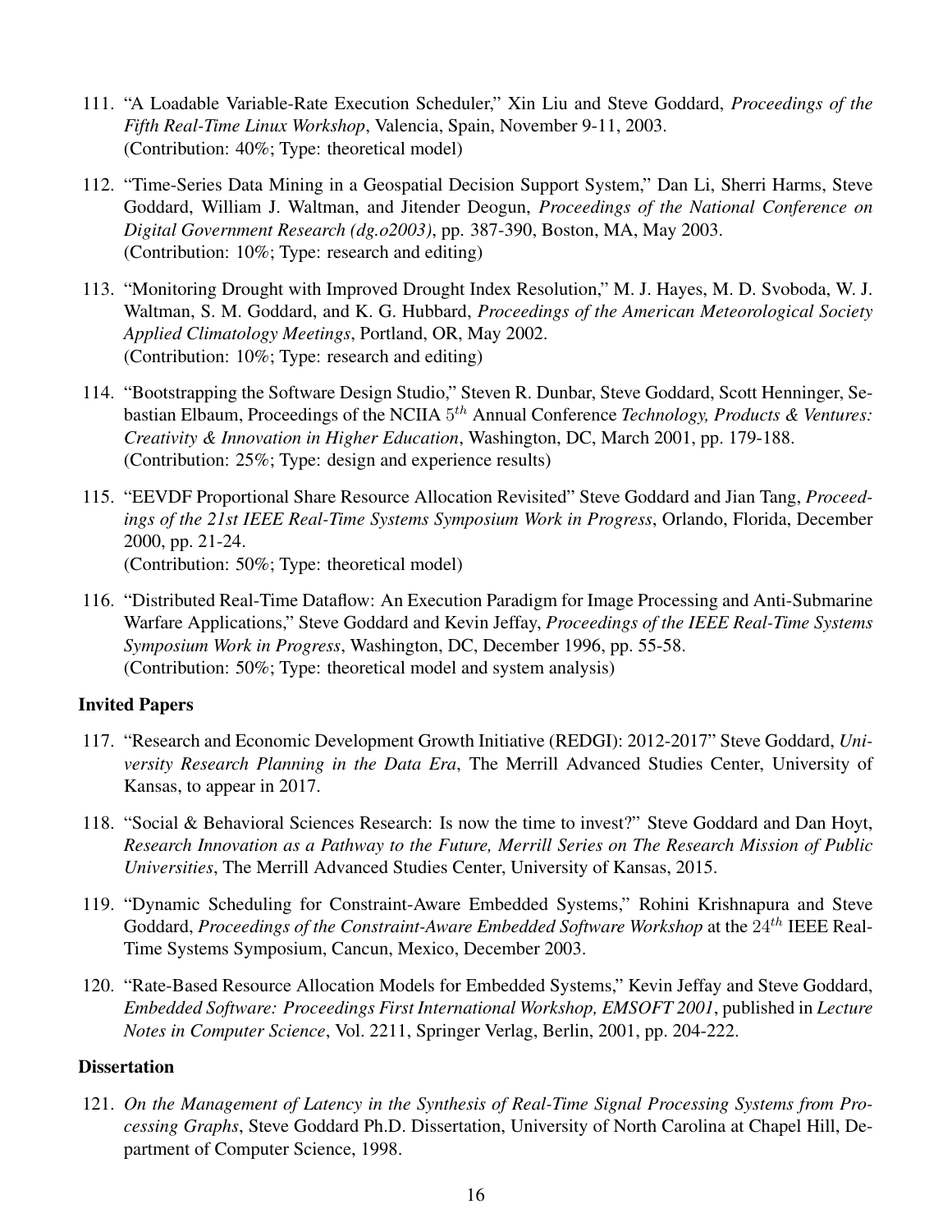111. "A Loadable Variable-Rate Execution Scheduler," Xin Liu and Steve Goddard, *Proceedings of the Fifth Real-Time Linux Workshop*, Valencia, Spain, November 9-11, 2003.
(Contribution: 40%; Type: theoretical model)

112. "Time-Series Data Mining in a Geospatial Decision Support System," Dan Li, Sherri Harms, Steve Goddard, William J. Waltman, and Jitender Deogun, *Proceedings of the National Conference on Digital Government Research (dg.o2003)*, pp. 387-390, Boston, MA, May 2003.
(Contribution: 10%; Type: research and editing)

113. "Monitoring Drought with Improved Drought Index Resolution," M. J. Hayes, M. D. Svoboda, W. J. Waltman, S. M. Goddard, and K. G. Hubbard, *Proceedings of the American Meteorological Society Applied Climatology Meetings*, Portland, OR, May 2002.
(Contribution: 10%; Type: research and editing)

114. "Bootstrapping the Software Design Studio," Steven R. Dunbar, Steve Goddard, Scott Henninger, Sebastian Elbaum, Proceedings of the NCIIA $5^{th}$ Annual Conference *Technology, Products & Ventures: Creativity & Innovation in Higher Education*, Washington, DC, March 2001, pp. 179-188.
(Contribution: 25%; Type: design and experience results)

115. "EEVDF Proportional Share Resource Allocation Revisited" Steve Goddard and Jian Tang, *Proceedings of the 21st IEEE Real-Time Systems Symposium Work in Progress*, Orlando, Florida, December 2000, pp. 21-24.
(Contribution: 50%; Type: theoretical model)

116. "Distributed Real-Time Dataflow: An Execution Paradigm for Image Processing and Anti-Submarine Warfare Applications," Steve Goddard and Kevin Jeffay, *Proceedings of the IEEE Real-Time Systems Symposium Work in Progress*, Washington, DC, December 1996, pp. 55-58.
(Contribution: 50%; Type: theoretical model and system analysis)

### Invited Papers

117. "Research and Economic Development Growth Initiative (REDGI): 2012-2017" Steve Goddard, *University Research Planning in the Data Era*, The Merrill Advanced Studies Center, University of Kansas, to appear in 2017.

118. "Social & Behavioral Sciences Research: Is now the time to invest?" Steve Goddard and Dan Hoyt, *Research Innovation as a Pathway to the Future, Merrill Series on The Research Mission of Public Universities*, The Merrill Advanced Studies Center, University of Kansas, 2015.

119. "Dynamic Scheduling for Constraint-Aware Embedded Systems," Rohini Krishnapura and Steve Goddard, *Proceedings of the Constraint-Aware Embedded Software Workshop* at the $24^{th}$ IEEE Real-Time Systems Symposium, Cancun, Mexico, December 2003.

120. "Rate-Based Resource Allocation Models for Embedded Systems," Kevin Jeffay and Steve Goddard, *Embedded Software: Proceedings First International Workshop, EMSOFT 2001*, published in *Lecture Notes in Computer Science*, Vol. 2211, Springer Verlag, Berlin, 2001, pp. 204-222.

### Dissertation

121. *On the Management of Latency in the Synthesis of Real-Time Signal Processing Systems from Processing Graphs*, Steve Goddard Ph.D. Dissertation, University of North Carolina at Chapel Hill, Department of Computer Science, 1998.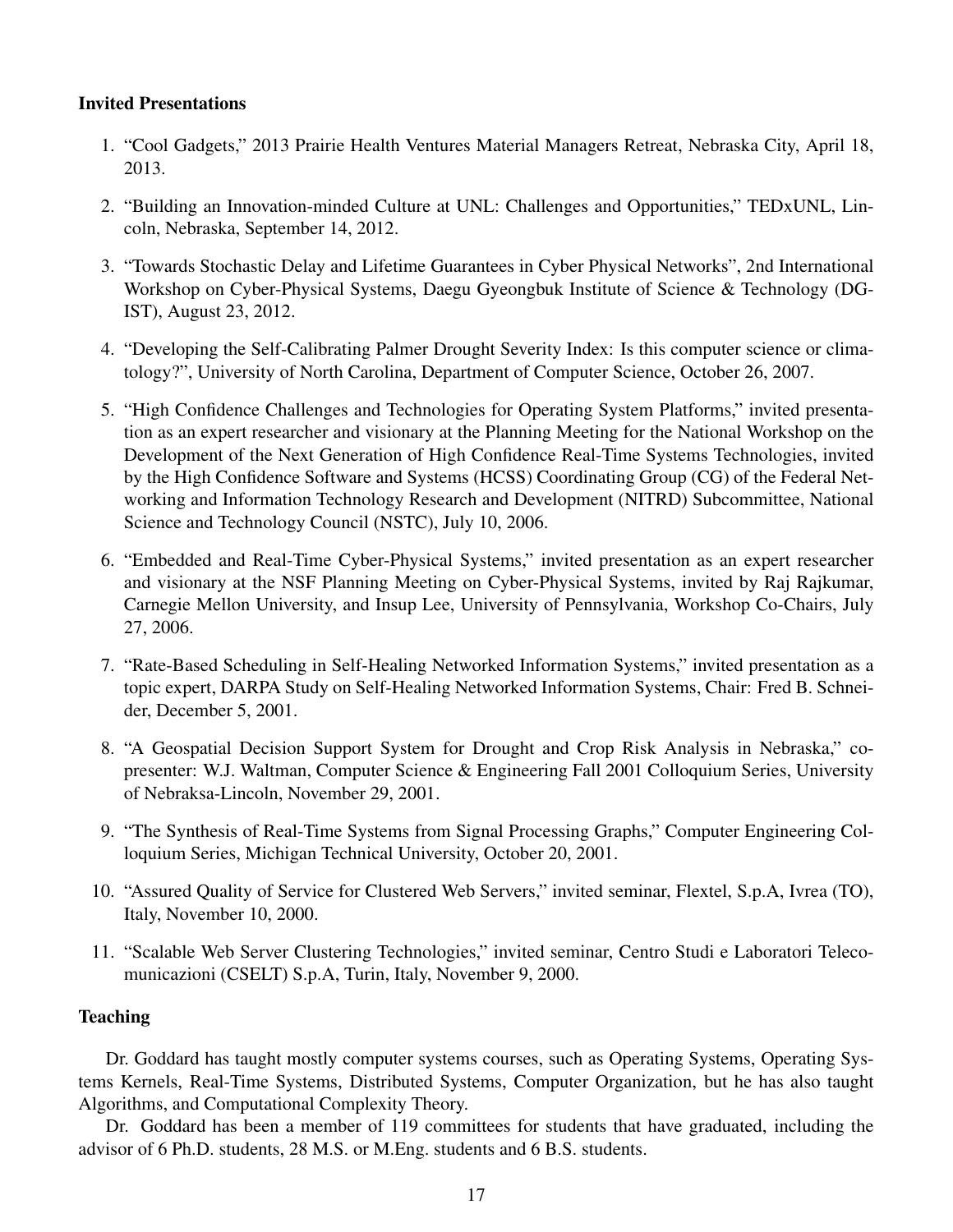**Invited Presentations**

1. "Cool Gadgets," 2013 Prairie Health Ventures Material Managers Retreat, Nebraska City, April 18, 2013.
2. "Building an Innovation-minded Culture at UNL: Challenges and Opportunities," TEDxUNL, Lincoln, Nebraska, September 14, 2012.
3. "Towards Stochastic Delay and Lifetime Guarantees in Cyber Physical Networks", 2nd International Workshop on Cyber-Physical Systems, Daegu Gyeongbuk Institute of Science & Technology (DGIST), August 23, 2012.
4. "Developing the Self-Calibrating Palmer Drought Severity Index: Is this computer science or climatology?", University of North Carolina, Department of Computer Science, October 26, 2007.
5. "High Confidence Challenges and Technologies for Operating System Platforms," invited presentation as an expert researcher and visionary at the Planning Meeting for the National Workshop on the Development of the Next Generation of High Confidence Real-Time Systems Technologies, invited by the High Confidence Software and Systems (HCSS) Coordinating Group (CG) of the Federal Networking and Information Technology Research and Development (NITRD) Subcommittee, National Science and Technology Council (NSTC), July 10, 2006.
6. "Embedded and Real-Time Cyber-Physical Systems," invited presentation as an expert researcher and visionary at the NSF Planning Meeting on Cyber-Physical Systems, invited by Raj Rajkumar, Carnegie Mellon University, and Insup Lee, University of Pennsylvania, Workshop Co-Chairs, July 27, 2006.
7. "Rate-Based Scheduling in Self-Healing Networked Information Systems," invited presentation as a topic expert, DARPA Study on Self-Healing Networked Information Systems, Chair: Fred B. Schneider, December 5, 2001.
8. "A Geospatial Decision Support System for Drought and Crop Risk Analysis in Nebraska," co-presenter: W.J. Waltman, Computer Science & Engineering Fall 2001 Colloquium Series, University of Nebraksa-Lincoln, November 29, 2001.
9. "The Synthesis of Real-Time Systems from Signal Processing Graphs," Computer Engineering Colloquium Series, Michigan Technical University, October 20, 2001.
10. "Assured Quality of Service for Clustered Web Servers," invited seminar, Flextel, S.p.A, Ivrea (TO), Italy, November 10, 2000.
11. "Scalable Web Server Clustering Technologies," invited seminar, Centro Studi e Laboratori Telecomunicazioni (CSELT) S.p.A, Turin, Italy, November 9, 2000.

**Teaching**

Dr. Goddard has taught mostly computer systems courses, such as Operating Systems, Operating Systems Kernels, Real-Time Systems, Distributed Systems, Computer Organization, but he has also taught Algorithms, and Computational Complexity Theory.

Dr. Goddard has been a member of 119 committees for students that have graduated, including the advisor of 6 Ph.D. students, 28 M.S. or M.Eng. students and 6 B.S. students.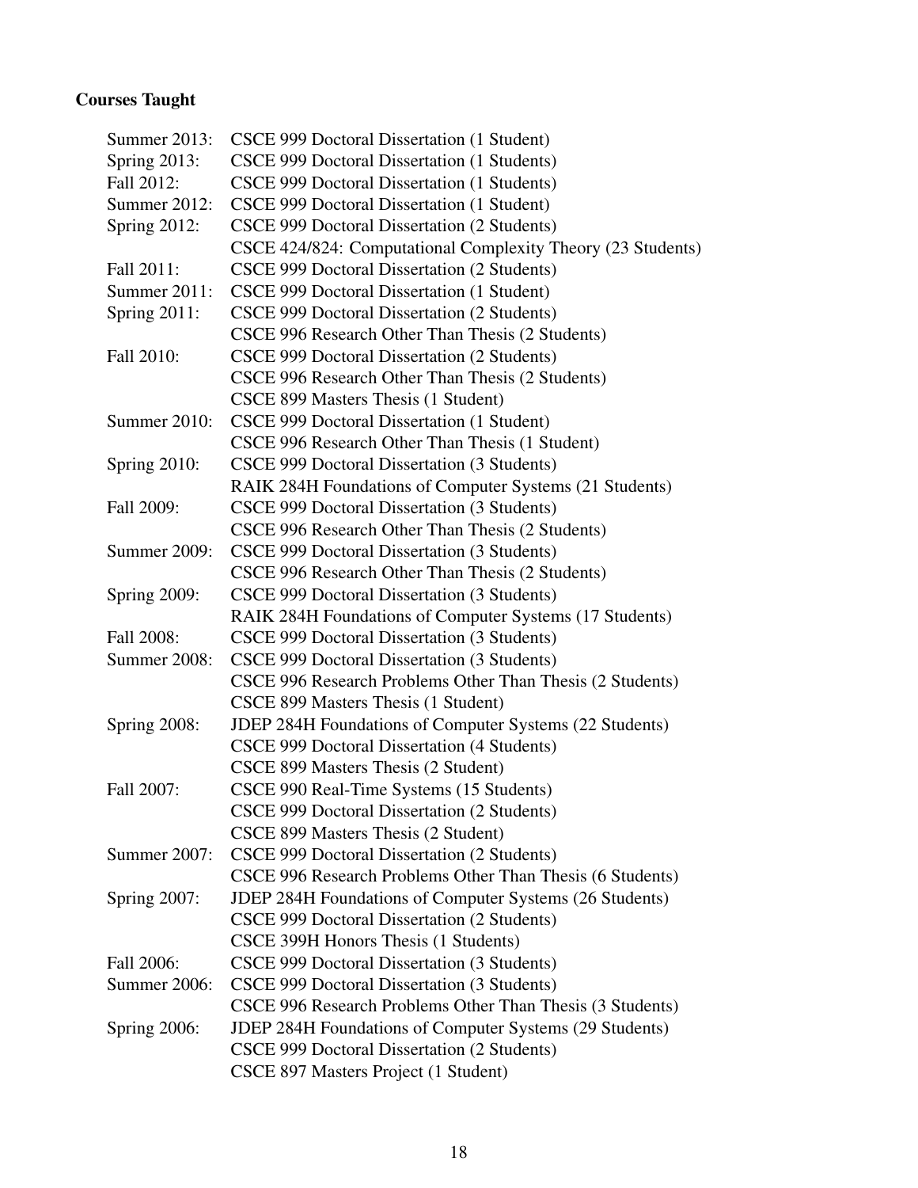**Courses Taught**

| | |
|---|---|
| Summer 2013: | CSCE 999 Doctoral Dissertation (1 Student) |
| Spring 2013: | CSCE 999 Doctoral Dissertation (1 Students) |
| Fall 2012: | CSCE 999 Doctoral Dissertation (1 Students) |
| Summer 2012: | CSCE 999 Doctoral Dissertation (1 Student) |
| Spring 2012: | CSCE 999 Doctoral Dissertation (2 Students) |
| | CSCE 424/824: Computational Complexity Theory (23 Students) |
| Fall 2011: | CSCE 999 Doctoral Dissertation (2 Students) |
| Summer 2011: | CSCE 999 Doctoral Dissertation (1 Student) |
| Spring 2011: | CSCE 999 Doctoral Dissertation (2 Students) |
| | CSCE 996 Research Other Than Thesis (2 Students) |
| Fall 2010: | CSCE 999 Doctoral Dissertation (2 Students) |
| | CSCE 996 Research Other Than Thesis (2 Students) |
| | CSCE 899 Masters Thesis (1 Student) |
| Summer 2010: | CSCE 999 Doctoral Dissertation (1 Student) |
| | CSCE 996 Research Other Than Thesis (1 Student) |
| Spring 2010: | CSCE 999 Doctoral Dissertation (3 Students) |
| | RAIK 284H Foundations of Computer Systems (21 Students) |
| Fall 2009: | CSCE 999 Doctoral Dissertation (3 Students) |
| | CSCE 996 Research Other Than Thesis (2 Students) |
| Summer 2009: | CSCE 999 Doctoral Dissertation (3 Students) |
| | CSCE 996 Research Other Than Thesis (2 Students) |
| Spring 2009: | CSCE 999 Doctoral Dissertation (3 Students) |
| | RAIK 284H Foundations of Computer Systems (17 Students) |
| Fall 2008: | CSCE 999 Doctoral Dissertation (3 Students) |
| Summer 2008: | CSCE 999 Doctoral Dissertation (3 Students) |
| | CSCE 996 Research Problems Other Than Thesis (2 Students) |
| | CSCE 899 Masters Thesis (1 Student) |
| Spring 2008: | JDEP 284H Foundations of Computer Systems (22 Students) |
| | CSCE 999 Doctoral Dissertation (4 Students) |
| | CSCE 899 Masters Thesis (2 Student) |
| Fall 2007: | CSCE 990 Real-Time Systems (15 Students) |
| | CSCE 999 Doctoral Dissertation (2 Students) |
| | CSCE 899 Masters Thesis (2 Student) |
| Summer 2007: | CSCE 999 Doctoral Dissertation (2 Students) |
| | CSCE 996 Research Problems Other Than Thesis (6 Students) |
| Spring 2007: | JDEP 284H Foundations of Computer Systems (26 Students) |
| | CSCE 999 Doctoral Dissertation (2 Students) |
| | CSCE 399H Honors Thesis (1 Students) |
| Fall 2006: | CSCE 999 Doctoral Dissertation (3 Students) |
| Summer 2006: | CSCE 999 Doctoral Dissertation (3 Students) |
| | CSCE 996 Research Problems Other Than Thesis (3 Students) |
| Spring 2006: | JDEP 284H Foundations of Computer Systems (29 Students) |
| | CSCE 999 Doctoral Dissertation (2 Students) |
| | CSCE 897 Masters Project (1 Student) |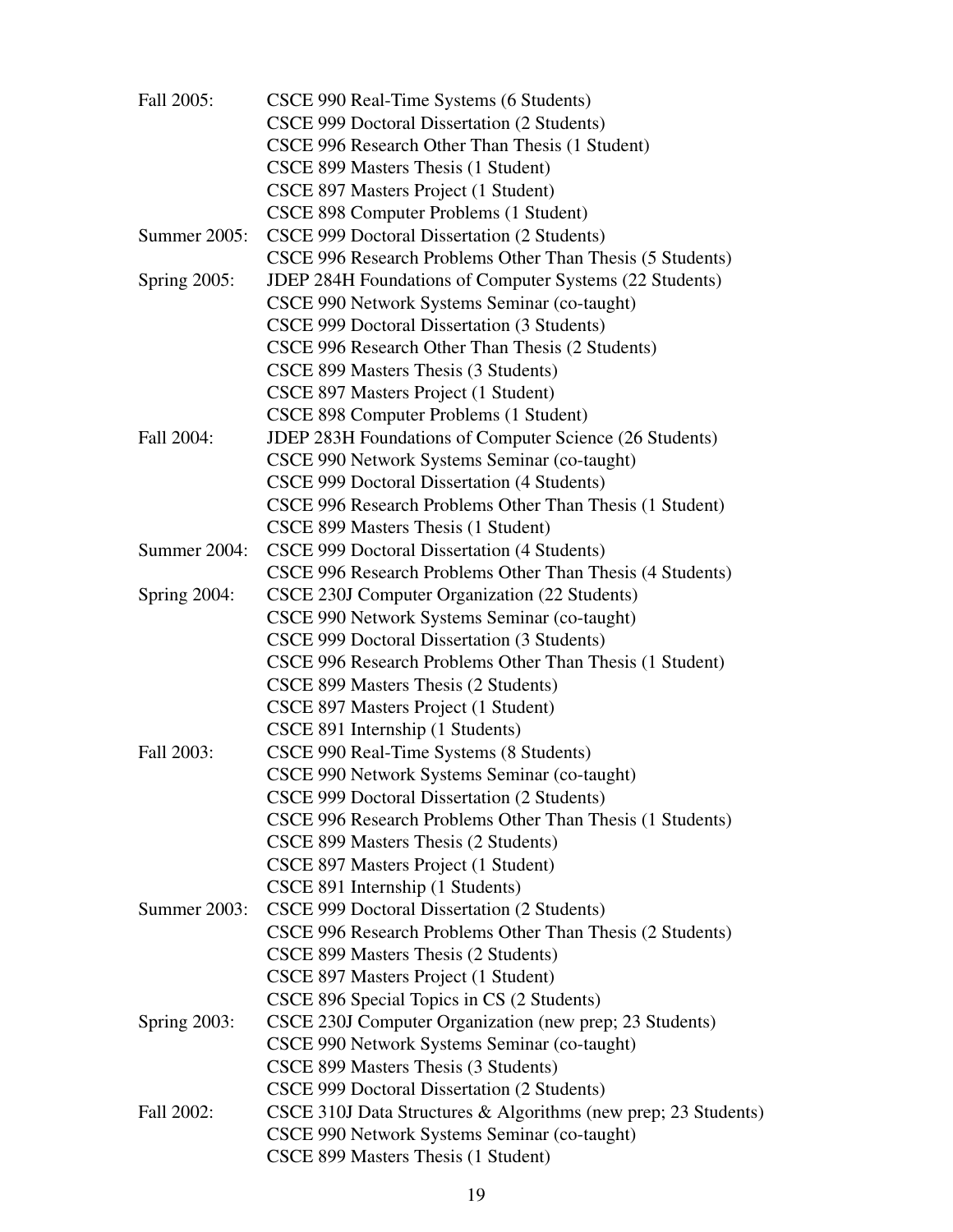Fall 2005: CSCE 990 Real-Time Systems (6 Students)
CSCE 999 Doctoral Dissertation (2 Students)
CSCE 996 Research Other Than Thesis (1 Student)
CSCE 899 Masters Thesis (1 Student)
CSCE 897 Masters Project (1 Student)
CSCE 898 Computer Problems (1 Student)

Summer 2005: CSCE 999 Doctoral Dissertation (2 Students)
CSCE 996 Research Problems Other Than Thesis (5 Students)

Spring 2005: JDEP 284H Foundations of Computer Systems (22 Students)
CSCE 990 Network Systems Seminar (co-taught)
CSCE 999 Doctoral Dissertation (3 Students)
CSCE 996 Research Other Than Thesis (2 Students)
CSCE 899 Masters Thesis (3 Students)
CSCE 897 Masters Project (1 Student)
CSCE 898 Computer Problems (1 Student)

Fall 2004: JDEP 283H Foundations of Computer Science (26 Students)
CSCE 990 Network Systems Seminar (co-taught)
CSCE 999 Doctoral Dissertation (4 Students)
CSCE 996 Research Problems Other Than Thesis (1 Student)
CSCE 899 Masters Thesis (1 Student)

Summer 2004: CSCE 999 Doctoral Dissertation (4 Students)
CSCE 996 Research Problems Other Than Thesis (4 Students)

Spring 2004: CSCE 230J Computer Organization (22 Students)
CSCE 990 Network Systems Seminar (co-taught)
CSCE 999 Doctoral Dissertation (3 Students)
CSCE 996 Research Problems Other Than Thesis (1 Student)
CSCE 899 Masters Thesis (2 Students)
CSCE 897 Masters Project (1 Student)
CSCE 891 Internship (1 Students)

Fall 2003: CSCE 990 Real-Time Systems (8 Students)
CSCE 990 Network Systems Seminar (co-taught)
CSCE 999 Doctoral Dissertation (2 Students)
CSCE 996 Research Problems Other Than Thesis (1 Students)
CSCE 899 Masters Thesis (2 Students)
CSCE 897 Masters Project (1 Student)
CSCE 891 Internship (1 Students)

Summer 2003: CSCE 999 Doctoral Dissertation (2 Students)
CSCE 996 Research Problems Other Than Thesis (2 Students)
CSCE 899 Masters Thesis (2 Students)
CSCE 897 Masters Project (1 Student)
CSCE 896 Special Topics in CS (2 Students)

Spring 2003: CSCE 230J Computer Organization (new prep; 23 Students)
CSCE 990 Network Systems Seminar (co-taught)
CSCE 899 Masters Thesis (3 Students)
CSCE 999 Doctoral Dissertation (2 Students)

Fall 2002: CSCE 310J Data Structures & Algorithms (new prep; 23 Students)
CSCE 990 Network Systems Seminar (co-taught)
CSCE 899 Masters Thesis (1 Student)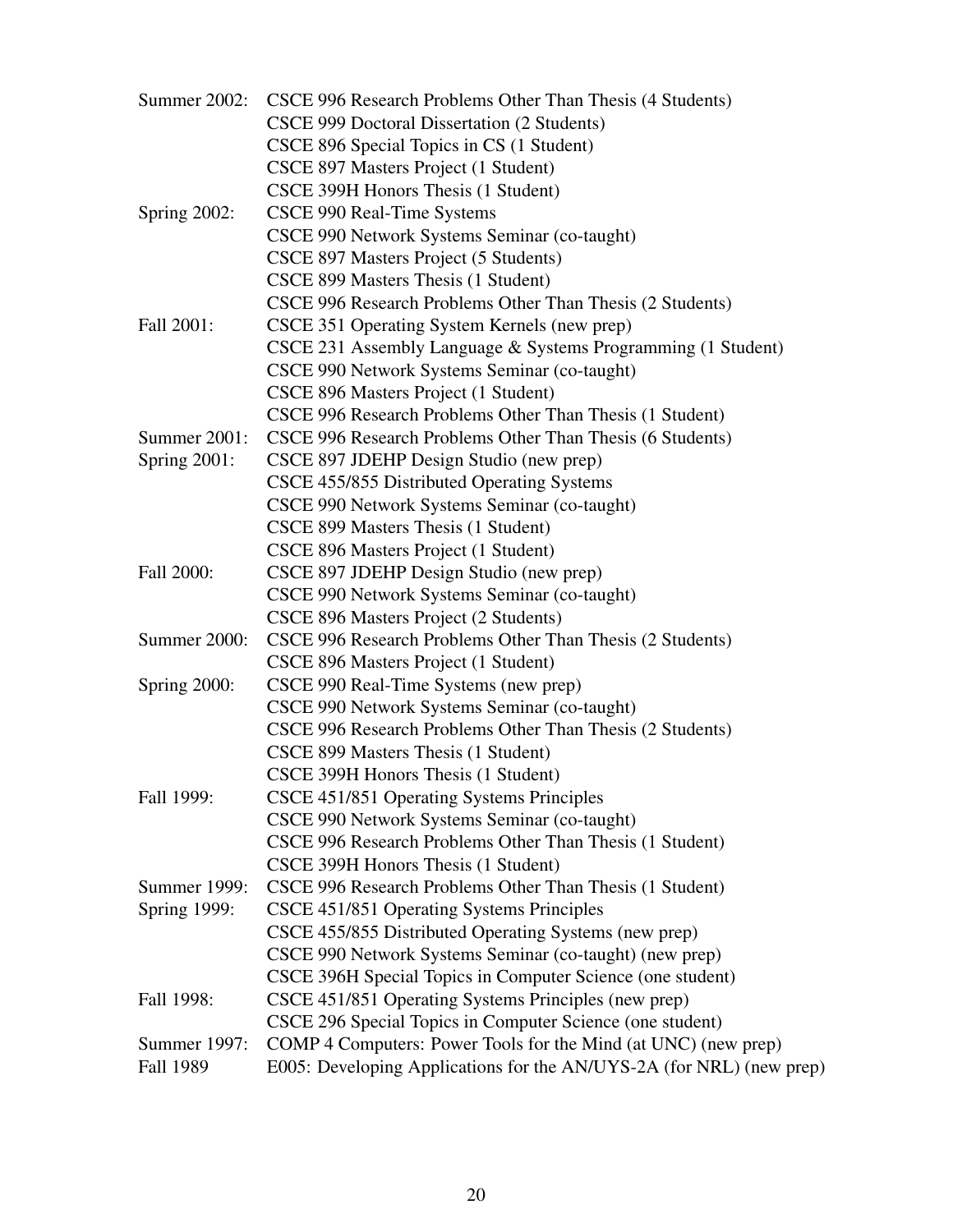Summer 2002: CSCE 996 Research Problems Other Than Thesis (4 Students)
CSCE 999 Doctoral Dissertation (2 Students)
CSCE 896 Special Topics in CS (1 Student)
CSCE 897 Masters Project (1 Student)
CSCE 399H Honors Thesis (1 Student)

Spring 2002: CSCE 990 Real-Time Systems
CSCE 990 Network Systems Seminar (co-taught)
CSCE 897 Masters Project (5 Students)
CSCE 899 Masters Thesis (1 Student)
CSCE 996 Research Problems Other Than Thesis (2 Students)

Fall 2001: CSCE 351 Operating System Kernels (new prep)
CSCE 231 Assembly Language & Systems Programming (1 Student)
CSCE 990 Network Systems Seminar (co-taught)
CSCE 896 Masters Project (1 Student)
CSCE 996 Research Problems Other Than Thesis (1 Student)

Summer 2001: CSCE 996 Research Problems Other Than Thesis (6 Students)

Spring 2001: CSCE 897 JDEHP Design Studio (new prep)
CSCE 455/855 Distributed Operating Systems
CSCE 990 Network Systems Seminar (co-taught)
CSCE 899 Masters Thesis (1 Student)
CSCE 896 Masters Project (1 Student)

Fall 2000: CSCE 897 JDEHP Design Studio (new prep)
CSCE 990 Network Systems Seminar (co-taught)
CSCE 896 Masters Project (2 Students)

Summer 2000: CSCE 996 Research Problems Other Than Thesis (2 Students)
CSCE 896 Masters Project (1 Student)

Spring 2000: CSCE 990 Real-Time Systems (new prep)
CSCE 990 Network Systems Seminar (co-taught)
CSCE 996 Research Problems Other Than Thesis (2 Students)
CSCE 899 Masters Thesis (1 Student)
CSCE 399H Honors Thesis (1 Student)

Fall 1999: CSCE 451/851 Operating Systems Principles
CSCE 990 Network Systems Seminar (co-taught)
CSCE 996 Research Problems Other Than Thesis (1 Student)
CSCE 399H Honors Thesis (1 Student)

Summer 1999: CSCE 996 Research Problems Other Than Thesis (1 Student)

Spring 1999: CSCE 451/851 Operating Systems Principles
CSCE 455/855 Distributed Operating Systems (new prep)
CSCE 990 Network Systems Seminar (co-taught) (new prep)
CSCE 396H Special Topics in Computer Science (one student)

Fall 1998: CSCE 451/851 Operating Systems Principles (new prep)
CSCE 296 Special Topics in Computer Science (one student)

Summer 1997: COMP 4 Computers: Power Tools for the Mind (at UNC) (new prep)

Fall 1989 E005: Developing Applications for the AN/UYS-2A (for NRL) (new prep)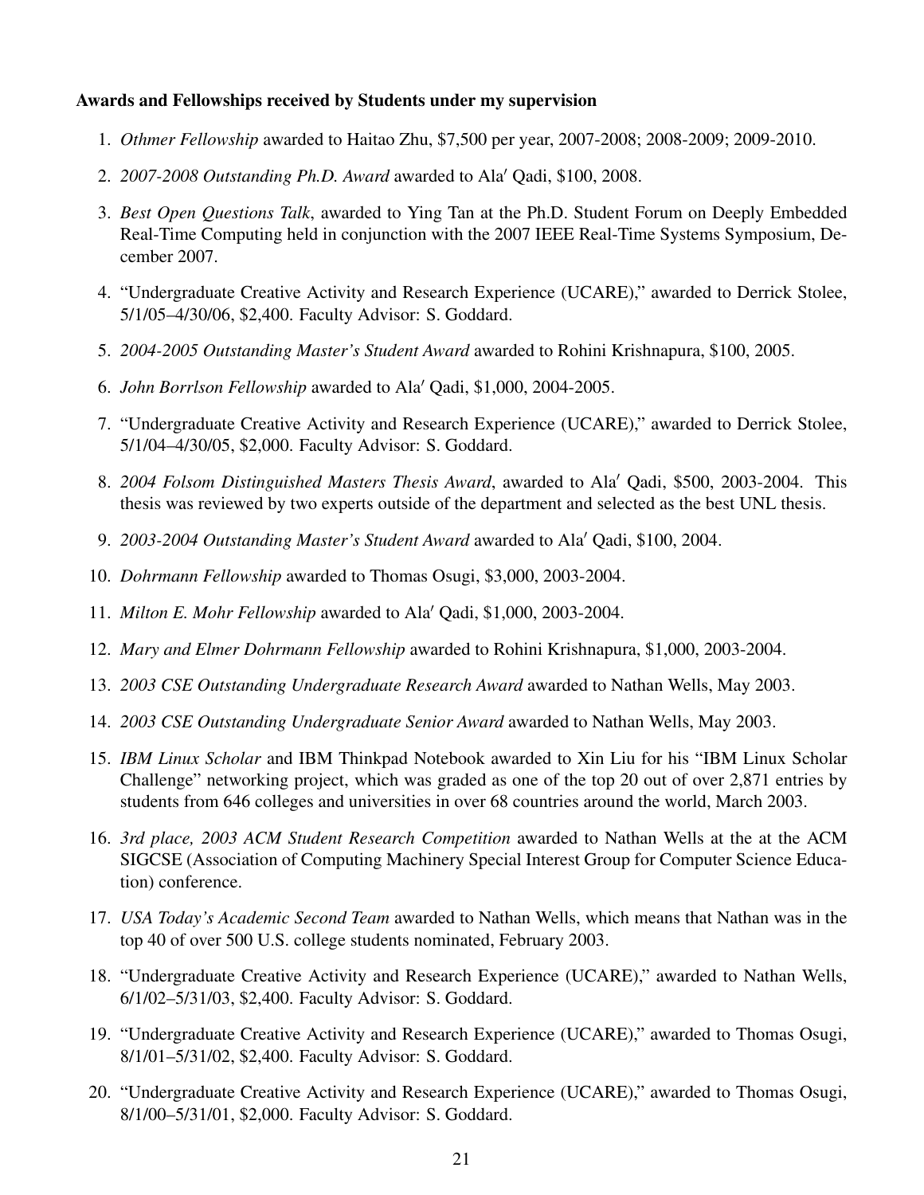**Awards and Fellowships received by Students under my supervision**

1. *Othmer Fellowship* awarded to Haitao Zhu, $7,500 per year, 2007-2008; 2008-2009; 2009-2010.
2. *2007-2008 Outstanding Ph.D. Award* awarded to Ala′ Qadi, $100, 2008.
3. *Best Open Questions Talk*, awarded to Ying Tan at the Ph.D. Student Forum on Deeply Embedded Real-Time Computing held in conjunction with the 2007 IEEE Real-Time Systems Symposium, December 2007.
4. "Undergraduate Creative Activity and Research Experience (UCARE)," awarded to Derrick Stolee, 5/1/05–4/30/06, $2,400. Faculty Advisor: S. Goddard.
5. *2004-2005 Outstanding Master's Student Award* awarded to Rohini Krishnapura, $100, 2005.
6. *John Borrlson Fellowship* awarded to Ala′ Qadi, $1,000, 2004-2005.
7. "Undergraduate Creative Activity and Research Experience (UCARE)," awarded to Derrick Stolee, 5/1/04–4/30/05, $2,000. Faculty Advisor: S. Goddard.
8. *2004 Folsom Distinguished Masters Thesis Award*, awarded to Ala′ Qadi, $500, 2003-2004. This thesis was reviewed by two experts outside of the department and selected as the best UNL thesis.
9. *2003-2004 Outstanding Master's Student Award* awarded to Ala′ Qadi, $100, 2004.
10. *Dohrmann Fellowship* awarded to Thomas Osugi, $3,000, 2003-2004.
11. *Milton E. Mohr Fellowship* awarded to Ala′ Qadi, $1,000, 2003-2004.
12. *Mary and Elmer Dohrmann Fellowship* awarded to Rohini Krishnapura, $1,000, 2003-2004.
13. *2003 CSE Outstanding Undergraduate Research Award* awarded to Nathan Wells, May 2003.
14. *2003 CSE Outstanding Undergraduate Senior Award* awarded to Nathan Wells, May 2003.
15. *IBM Linux Scholar* and IBM Thinkpad Notebook awarded to Xin Liu for his "IBM Linux Scholar Challenge" networking project, which was graded as one of the top 20 out of over 2,871 entries by students from 646 colleges and universities in over 68 countries around the world, March 2003.
16. *3rd place, 2003 ACM Student Research Competition* awarded to Nathan Wells at the at the ACM SIGCSE (Association of Computing Machinery Special Interest Group for Computer Science Education) conference.
17. *USA Today's Academic Second Team* awarded to Nathan Wells, which means that Nathan was in the top 40 of over 500 U.S. college students nominated, February 2003.
18. "Undergraduate Creative Activity and Research Experience (UCARE)," awarded to Nathan Wells, 6/1/02–5/31/03, $2,400. Faculty Advisor: S. Goddard.
19. "Undergraduate Creative Activity and Research Experience (UCARE)," awarded to Thomas Osugi, 8/1/01–5/31/02, $2,400. Faculty Advisor: S. Goddard.
20. "Undergraduate Creative Activity and Research Experience (UCARE)," awarded to Thomas Osugi, 8/1/00–5/31/01, $2,000. Faculty Advisor: S. Goddard.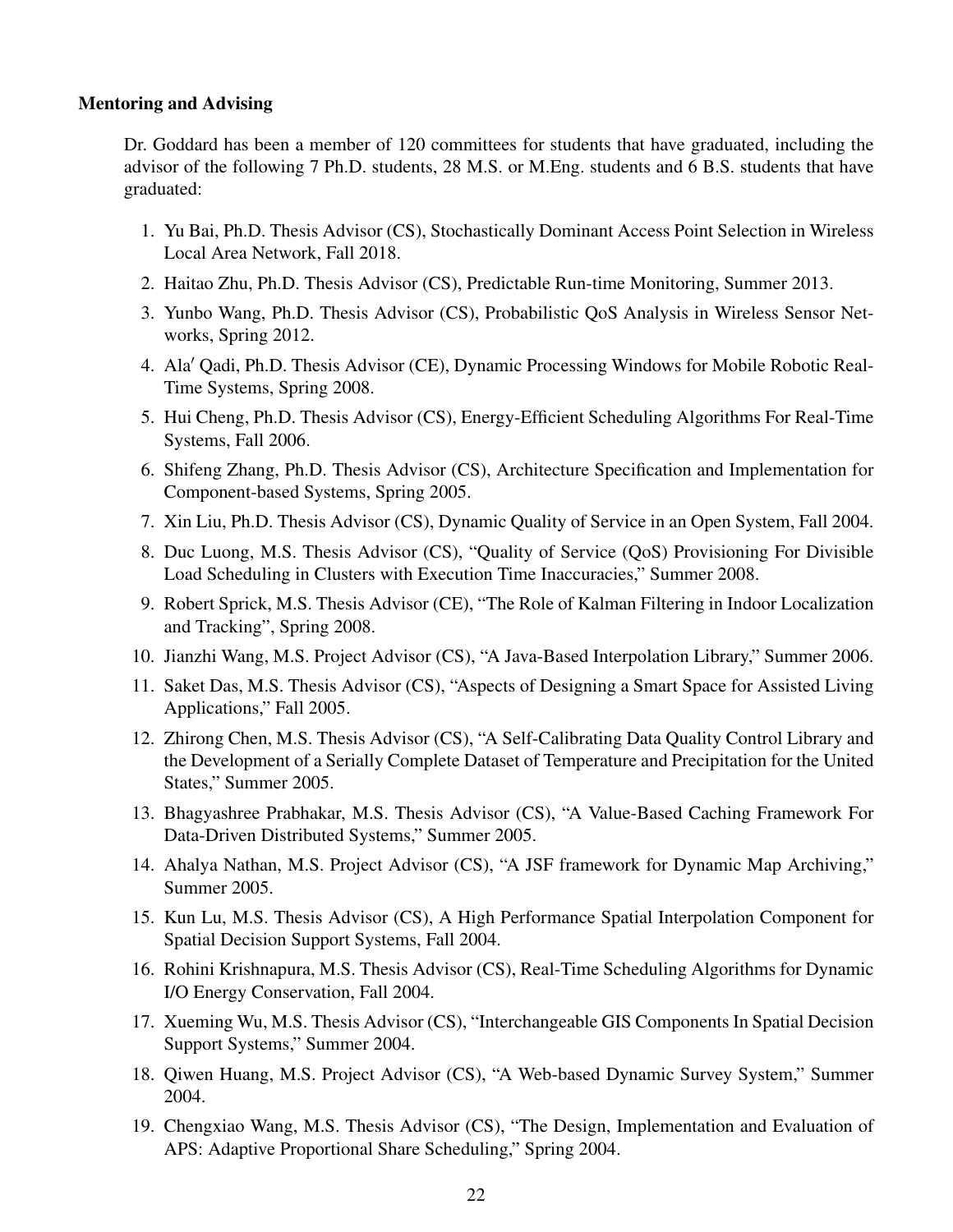### Mentoring and Advising

Dr. Goddard has been a member of 120 committees for students that have graduated, including the advisor of the following 7 Ph.D. students, 28 M.S. or M.Eng. students and 6 B.S. students that have graduated:

1. Yu Bai, Ph.D. Thesis Advisor (CS), Stochastically Dominant Access Point Selection in Wireless Local Area Network, Fall 2018.
2. Haitao Zhu, Ph.D. Thesis Advisor (CS), Predictable Run-time Monitoring, Summer 2013.
3. Yunbo Wang, Ph.D. Thesis Advisor (CS), Probabilistic QoS Analysis in Wireless Sensor Networks, Spring 2012.
4. Ala′ Qadi, Ph.D. Thesis Advisor (CE), Dynamic Processing Windows for Mobile Robotic Real-Time Systems, Spring 2008.
5. Hui Cheng, Ph.D. Thesis Advisor (CS), Energy-Efficient Scheduling Algorithms For Real-Time Systems, Fall 2006.
6. Shifeng Zhang, Ph.D. Thesis Advisor (CS), Architecture Specification and Implementation for Component-based Systems, Spring 2005.
7. Xin Liu, Ph.D. Thesis Advisor (CS), Dynamic Quality of Service in an Open System, Fall 2004.
8. Duc Luong, M.S. Thesis Advisor (CS), "Quality of Service (QoS) Provisioning For Divisible Load Scheduling in Clusters with Execution Time Inaccuracies," Summer 2008.
9. Robert Sprick, M.S. Thesis Advisor (CE), "The Role of Kalman Filtering in Indoor Localization and Tracking", Spring 2008.
10. Jianzhi Wang, M.S. Project Advisor (CS), "A Java-Based Interpolation Library," Summer 2006.
11. Saket Das, M.S. Thesis Advisor (CS), "Aspects of Designing a Smart Space for Assisted Living Applications," Fall 2005.
12. Zhirong Chen, M.S. Thesis Advisor (CS), "A Self-Calibrating Data Quality Control Library and the Development of a Serially Complete Dataset of Temperature and Precipitation for the United States," Summer 2005.
13. Bhagyashree Prabhakar, M.S. Thesis Advisor (CS), "A Value-Based Caching Framework For Data-Driven Distributed Systems," Summer 2005.
14. Ahalya Nathan, M.S. Project Advisor (CS), "A JSF framework for Dynamic Map Archiving," Summer 2005.
15. Kun Lu, M.S. Thesis Advisor (CS), A High Performance Spatial Interpolation Component for Spatial Decision Support Systems, Fall 2004.
16. Rohini Krishnapura, M.S. Thesis Advisor (CS), Real-Time Scheduling Algorithms for Dynamic I/O Energy Conservation, Fall 2004.
17. Xueming Wu, M.S. Thesis Advisor (CS), "Interchangeable GIS Components In Spatial Decision Support Systems," Summer 2004.
18. Qiwen Huang, M.S. Project Advisor (CS), "A Web-based Dynamic Survey System," Summer 2004.
19. Chengxiao Wang, M.S. Thesis Advisor (CS), "The Design, Implementation and Evaluation of APS: Adaptive Proportional Share Scheduling," Spring 2004.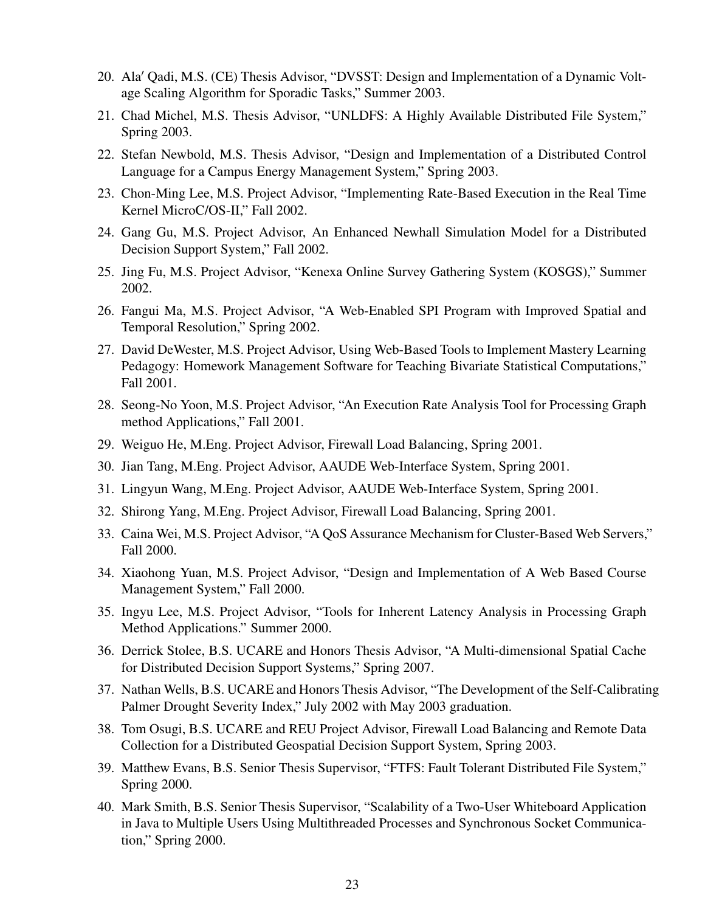20. Ala′ Qadi, M.S. (CE) Thesis Advisor, “DVSST: Design and Implementation of a Dynamic Voltage Scaling Algorithm for Sporadic Tasks,” Summer 2003.
21. Chad Michel, M.S. Thesis Advisor, “UNLDFS: A Highly Available Distributed File System,” Spring 2003.
22. Stefan Newbold, M.S. Thesis Advisor, “Design and Implementation of a Distributed Control Language for a Campus Energy Management System,” Spring 2003.
23. Chon-Ming Lee, M.S. Project Advisor, “Implementing Rate-Based Execution in the Real Time Kernel MicroC/OS-II,” Fall 2002.
24. Gang Gu, M.S. Project Advisor, An Enhanced Newhall Simulation Model for a Distributed Decision Support System,” Fall 2002.
25. Jing Fu, M.S. Project Advisor, “Kenexa Online Survey Gathering System (KOSGS),” Summer 2002.
26. Fangui Ma, M.S. Project Advisor, “A Web-Enabled SPI Program with Improved Spatial and Temporal Resolution,” Spring 2002.
27. David DeWester, M.S. Project Advisor, Using Web-Based Tools to Implement Mastery Learning Pedagogy: Homework Management Software for Teaching Bivariate Statistical Computations,” Fall 2001.
28. Seong-No Yoon, M.S. Project Advisor, “An Execution Rate Analysis Tool for Processing Graph method Applications,” Fall 2001.
29. Weiguo He, M.Eng. Project Advisor, Firewall Load Balancing, Spring 2001.
30. Jian Tang, M.Eng. Project Advisor, AAUDE Web-Interface System, Spring 2001.
31. Lingyun Wang, M.Eng. Project Advisor, AAUDE Web-Interface System, Spring 2001.
32. Shirong Yang, M.Eng. Project Advisor, Firewall Load Balancing, Spring 2001.
33. Caina Wei, M.S. Project Advisor, “A QoS Assurance Mechanism for Cluster-Based Web Servers,” Fall 2000.
34. Xiaohong Yuan, M.S. Project Advisor, “Design and Implementation of A Web Based Course Management System,” Fall 2000.
35. Ingyu Lee, M.S. Project Advisor, “Tools for Inherent Latency Analysis in Processing Graph Method Applications.” Summer 2000.
36. Derrick Stolee, B.S. UCARE and Honors Thesis Advisor, “A Multi-dimensional Spatial Cache for Distributed Decision Support Systems,” Spring 2007.
37. Nathan Wells, B.S. UCARE and Honors Thesis Advisor, “The Development of the Self-Calibrating Palmer Drought Severity Index,” July 2002 with May 2003 graduation.
38. Tom Osugi, B.S. UCARE and REU Project Advisor, Firewall Load Balancing and Remote Data Collection for a Distributed Geospatial Decision Support System, Spring 2003.
39. Matthew Evans, B.S. Senior Thesis Supervisor, “FTFS: Fault Tolerant Distributed File System,” Spring 2000.
40. Mark Smith, B.S. Senior Thesis Supervisor, “Scalability of a Two-User Whiteboard Application in Java to Multiple Users Using Multithreaded Processes and Synchronous Socket Communication,” Spring 2000.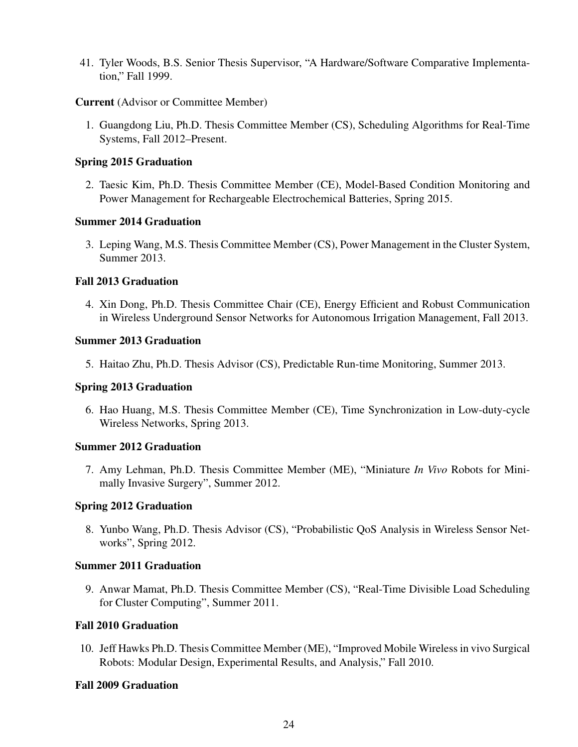41. Tyler Woods, B.S. Senior Thesis Supervisor, “A Hardware/Software Comparative Implementation,” Fall 1999.

**Current** (Advisor or Committee Member)

1. Guangdong Liu, Ph.D. Thesis Committee Member (CS), Scheduling Algorithms for Real-Time Systems, Fall 2012–Present.

**Spring 2015 Graduation**

2. Taesic Kim, Ph.D. Thesis Committee Member (CE), Model-Based Condition Monitoring and Power Management for Rechargeable Electrochemical Batteries, Spring 2015.

**Summer 2014 Graduation**

3. Leping Wang, M.S. Thesis Committee Member (CS), Power Management in the Cluster System, Summer 2013.

**Fall 2013 Graduation**

4. Xin Dong, Ph.D. Thesis Committee Chair (CE), Energy Efficient and Robust Communication in Wireless Underground Sensor Networks for Autonomous Irrigation Management, Fall 2013.

**Summer 2013 Graduation**

5. Haitao Zhu, Ph.D. Thesis Advisor (CS), Predictable Run-time Monitoring, Summer 2013.

**Spring 2013 Graduation**

6. Hao Huang, M.S. Thesis Committee Member (CE), Time Synchronization in Low-duty-cycle Wireless Networks, Spring 2013.

**Summer 2012 Graduation**

7. Amy Lehman, Ph.D. Thesis Committee Member (ME), “Miniature *In Vivo* Robots for Minimally Invasive Surgery”, Summer 2012.

**Spring 2012 Graduation**

8. Yunbo Wang, Ph.D. Thesis Advisor (CS), “Probabilistic QoS Analysis in Wireless Sensor Networks”, Spring 2012.

**Summer 2011 Graduation**

9. Anwar Mamat, Ph.D. Thesis Committee Member (CS), “Real-Time Divisible Load Scheduling for Cluster Computing”, Summer 2011.

**Fall 2010 Graduation**

10. Jeff Hawks Ph.D. Thesis Committee Member (ME), “Improved Mobile Wireless in vivo Surgical Robots: Modular Design, Experimental Results, and Analysis,” Fall 2010.

**Fall 2009 Graduation**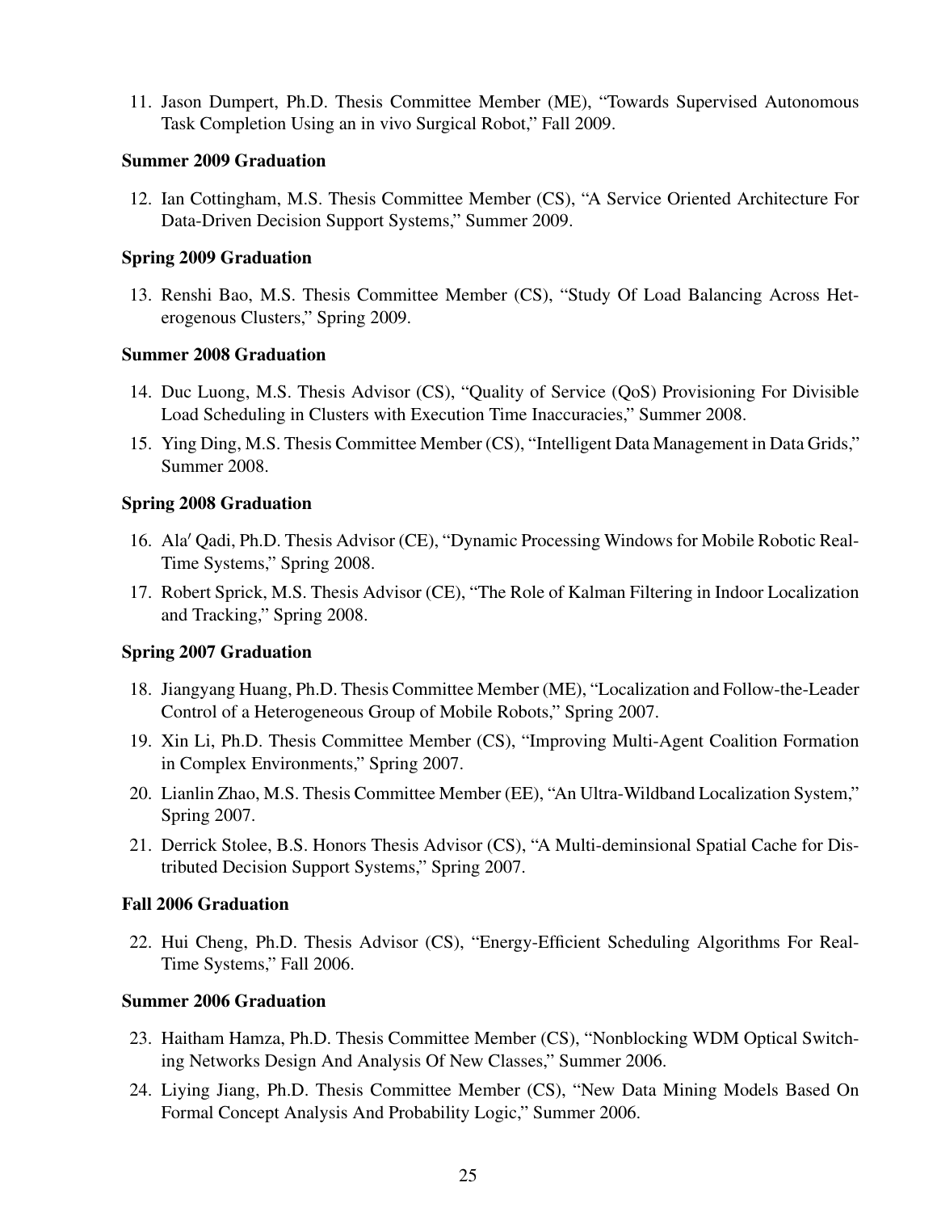11. Jason Dumpert, Ph.D. Thesis Committee Member (ME), "Towards Supervised Autonomous Task Completion Using an in vivo Surgical Robot," Fall 2009.

**Summer 2009 Graduation**

12. Ian Cottingham, M.S. Thesis Committee Member (CS), "A Service Oriented Architecture For Data-Driven Decision Support Systems," Summer 2009.

**Spring 2009 Graduation**

13. Renshi Bao, M.S. Thesis Committee Member (CS), "Study Of Load Balancing Across Heterogenous Clusters," Spring 2009.

**Summer 2008 Graduation**

14. Duc Luong, M.S. Thesis Advisor (CS), "Quality of Service (QoS) Provisioning For Divisible Load Scheduling in Clusters with Execution Time Inaccuracies," Summer 2008.
15. Ying Ding, M.S. Thesis Committee Member (CS), "Intelligent Data Management in Data Grids," Summer 2008.

**Spring 2008 Graduation**

16. Ala′ Qadi, Ph.D. Thesis Advisor (CE), "Dynamic Processing Windows for Mobile Robotic Real-Time Systems," Spring 2008.
17. Robert Sprick, M.S. Thesis Advisor (CE), "The Role of Kalman Filtering in Indoor Localization and Tracking," Spring 2008.

**Spring 2007 Graduation**

18. Jiangyang Huang, Ph.D. Thesis Committee Member (ME), "Localization and Follow-the-Leader Control of a Heterogeneous Group of Mobile Robots," Spring 2007.
19. Xin Li, Ph.D. Thesis Committee Member (CS), "Improving Multi-Agent Coalition Formation in Complex Environments," Spring 2007.
20. Lianlin Zhao, M.S. Thesis Committee Member (EE), "An Ultra-Wildband Localization System," Spring 2007.
21. Derrick Stolee, B.S. Honors Thesis Advisor (CS), "A Multi-deminsional Spatial Cache for Distributed Decision Support Systems," Spring 2007.

**Fall 2006 Graduation**

22. Hui Cheng, Ph.D. Thesis Advisor (CS), "Energy-Efficient Scheduling Algorithms For Real-Time Systems," Fall 2006.

**Summer 2006 Graduation**

23. Haitham Hamza, Ph.D. Thesis Committee Member (CS), "Nonblocking WDM Optical Switching Networks Design And Analysis Of New Classes," Summer 2006.
24. Liying Jiang, Ph.D. Thesis Committee Member (CS), "New Data Mining Models Based On Formal Concept Analysis And Probability Logic," Summer 2006.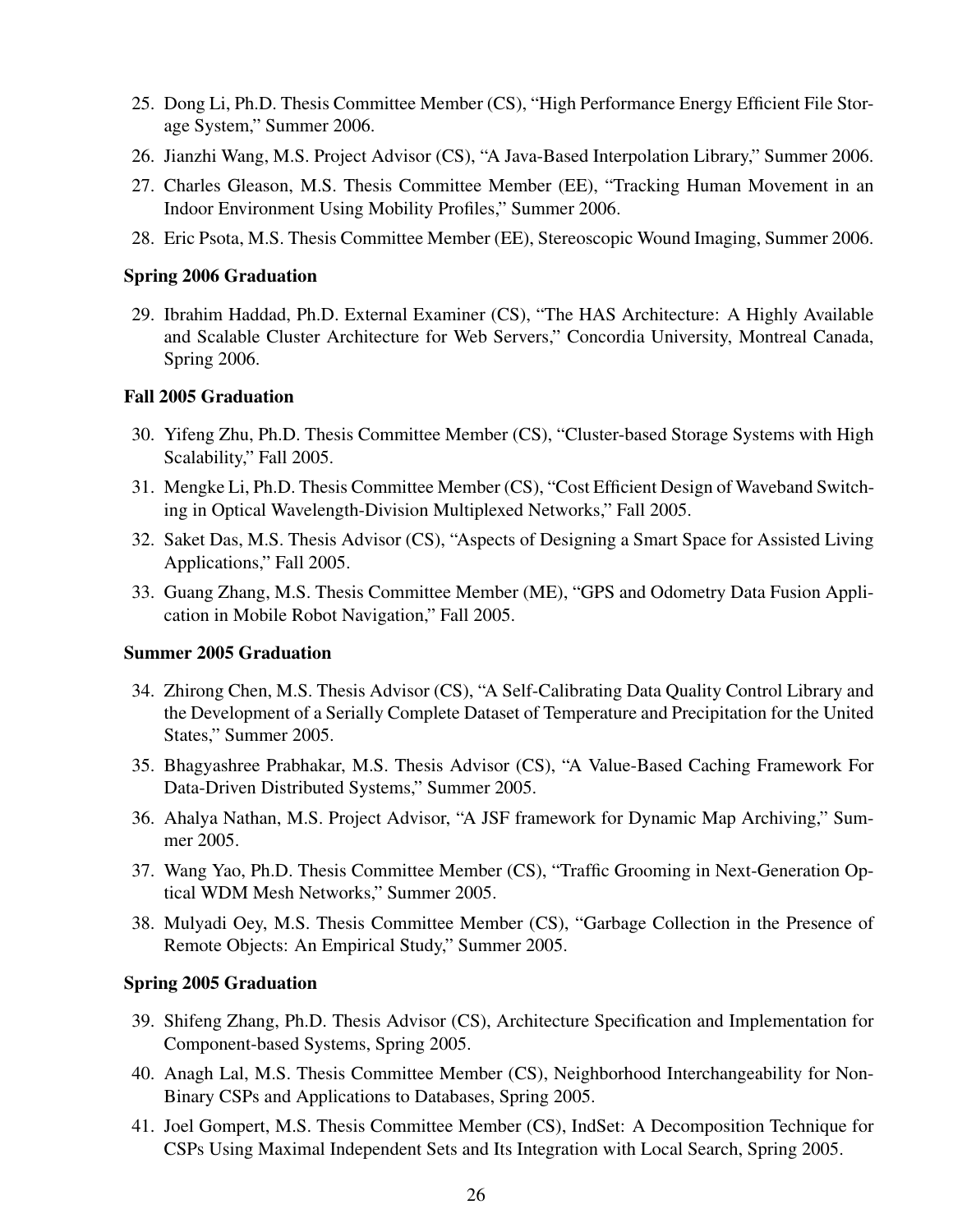25. Dong Li, Ph.D. Thesis Committee Member (CS), "High Performance Energy Efficient File Storage System," Summer 2006.
26. Jianzhi Wang, M.S. Project Advisor (CS), "A Java-Based Interpolation Library," Summer 2006.
27. Charles Gleason, M.S. Thesis Committee Member (EE), "Tracking Human Movement in an Indoor Environment Using Mobility Profiles," Summer 2006.
28. Eric Psota, M.S. Thesis Committee Member (EE), Stereoscopic Wound Imaging, Summer 2006.

**Spring 2006 Graduation**

29. Ibrahim Haddad, Ph.D. External Examiner (CS), "The HAS Architecture: A Highly Available and Scalable Cluster Architecture for Web Servers," Concordia University, Montreal Canada, Spring 2006.

**Fall 2005 Graduation**

30. Yifeng Zhu, Ph.D. Thesis Committee Member (CS), "Cluster-based Storage Systems with High Scalability," Fall 2005.
31. Mengke Li, Ph.D. Thesis Committee Member (CS), "Cost Efficient Design of Waveband Switching in Optical Wavelength-Division Multiplexed Networks," Fall 2005.
32. Saket Das, M.S. Thesis Advisor (CS), "Aspects of Designing a Smart Space for Assisted Living Applications," Fall 2005.
33. Guang Zhang, M.S. Thesis Committee Member (ME), "GPS and Odometry Data Fusion Application in Mobile Robot Navigation," Fall 2005.

**Summer 2005 Graduation**

34. Zhirong Chen, M.S. Thesis Advisor (CS), "A Self-Calibrating Data Quality Control Library and the Development of a Serially Complete Dataset of Temperature and Precipitation for the United States," Summer 2005.
35. Bhagyashree Prabhakar, M.S. Thesis Advisor (CS), "A Value-Based Caching Framework For Data-Driven Distributed Systems," Summer 2005.
36. Ahalya Nathan, M.S. Project Advisor, "A JSF framework for Dynamic Map Archiving," Summer 2005.
37. Wang Yao, Ph.D. Thesis Committee Member (CS), "Traffic Grooming in Next-Generation Optical WDM Mesh Networks," Summer 2005.
38. Mulyadi Oey, M.S. Thesis Committee Member (CS), "Garbage Collection in the Presence of Remote Objects: An Empirical Study," Summer 2005.

**Spring 2005 Graduation**

39. Shifeng Zhang, Ph.D. Thesis Advisor (CS), Architecture Specification and Implementation for Component-based Systems, Spring 2005.
40. Anagh Lal, M.S. Thesis Committee Member (CS), Neighborhood Interchangeability for Non-Binary CSPs and Applications to Databases, Spring 2005.
41. Joel Gompert, M.S. Thesis Committee Member (CS), IndSet: A Decomposition Technique for CSPs Using Maximal Independent Sets and Its Integration with Local Search, Spring 2005.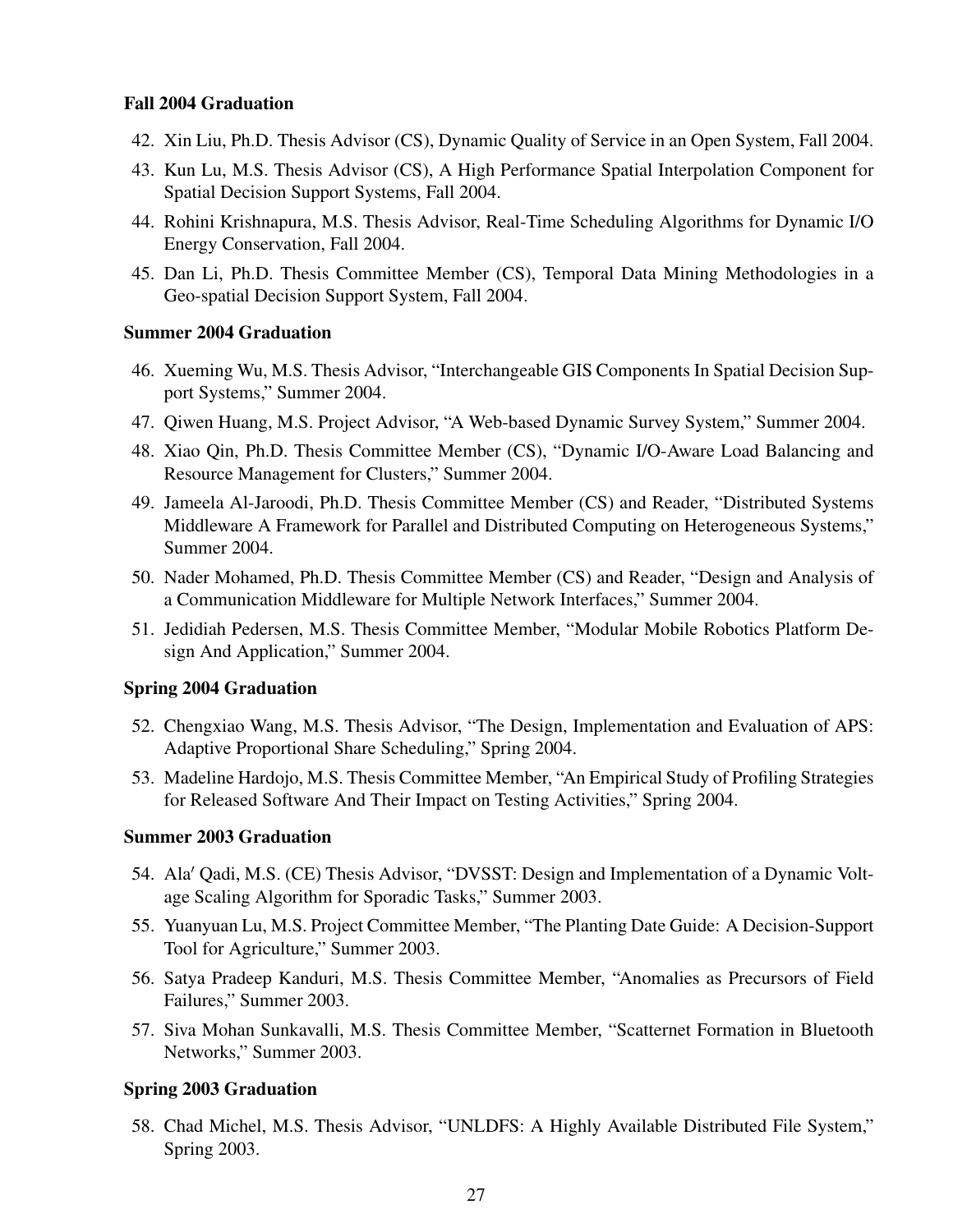**Fall 2004 Graduation**

42. Xin Liu, Ph.D. Thesis Advisor (CS), Dynamic Quality of Service in an Open System, Fall 2004.
43. Kun Lu, M.S. Thesis Advisor (CS), A High Performance Spatial Interpolation Component for Spatial Decision Support Systems, Fall 2004.
44. Rohini Krishnapura, M.S. Thesis Advisor, Real-Time Scheduling Algorithms for Dynamic I/O Energy Conservation, Fall 2004.
45. Dan Li, Ph.D. Thesis Committee Member (CS), Temporal Data Mining Methodologies in a Geo-spatial Decision Support System, Fall 2004.

**Summer 2004 Graduation**

46. Xueming Wu, M.S. Thesis Advisor, "Interchangeable GIS Components In Spatial Decision Support Systems," Summer 2004.
47. Qiwen Huang, M.S. Project Advisor, "A Web-based Dynamic Survey System," Summer 2004.
48. Xiao Qin, Ph.D. Thesis Committee Member (CS), "Dynamic I/O-Aware Load Balancing and Resource Management for Clusters," Summer 2004.
49. Jameela Al-Jaroodi, Ph.D. Thesis Committee Member (CS) and Reader, "Distributed Systems Middleware A Framework for Parallel and Distributed Computing on Heterogeneous Systems," Summer 2004.
50. Nader Mohamed, Ph.D. Thesis Committee Member (CS) and Reader, "Design and Analysis of a Communication Middleware for Multiple Network Interfaces," Summer 2004.
51. Jedidiah Pedersen, M.S. Thesis Committee Member, "Modular Mobile Robotics Platform Design And Application," Summer 2004.

**Spring 2004 Graduation**

52. Chengxiao Wang, M.S. Thesis Advisor, "The Design, Implementation and Evaluation of APS: Adaptive Proportional Share Scheduling," Spring 2004.
53. Madeline Hardojo, M.S. Thesis Committee Member, "An Empirical Study of Profiling Strategies for Released Software And Their Impact on Testing Activities," Spring 2004.

**Summer 2003 Graduation**

54. Ala′ Qadi, M.S. (CE) Thesis Advisor, "DVSST: Design and Implementation of a Dynamic Voltage Scaling Algorithm for Sporadic Tasks," Summer 2003.
55. Yuanyuan Lu, M.S. Project Committee Member, "The Planting Date Guide: A Decision-Support Tool for Agriculture," Summer 2003.
56. Satya Pradeep Kanduri, M.S. Thesis Committee Member, "Anomalies as Precursors of Field Failures," Summer 2003.
57. Siva Mohan Sunkavalli, M.S. Thesis Committee Member, "Scatternet Formation in Bluetooth Networks," Summer 2003.

**Spring 2003 Graduation**

58. Chad Michel, M.S. Thesis Advisor, "UNLDFS: A Highly Available Distributed File System," Spring 2003.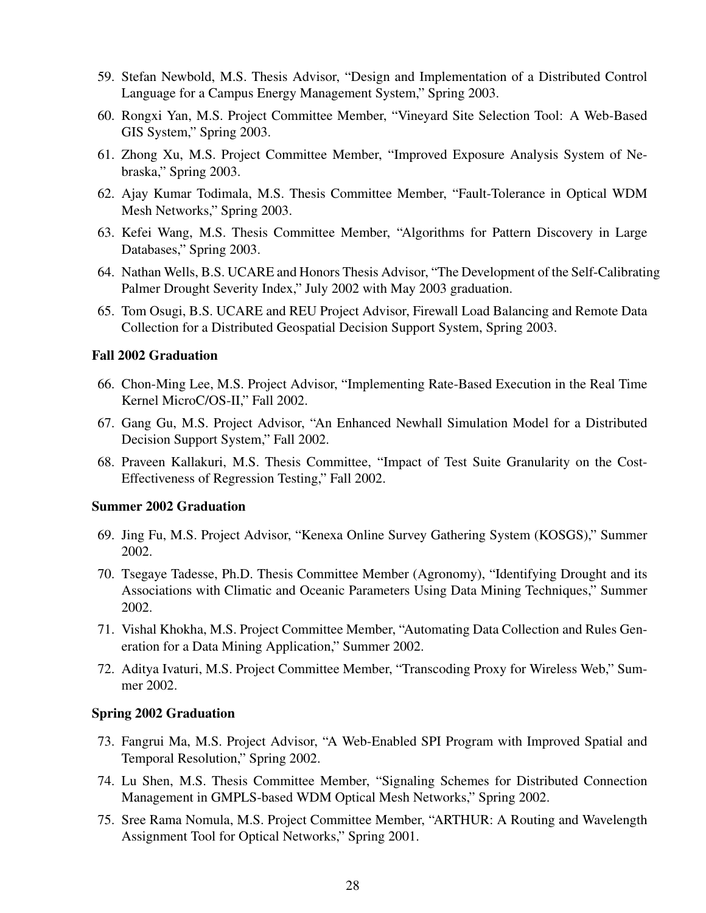59. Stefan Newbold, M.S. Thesis Advisor, "Design and Implementation of a Distributed Control Language for a Campus Energy Management System," Spring 2003.
60. Rongxi Yan, M.S. Project Committee Member, "Vineyard Site Selection Tool: A Web-Based GIS System," Spring 2003.
61. Zhong Xu, M.S. Project Committee Member, "Improved Exposure Analysis System of Nebraska," Spring 2003.
62. Ajay Kumar Todimala, M.S. Thesis Committee Member, "Fault-Tolerance in Optical WDM Mesh Networks," Spring 2003.
63. Kefei Wang, M.S. Thesis Committee Member, "Algorithms for Pattern Discovery in Large Databases," Spring 2003.
64. Nathan Wells, B.S. UCARE and Honors Thesis Advisor, "The Development of the Self-Calibrating Palmer Drought Severity Index," July 2002 with May 2003 graduation.
65. Tom Osugi, B.S. UCARE and REU Project Advisor, Firewall Load Balancing and Remote Data Collection for a Distributed Geospatial Decision Support System, Spring 2003.

### Fall 2002 Graduation

66. Chon-Ming Lee, M.S. Project Advisor, "Implementing Rate-Based Execution in the Real Time Kernel MicroC/OS-II," Fall 2002.
67. Gang Gu, M.S. Project Advisor, "An Enhanced Newhall Simulation Model for a Distributed Decision Support System," Fall 2002.
68. Praveen Kallakuri, M.S. Thesis Committee, "Impact of Test Suite Granularity on the Cost-Effectiveness of Regression Testing," Fall 2002.

### Summer 2002 Graduation

69. Jing Fu, M.S. Project Advisor, "Kenexa Online Survey Gathering System (KOSGS)," Summer 2002.
70. Tsegaye Tadesse, Ph.D. Thesis Committee Member (Agronomy), "Identifying Drought and its Associations with Climatic and Oceanic Parameters Using Data Mining Techniques," Summer 2002.
71. Vishal Khokha, M.S. Project Committee Member, "Automating Data Collection and Rules Generation for a Data Mining Application," Summer 2002.
72. Aditya Ivaturi, M.S. Project Committee Member, "Transcoding Proxy for Wireless Web," Summer 2002.

### Spring 2002 Graduation

73. Fangrui Ma, M.S. Project Advisor, "A Web-Enabled SPI Program with Improved Spatial and Temporal Resolution," Spring 2002.
74. Lu Shen, M.S. Thesis Committee Member, "Signaling Schemes for Distributed Connection Management in GMPLS-based WDM Optical Mesh Networks," Spring 2002.
75. Sree Rama Nomula, M.S. Project Committee Member, "ARTHUR: A Routing and Wavelength Assignment Tool for Optical Networks," Spring 2001.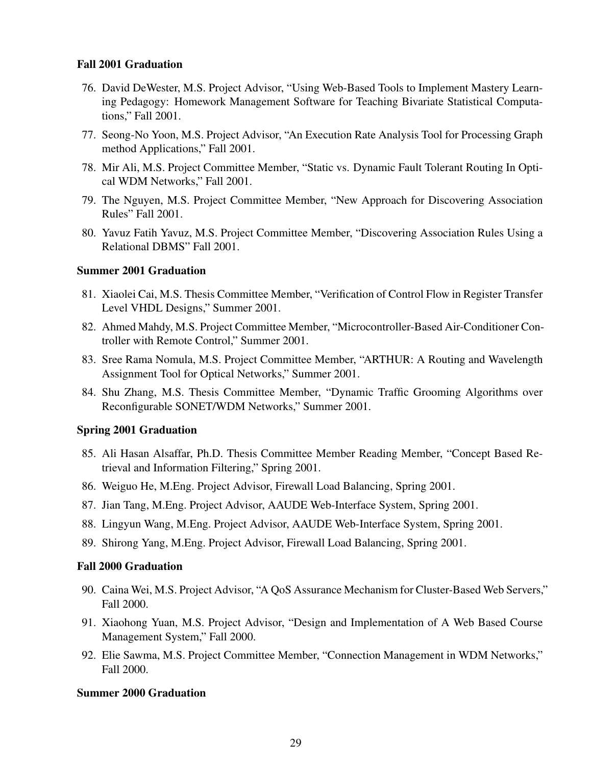**Fall 2001 Graduation**

76. David DeWester, M.S. Project Advisor, "Using Web-Based Tools to Implement Mastery Learning Pedagogy: Homework Management Software for Teaching Bivariate Statistical Computations," Fall 2001.
77. Seong-No Yoon, M.S. Project Advisor, "An Execution Rate Analysis Tool for Processing Graph method Applications," Fall 2001.
78. Mir Ali, M.S. Project Committee Member, "Static vs. Dynamic Fault Tolerant Routing In Optical WDM Networks," Fall 2001.
79. The Nguyen, M.S. Project Committee Member, "New Approach for Discovering Association Rules" Fall 2001.
80. Yavuz Fatih Yavuz, M.S. Project Committee Member, "Discovering Association Rules Using a Relational DBMS" Fall 2001.

**Summer 2001 Graduation**

81. Xiaolei Cai, M.S. Thesis Committee Member, "Verification of Control Flow in Register Transfer Level VHDL Designs," Summer 2001.
82. Ahmed Mahdy, M.S. Project Committee Member, "Microcontroller-Based Air-Conditioner Controller with Remote Control," Summer 2001.
83. Sree Rama Nomula, M.S. Project Committee Member, "ARTHUR: A Routing and Wavelength Assignment Tool for Optical Networks," Summer 2001.
84. Shu Zhang, M.S. Thesis Committee Member, "Dynamic Traffic Grooming Algorithms over Reconfigurable SONET/WDM Networks," Summer 2001.

**Spring 2001 Graduation**

85. Ali Hasan Alsaffar, Ph.D. Thesis Committee Member Reading Member, "Concept Based Retrieval and Information Filtering," Spring 2001.
86. Weiguo He, M.Eng. Project Advisor, Firewall Load Balancing, Spring 2001.
87. Jian Tang, M.Eng. Project Advisor, AAUDE Web-Interface System, Spring 2001.
88. Lingyun Wang, M.Eng. Project Advisor, AAUDE Web-Interface System, Spring 2001.
89. Shirong Yang, M.Eng. Project Advisor, Firewall Load Balancing, Spring 2001.

**Fall 2000 Graduation**

90. Caina Wei, M.S. Project Advisor, "A QoS Assurance Mechanism for Cluster-Based Web Servers," Fall 2000.
91. Xiaohong Yuan, M.S. Project Advisor, "Design and Implementation of A Web Based Course Management System," Fall 2000.
92. Elie Sawma, M.S. Project Committee Member, "Connection Management in WDM Networks," Fall 2000.

**Summer 2000 Graduation**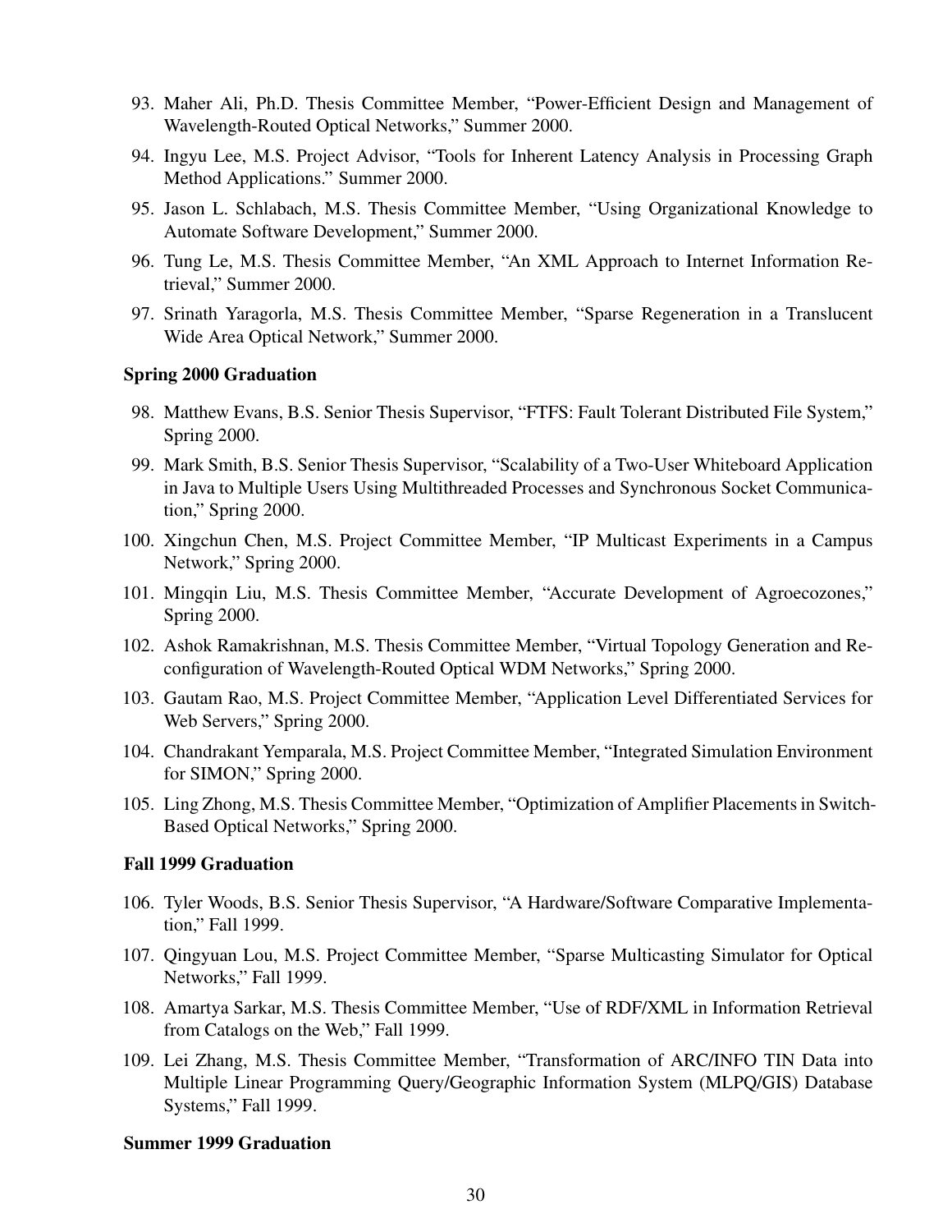93. Maher Ali, Ph.D. Thesis Committee Member, "Power-Efficient Design and Management of Wavelength-Routed Optical Networks," Summer 2000.

94. Ingyu Lee, M.S. Project Advisor, "Tools for Inherent Latency Analysis in Processing Graph Method Applications." Summer 2000.

95. Jason L. Schlabach, M.S. Thesis Committee Member, "Using Organizational Knowledge to Automate Software Development," Summer 2000.

96. Tung Le, M.S. Thesis Committee Member, "An XML Approach to Internet Information Retrieval," Summer 2000.

97. Srinath Yaragorla, M.S. Thesis Committee Member, "Sparse Regeneration in a Translucent Wide Area Optical Network," Summer 2000.

**Spring 2000 Graduation**

98. Matthew Evans, B.S. Senior Thesis Supervisor, "FTFS: Fault Tolerant Distributed File System," Spring 2000.

99. Mark Smith, B.S. Senior Thesis Supervisor, "Scalability of a Two-User Whiteboard Application in Java to Multiple Users Using Multithreaded Processes and Synchronous Socket Communication," Spring 2000.

100. Xingchun Chen, M.S. Project Committee Member, "IP Multicast Experiments in a Campus Network," Spring 2000.

101. Mingqin Liu, M.S. Thesis Committee Member, "Accurate Development of Agroecozones," Spring 2000.

102. Ashok Ramakrishnan, M.S. Thesis Committee Member, "Virtual Topology Generation and Reconfiguration of Wavelength-Routed Optical WDM Networks," Spring 2000.

103. Gautam Rao, M.S. Project Committee Member, "Application Level Differentiated Services for Web Servers," Spring 2000.

104. Chandrakant Yemparala, M.S. Project Committee Member, "Integrated Simulation Environment for SIMON," Spring 2000.

105. Ling Zhong, M.S. Thesis Committee Member, "Optimization of Amplifier Placements in Switch-Based Optical Networks," Spring 2000.

**Fall 1999 Graduation**

106. Tyler Woods, B.S. Senior Thesis Supervisor, "A Hardware/Software Comparative Implementation," Fall 1999.

107. Qingyuan Lou, M.S. Project Committee Member, "Sparse Multicasting Simulator for Optical Networks," Fall 1999.

108. Amartya Sarkar, M.S. Thesis Committee Member, "Use of RDF/XML in Information Retrieval from Catalogs on the Web," Fall 1999.

109. Lei Zhang, M.S. Thesis Committee Member, "Transformation of ARC/INFO TIN Data into Multiple Linear Programming Query/Geographic Information System (MLPQ/GIS) Database Systems," Fall 1999.

**Summer 1999 Graduation**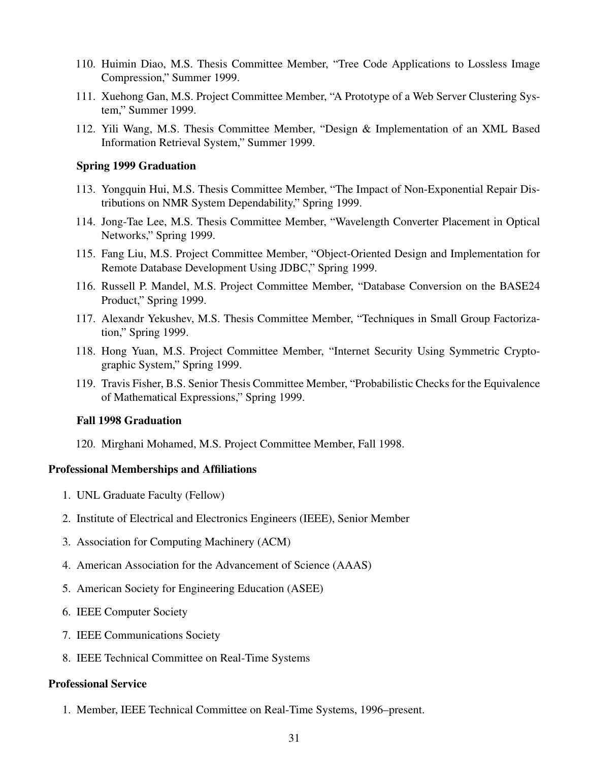110. Huimin Diao, M.S. Thesis Committee Member, "Tree Code Applications to Lossless Image Compression," Summer 1999.
111. Xuehong Gan, M.S. Project Committee Member, "A Prototype of a Web Server Clustering System," Summer 1999.
112. Yili Wang, M.S. Thesis Committee Member, "Design & Implementation of an XML Based Information Retrieval System," Summer 1999.

**Spring 1999 Graduation**

113. Yongquin Hui, M.S. Thesis Committee Member, "The Impact of Non-Exponential Repair Distributions on NMR System Dependability," Spring 1999.
114. Jong-Tae Lee, M.S. Thesis Committee Member, "Wavelength Converter Placement in Optical Networks," Spring 1999.
115. Fang Liu, M.S. Project Committee Member, "Object-Oriented Design and Implementation for Remote Database Development Using JDBC," Spring 1999.
116. Russell P. Mandel, M.S. Project Committee Member, "Database Conversion on the BASE24 Product," Spring 1999.
117. Alexandr Yekushev, M.S. Thesis Committee Member, "Techniques in Small Group Factorization," Spring 1999.
118. Hong Yuan, M.S. Project Committee Member, "Internet Security Using Symmetric Cryptographic System," Spring 1999.
119. Travis Fisher, B.S. Senior Thesis Committee Member, "Probabilistic Checks for the Equivalence of Mathematical Expressions," Spring 1999.

**Fall 1998 Graduation**

120. Mirghani Mohamed, M.S. Project Committee Member, Fall 1998.

**Professional Memberships and Affiliations**

1. UNL Graduate Faculty (Fellow)
2. Institute of Electrical and Electronics Engineers (IEEE), Senior Member
3. Association for Computing Machinery (ACM)
4. American Association for the Advancement of Science (AAAS)
5. American Society for Engineering Education (ASEE)
6. IEEE Computer Society
7. IEEE Communications Society
8. IEEE Technical Committee on Real-Time Systems

**Professional Service**

1. Member, IEEE Technical Committee on Real-Time Systems, 1996–present.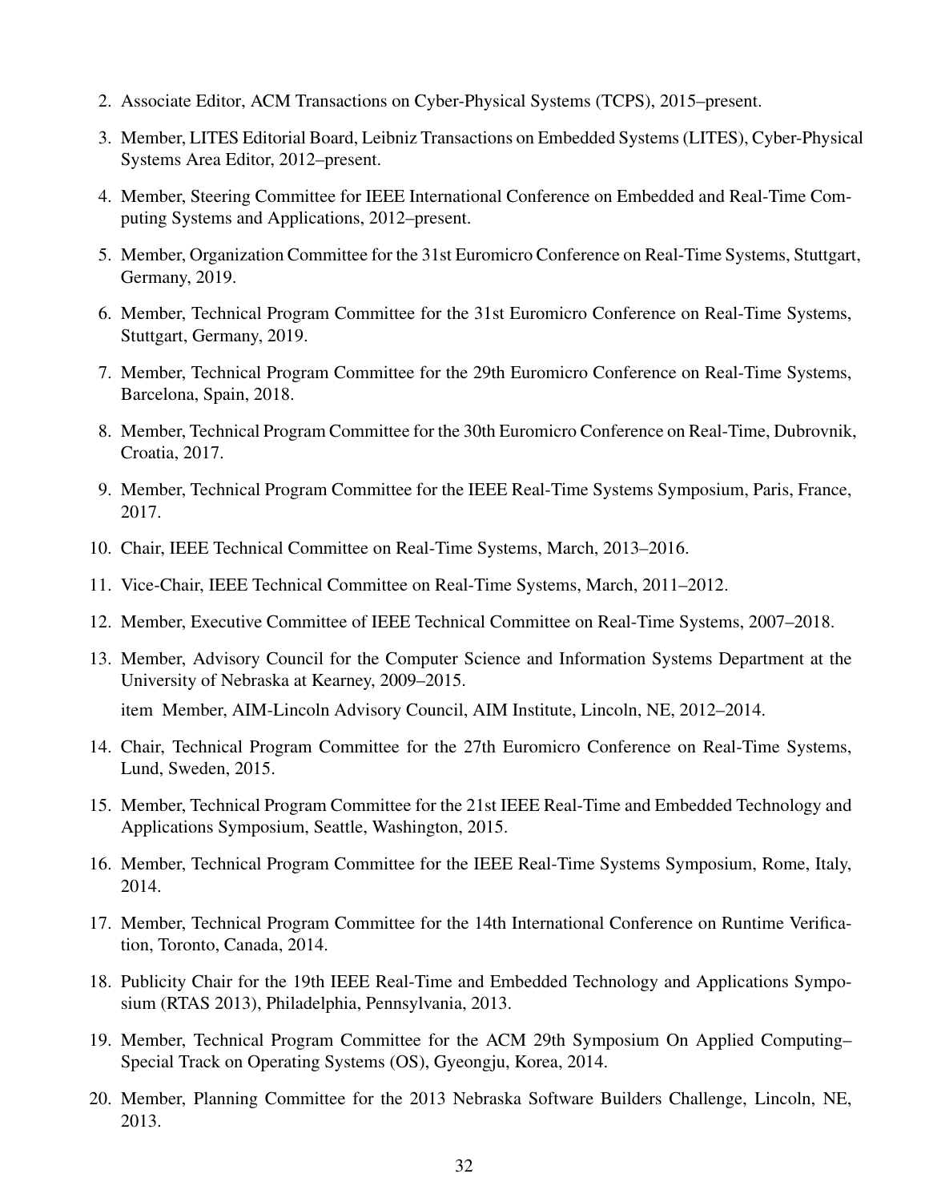2. Associate Editor, ACM Transactions on Cyber-Physical Systems (TCPS), 2015–present.
3. Member, LITES Editorial Board, Leibniz Transactions on Embedded Systems (LITES), Cyber-Physical Systems Area Editor, 2012–present.
4. Member, Steering Committee for IEEE International Conference on Embedded and Real-Time Computing Systems and Applications, 2012–present.
5. Member, Organization Committee for the 31st Euromicro Conference on Real-Time Systems, Stuttgart, Germany, 2019.
6. Member, Technical Program Committee for the 31st Euromicro Conference on Real-Time Systems, Stuttgart, Germany, 2019.
7. Member, Technical Program Committee for the 29th Euromicro Conference on Real-Time Systems, Barcelona, Spain, 2018.
8. Member, Technical Program Committee for the 30th Euromicro Conference on Real-Time, Dubrovnik, Croatia, 2017.
9. Member, Technical Program Committee for the IEEE Real-Time Systems Symposium, Paris, France, 2017.
10. Chair, IEEE Technical Committee on Real-Time Systems, March, 2013–2016.
11. Vice-Chair, IEEE Technical Committee on Real-Time Systems, March, 2011–2012.
12. Member, Executive Committee of IEEE Technical Committee on Real-Time Systems, 2007–2018.
13. Member, Advisory Council for the Computer Science and Information Systems Department at the University of Nebraska at Kearney, 2009–2015.

    item Member, AIM-Lincoln Advisory Council, AIM Institute, Lincoln, NE, 2012–2014.
14. Chair, Technical Program Committee for the 27th Euromicro Conference on Real-Time Systems, Lund, Sweden, 2015.
15. Member, Technical Program Committee for the 21st IEEE Real-Time and Embedded Technology and Applications Symposium, Seattle, Washington, 2015.
16. Member, Technical Program Committee for the IEEE Real-Time Systems Symposium, Rome, Italy, 2014.
17. Member, Technical Program Committee for the 14th International Conference on Runtime Verification, Toronto, Canada, 2014.
18. Publicity Chair for the 19th IEEE Real-Time and Embedded Technology and Applications Symposium (RTAS 2013), Philadelphia, Pennsylvania, 2013.
19. Member, Technical Program Committee for the ACM 29th Symposium On Applied Computing– Special Track on Operating Systems (OS), Gyeongju, Korea, 2014.
20. Member, Planning Committee for the 2013 Nebraska Software Builders Challenge, Lincoln, NE, 2013.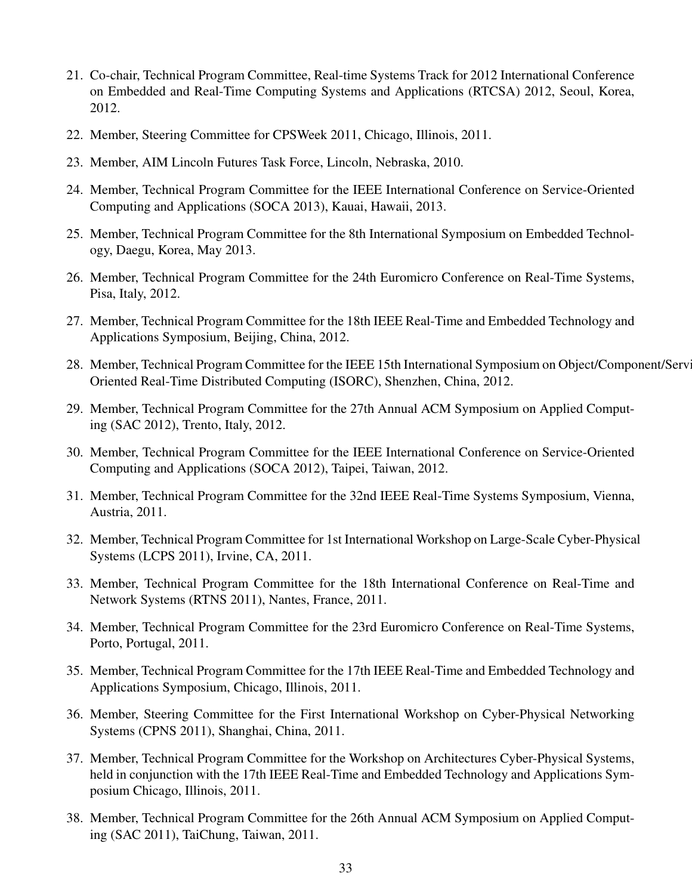21. Co-chair, Technical Program Committee, Real-time Systems Track for 2012 International Conference on Embedded and Real-Time Computing Systems and Applications (RTCSA) 2012, Seoul, Korea, 2012.

22. Member, Steering Committee for CPSWeek 2011, Chicago, Illinois, 2011.

23. Member, AIM Lincoln Futures Task Force, Lincoln, Nebraska, 2010.

24. Member, Technical Program Committee for the IEEE International Conference on Service-Oriented Computing and Applications (SOCA 2013), Kauai, Hawaii, 2013.

25. Member, Technical Program Committee for the 8th International Symposium on Embedded Technology, Daegu, Korea, May 2013.

26. Member, Technical Program Committee for the 24th Euromicro Conference on Real-Time Systems, Pisa, Italy, 2012.

27. Member, Technical Program Committee for the 18th IEEE Real-Time and Embedded Technology and Applications Symposium, Beijing, China, 2012.

28. Member, Technical Program Committee for the IEEE 15th International Symposium on Object/Component/Servi Oriented Real-Time Distributed Computing (ISORC), Shenzhen, China, 2012.

29. Member, Technical Program Committee for the 27th Annual ACM Symposium on Applied Computing (SAC 2012), Trento, Italy, 2012.

30. Member, Technical Program Committee for the IEEE International Conference on Service-Oriented Computing and Applications (SOCA 2012), Taipei, Taiwan, 2012.

31. Member, Technical Program Committee for the 32nd IEEE Real-Time Systems Symposium, Vienna, Austria, 2011.

32. Member, Technical Program Committee for 1st International Workshop on Large-Scale Cyber-Physical Systems (LCPS 2011), Irvine, CA, 2011.

33. Member, Technical Program Committee for the 18th International Conference on Real-Time and Network Systems (RTNS 2011), Nantes, France, 2011.

34. Member, Technical Program Committee for the 23rd Euromicro Conference on Real-Time Systems, Porto, Portugal, 2011.

35. Member, Technical Program Committee for the 17th IEEE Real-Time and Embedded Technology and Applications Symposium, Chicago, Illinois, 2011.

36. Member, Steering Committee for the First International Workshop on Cyber-Physical Networking Systems (CPNS 2011), Shanghai, China, 2011.

37. Member, Technical Program Committee for the Workshop on Architectures Cyber-Physical Systems, held in conjunction with the 17th IEEE Real-Time and Embedded Technology and Applications Symposium Chicago, Illinois, 2011.

38. Member, Technical Program Committee for the 26th Annual ACM Symposium on Applied Computing (SAC 2011), TaiChung, Taiwan, 2011.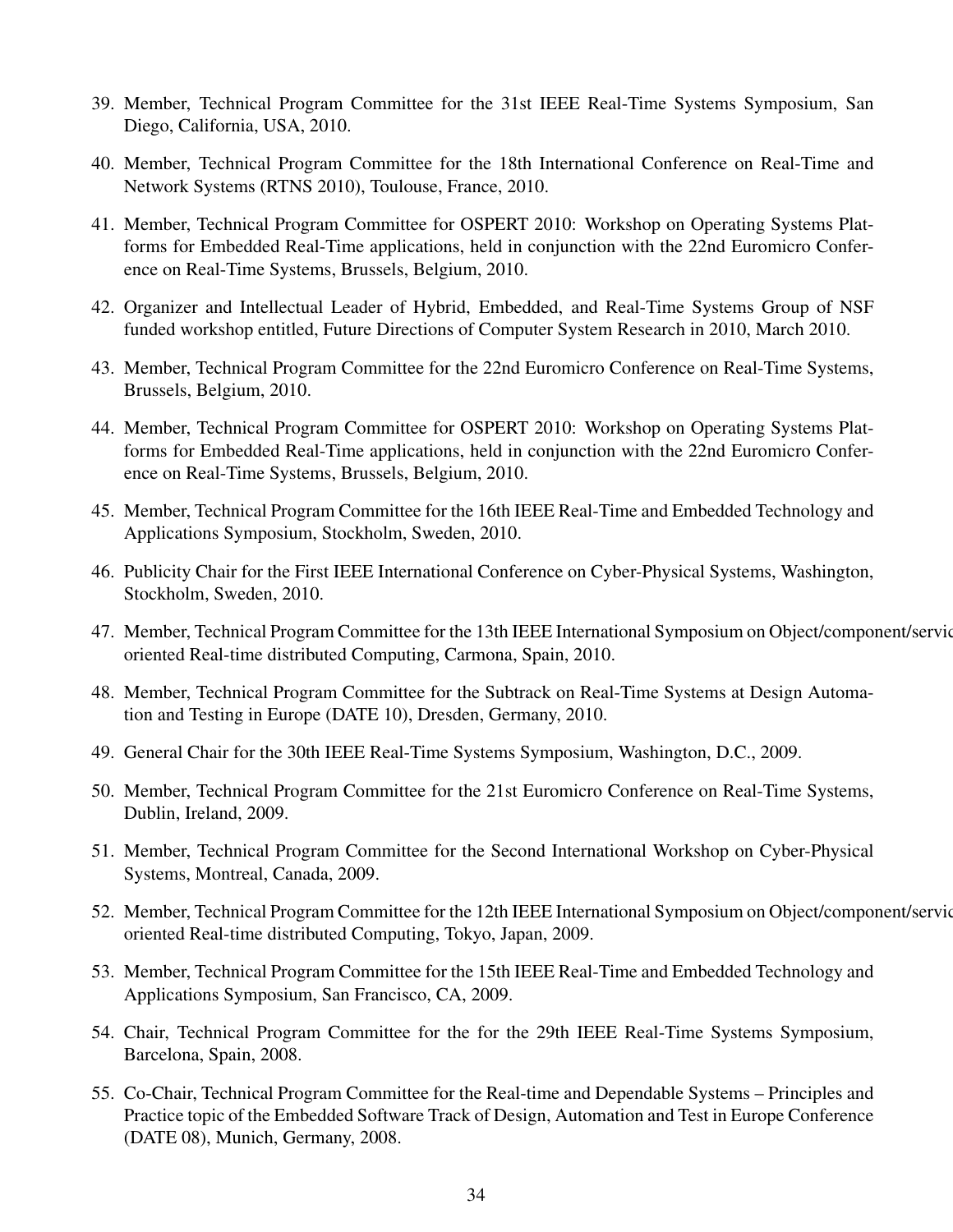39. Member, Technical Program Committee for the 31st IEEE Real-Time Systems Symposium, San Diego, California, USA, 2010.

40. Member, Technical Program Committee for the 18th International Conference on Real-Time and Network Systems (RTNS 2010), Toulouse, France, 2010.

41. Member, Technical Program Committee for OSPERT 2010: Workshop on Operating Systems Platforms for Embedded Real-Time applications, held in conjunction with the 22nd Euromicro Conference on Real-Time Systems, Brussels, Belgium, 2010.

42. Organizer and Intellectual Leader of Hybrid, Embedded, and Real-Time Systems Group of NSF funded workshop entitled, Future Directions of Computer System Research in 2010, March 2010.

43. Member, Technical Program Committee for the 22nd Euromicro Conference on Real-Time Systems, Brussels, Belgium, 2010.

44. Member, Technical Program Committee for OSPERT 2010: Workshop on Operating Systems Platforms for Embedded Real-Time applications, held in conjunction with the 22nd Euromicro Conference on Real-Time Systems, Brussels, Belgium, 2010.

45. Member, Technical Program Committee for the 16th IEEE Real-Time and Embedded Technology and Applications Symposium, Stockholm, Sweden, 2010.

46. Publicity Chair for the First IEEE International Conference on Cyber-Physical Systems, Washington, Stockholm, Sweden, 2010.

47. Member, Technical Program Committee for the 13th IEEE International Symposium on Object/component/servic oriented Real-time distributed Computing, Carmona, Spain, 2010.

48. Member, Technical Program Committee for the Subtrack on Real-Time Systems at Design Automation and Testing in Europe (DATE 10), Dresden, Germany, 2010.

49. General Chair for the 30th IEEE Real-Time Systems Symposium, Washington, D.C., 2009.

50. Member, Technical Program Committee for the 21st Euromicro Conference on Real-Time Systems, Dublin, Ireland, 2009.

51. Member, Technical Program Committee for the Second International Workshop on Cyber-Physical Systems, Montreal, Canada, 2009.

52. Member, Technical Program Committee for the 12th IEEE International Symposium on Object/component/servic oriented Real-time distributed Computing, Tokyo, Japan, 2009.

53. Member, Technical Program Committee for the 15th IEEE Real-Time and Embedded Technology and Applications Symposium, San Francisco, CA, 2009.

54. Chair, Technical Program Committee for the for the 29th IEEE Real-Time Systems Symposium, Barcelona, Spain, 2008.

55. Co-Chair, Technical Program Committee for the Real-time and Dependable Systems – Principles and Practice topic of the Embedded Software Track of Design, Automation and Test in Europe Conference (DATE 08), Munich, Germany, 2008.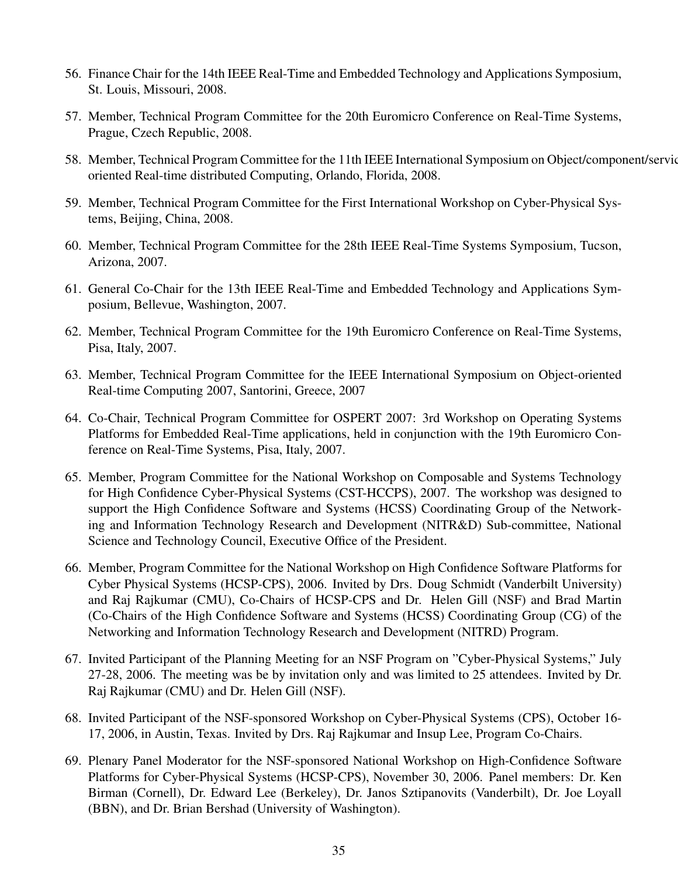56. Finance Chair for the 14th IEEE Real-Time and Embedded Technology and Applications Symposium, St. Louis, Missouri, 2008.

57. Member, Technical Program Committee for the 20th Euromicro Conference on Real-Time Systems, Prague, Czech Republic, 2008.

58. Member, Technical Program Committee for the 11th IEEE International Symposium on Object/component/service-oriented Real-time distributed Computing, Orlando, Florida, 2008.

59. Member, Technical Program Committee for the First International Workshop on Cyber-Physical Systems, Beijing, China, 2008.

60. Member, Technical Program Committee for the 28th IEEE Real-Time Systems Symposium, Tucson, Arizona, 2007.

61. General Co-Chair for the 13th IEEE Real-Time and Embedded Technology and Applications Symposium, Bellevue, Washington, 2007.

62. Member, Technical Program Committee for the 19th Euromicro Conference on Real-Time Systems, Pisa, Italy, 2007.

63. Member, Technical Program Committee for the IEEE International Symposium on Object-oriented Real-time Computing 2007, Santorini, Greece, 2007

64. Co-Chair, Technical Program Committee for OSPERT 2007: 3rd Workshop on Operating Systems Platforms for Embedded Real-Time applications, held in conjunction with the 19th Euromicro Conference on Real-Time Systems, Pisa, Italy, 2007.

65. Member, Program Committee for the National Workshop on Composable and Systems Technology for High Confidence Cyber-Physical Systems (CST-HCCPS), 2007. The workshop was designed to support the High Confidence Software and Systems (HCSS) Coordinating Group of the Networking and Information Technology Research and Development (NITR&D) Sub-committee, National Science and Technology Council, Executive Office of the President.

66. Member, Program Committee for the National Workshop on High Confidence Software Platforms for Cyber Physical Systems (HCSP-CPS), 2006. Invited by Drs. Doug Schmidt (Vanderbilt University) and Raj Rajkumar (CMU), Co-Chairs of HCSP-CPS and Dr. Helen Gill (NSF) and Brad Martin (Co-Chairs of the High Confidence Software and Systems (HCSS) Coordinating Group (CG) of the Networking and Information Technology Research and Development (NITRD) Program.

67. Invited Participant of the Planning Meeting for an NSF Program on "Cyber-Physical Systems," July 27-28, 2006. The meeting was be by invitation only and was limited to 25 attendees. Invited by Dr. Raj Rajkumar (CMU) and Dr. Helen Gill (NSF).

68. Invited Participant of the NSF-sponsored Workshop on Cyber-Physical Systems (CPS), October 16-17, 2006, in Austin, Texas. Invited by Drs. Raj Rajkumar and Insup Lee, Program Co-Chairs.

69. Plenary Panel Moderator for the NSF-sponsored National Workshop on High-Confidence Software Platforms for Cyber-Physical Systems (HCSP-CPS), November 30, 2006. Panel members: Dr. Ken Birman (Cornell), Dr. Edward Lee (Berkeley), Dr. Janos Sztipanovits (Vanderbilt), Dr. Joe Loyall (BBN), and Dr. Brian Bershad (University of Washington).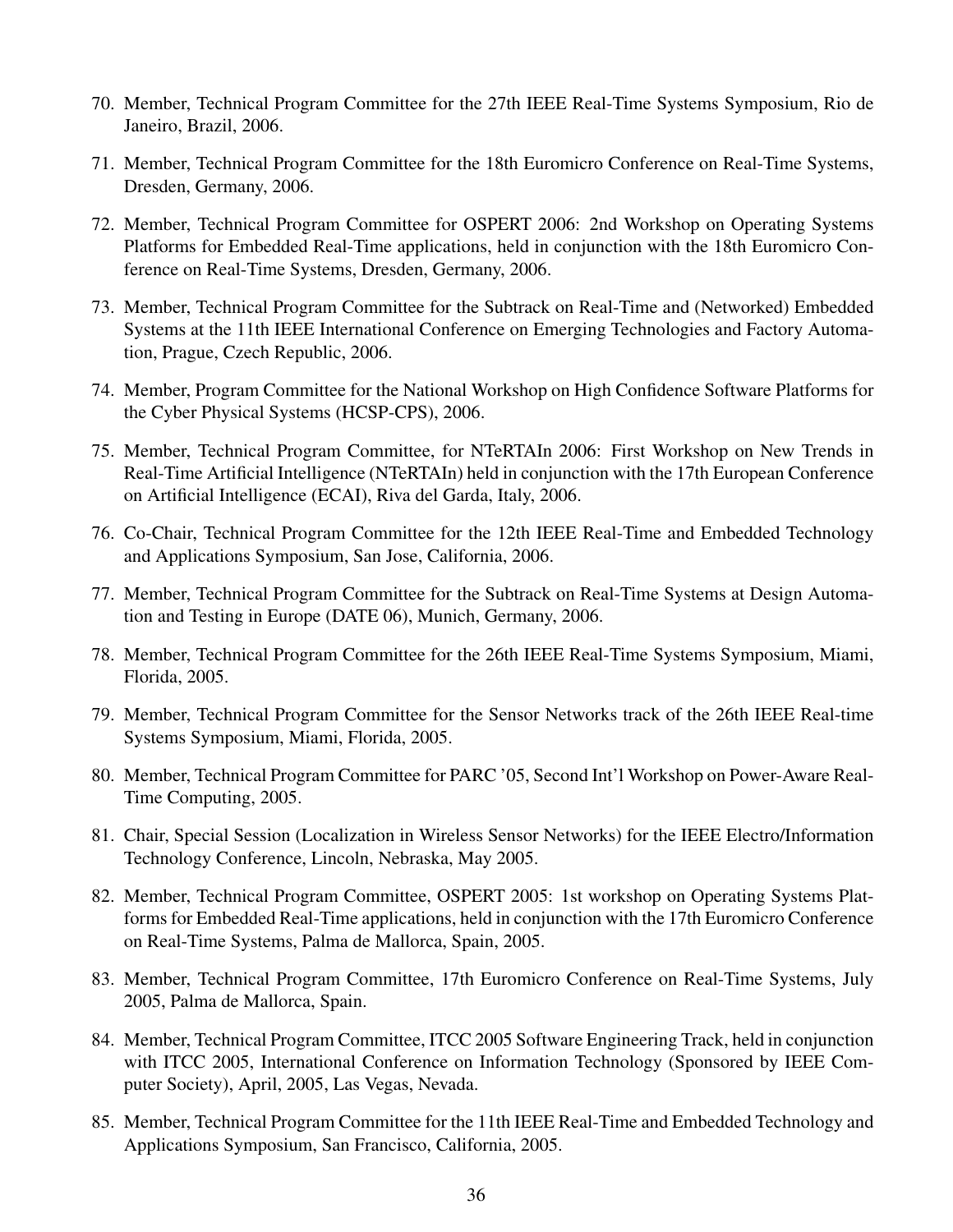70. Member, Technical Program Committee for the 27th IEEE Real-Time Systems Symposium, Rio de Janeiro, Brazil, 2006.

71. Member, Technical Program Committee for the 18th Euromicro Conference on Real-Time Systems, Dresden, Germany, 2006.

72. Member, Technical Program Committee for OSPERT 2006: 2nd Workshop on Operating Systems Platforms for Embedded Real-Time applications, held in conjunction with the 18th Euromicro Conference on Real-Time Systems, Dresden, Germany, 2006.

73. Member, Technical Program Committee for the Subtrack on Real-Time and (Networked) Embedded Systems at the 11th IEEE International Conference on Emerging Technologies and Factory Automation, Prague, Czech Republic, 2006.

74. Member, Program Committee for the National Workshop on High Confidence Software Platforms for the Cyber Physical Systems (HCSP-CPS), 2006.

75. Member, Technical Program Committee, for NTeRTAIn 2006: First Workshop on New Trends in Real-Time Artificial Intelligence (NTeRTAIn) held in conjunction with the 17th European Conference on Artificial Intelligence (ECAI), Riva del Garda, Italy, 2006.

76. Co-Chair, Technical Program Committee for the 12th IEEE Real-Time and Embedded Technology and Applications Symposium, San Jose, California, 2006.

77. Member, Technical Program Committee for the Subtrack on Real-Time Systems at Design Automation and Testing in Europe (DATE 06), Munich, Germany, 2006.

78. Member, Technical Program Committee for the 26th IEEE Real-Time Systems Symposium, Miami, Florida, 2005.

79. Member, Technical Program Committee for the Sensor Networks track of the 26th IEEE Real-time Systems Symposium, Miami, Florida, 2005.

80. Member, Technical Program Committee for PARC '05, Second Int'l Workshop on Power-Aware Real-Time Computing, 2005.

81. Chair, Special Session (Localization in Wireless Sensor Networks) for the IEEE Electro/Information Technology Conference, Lincoln, Nebraska, May 2005.

82. Member, Technical Program Committee, OSPERT 2005: 1st workshop on Operating Systems Platforms for Embedded Real-Time applications, held in conjunction with the 17th Euromicro Conference on Real-Time Systems, Palma de Mallorca, Spain, 2005.

83. Member, Technical Program Committee, 17th Euromicro Conference on Real-Time Systems, July 2005, Palma de Mallorca, Spain.

84. Member, Technical Program Committee, ITCC 2005 Software Engineering Track, held in conjunction with ITCC 2005, International Conference on Information Technology (Sponsored by IEEE Computer Society), April, 2005, Las Vegas, Nevada.

85. Member, Technical Program Committee for the 11th IEEE Real-Time and Embedded Technology and Applications Symposium, San Francisco, California, 2005.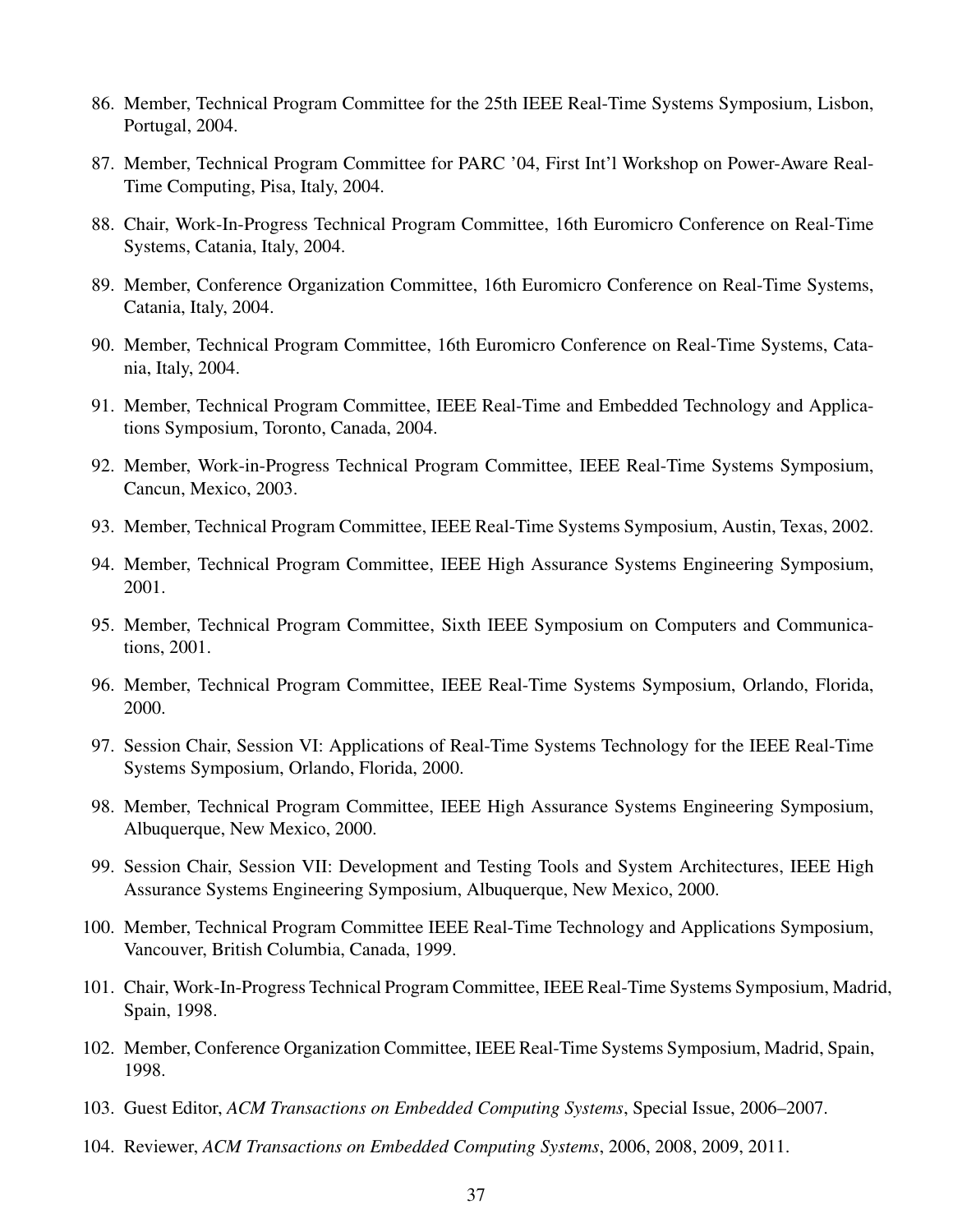86. Member, Technical Program Committee for the 25th IEEE Real-Time Systems Symposium, Lisbon, Portugal, 2004.
87. Member, Technical Program Committee for PARC '04, First Int'l Workshop on Power-Aware Real-Time Computing, Pisa, Italy, 2004.
88. Chair, Work-In-Progress Technical Program Committee, 16th Euromicro Conference on Real-Time Systems, Catania, Italy, 2004.
89. Member, Conference Organization Committee, 16th Euromicro Conference on Real-Time Systems, Catania, Italy, 2004.
90. Member, Technical Program Committee, 16th Euromicro Conference on Real-Time Systems, Catania, Italy, 2004.
91. Member, Technical Program Committee, IEEE Real-Time and Embedded Technology and Applications Symposium, Toronto, Canada, 2004.
92. Member, Work-in-Progress Technical Program Committee, IEEE Real-Time Systems Symposium, Cancun, Mexico, 2003.
93. Member, Technical Program Committee, IEEE Real-Time Systems Symposium, Austin, Texas, 2002.
94. Member, Technical Program Committee, IEEE High Assurance Systems Engineering Symposium, 2001.
95. Member, Technical Program Committee, Sixth IEEE Symposium on Computers and Communications, 2001.
96. Member, Technical Program Committee, IEEE Real-Time Systems Symposium, Orlando, Florida, 2000.
97. Session Chair, Session VI: Applications of Real-Time Systems Technology for the IEEE Real-Time Systems Symposium, Orlando, Florida, 2000.
98. Member, Technical Program Committee, IEEE High Assurance Systems Engineering Symposium, Albuquerque, New Mexico, 2000.
99. Session Chair, Session VII: Development and Testing Tools and System Architectures, IEEE High Assurance Systems Engineering Symposium, Albuquerque, New Mexico, 2000.
100. Member, Technical Program Committee IEEE Real-Time Technology and Applications Symposium, Vancouver, British Columbia, Canada, 1999.
101. Chair, Work-In-Progress Technical Program Committee, IEEE Real-Time Systems Symposium, Madrid, Spain, 1998.
102. Member, Conference Organization Committee, IEEE Real-Time Systems Symposium, Madrid, Spain, 1998.
103. Guest Editor, *ACM Transactions on Embedded Computing Systems*, Special Issue, 2006–2007.
104. Reviewer, *ACM Transactions on Embedded Computing Systems*, 2006, 2008, 2009, 2011.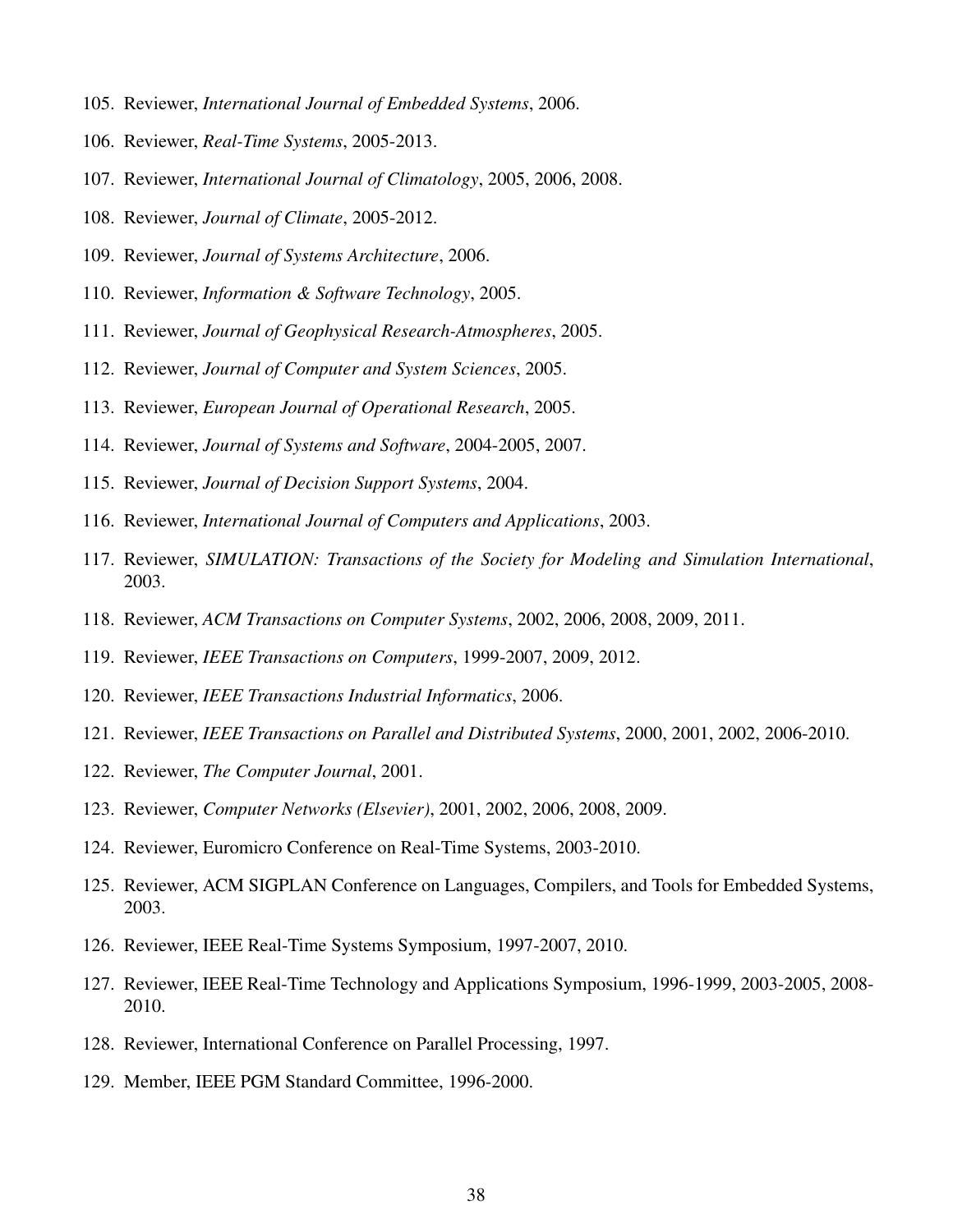105. Reviewer, *International Journal of Embedded Systems*, 2006.
106. Reviewer, *Real-Time Systems*, 2005-2013.
107. Reviewer, *International Journal of Climatology*, 2005, 2006, 2008.
108. Reviewer, *Journal of Climate*, 2005-2012.
109. Reviewer, *Journal of Systems Architecture*, 2006.
110. Reviewer, *Information & Software Technology*, 2005.
111. Reviewer, *Journal of Geophysical Research-Atmospheres*, 2005.
112. Reviewer, *Journal of Computer and System Sciences*, 2005.
113. Reviewer, *European Journal of Operational Research*, 2005.
114. Reviewer, *Journal of Systems and Software*, 2004-2005, 2007.
115. Reviewer, *Journal of Decision Support Systems*, 2004.
116. Reviewer, *International Journal of Computers and Applications*, 2003.
117. Reviewer, *SIMULATION: Transactions of the Society for Modeling and Simulation International*, 2003.
118. Reviewer, *ACM Transactions on Computer Systems*, 2002, 2006, 2008, 2009, 2011.
119. Reviewer, *IEEE Transactions on Computers*, 1999-2007, 2009, 2012.
120. Reviewer, *IEEE Transactions Industrial Informatics*, 2006.
121. Reviewer, *IEEE Transactions on Parallel and Distributed Systems*, 2000, 2001, 2002, 2006-2010.
122. Reviewer, *The Computer Journal*, 2001.
123. Reviewer, *Computer Networks (Elsevier)*, 2001, 2002, 2006, 2008, 2009.
124. Reviewer, Euromicro Conference on Real-Time Systems, 2003-2010.
125. Reviewer, ACM SIGPLAN Conference on Languages, Compilers, and Tools for Embedded Systems, 2003.
126. Reviewer, IEEE Real-Time Systems Symposium, 1997-2007, 2010.
127. Reviewer, IEEE Real-Time Technology and Applications Symposium, 1996-1999, 2003-2005, 2008-2010.
128. Reviewer, International Conference on Parallel Processing, 1997.
129. Member, IEEE PGM Standard Committee, 1996-2000.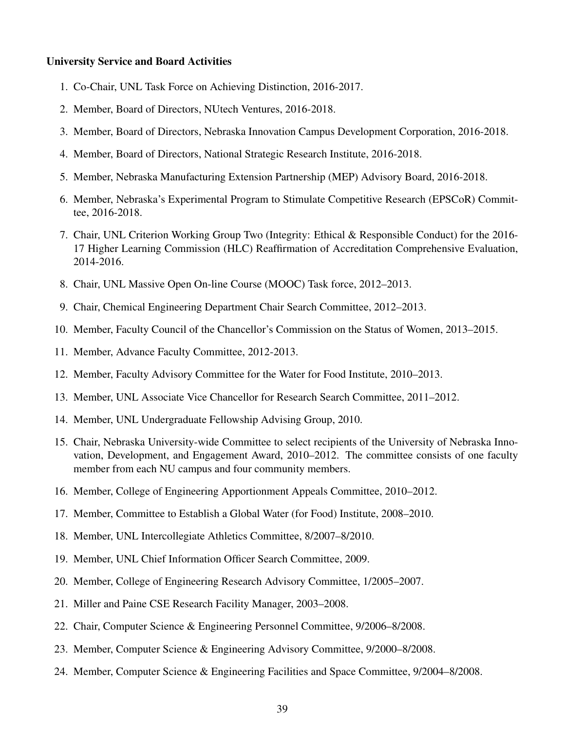**University Service and Board Activities**

1. Co-Chair, UNL Task Force on Achieving Distinction, 2016-2017.
2. Member, Board of Directors, NUtech Ventures, 2016-2018.
3. Member, Board of Directors, Nebraska Innovation Campus Development Corporation, 2016-2018.
4. Member, Board of Directors, National Strategic Research Institute, 2016-2018.
5. Member, Nebraska Manufacturing Extension Partnership (MEP) Advisory Board, 2016-2018.
6. Member, Nebraska's Experimental Program to Stimulate Competitive Research (EPSCoR) Committee, 2016-2018.
7. Chair, UNL Criterion Working Group Two (Integrity: Ethical & Responsible Conduct) for the 2016-17 Higher Learning Commission (HLC) Reaffirmation of Accreditation Comprehensive Evaluation, 2014-2016.
8. Chair, UNL Massive Open On-line Course (MOOC) Task force, 2012–2013.
9. Chair, Chemical Engineering Department Chair Search Committee, 2012–2013.
10. Member, Faculty Council of the Chancellor's Commission on the Status of Women, 2013–2015.
11. Member, Advance Faculty Committee, 2012-2013.
12. Member, Faculty Advisory Committee for the Water for Food Institute, 2010–2013.
13. Member, UNL Associate Vice Chancellor for Research Search Committee, 2011–2012.
14. Member, UNL Undergraduate Fellowship Advising Group, 2010.
15. Chair, Nebraska University-wide Committee to select recipients of the University of Nebraska Innovation, Development, and Engagement Award, 2010–2012. The committee consists of one faculty member from each NU campus and four community members.
16. Member, College of Engineering Apportionment Appeals Committee, 2010–2012.
17. Member, Committee to Establish a Global Water (for Food) Institute, 2008–2010.
18. Member, UNL Intercollegiate Athletics Committee, 8/2007–8/2010.
19. Member, UNL Chief Information Officer Search Committee, 2009.
20. Member, College of Engineering Research Advisory Committee, 1/2005–2007.
21. Miller and Paine CSE Research Facility Manager, 2003–2008.
22. Chair, Computer Science & Engineering Personnel Committee, 9/2006–8/2008.
23. Member, Computer Science & Engineering Advisory Committee, 9/2000–8/2008.
24. Member, Computer Science & Engineering Facilities and Space Committee, 9/2004–8/2008.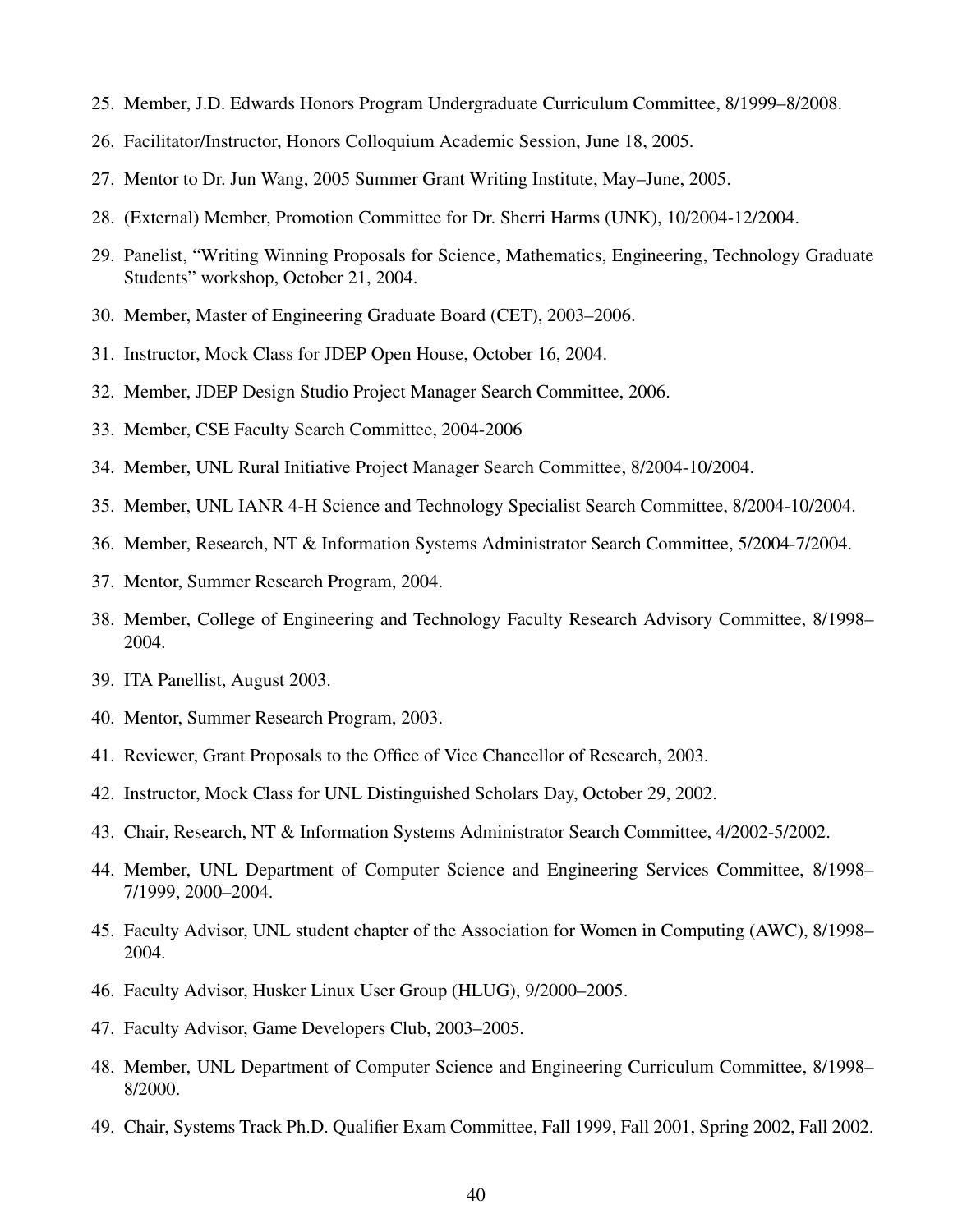25. Member, J.D. Edwards Honors Program Undergraduate Curriculum Committee, 8/1999–8/2008.
26. Facilitator/Instructor, Honors Colloquium Academic Session, June 18, 2005.
27. Mentor to Dr. Jun Wang, 2005 Summer Grant Writing Institute, May–June, 2005.
28. (External) Member, Promotion Committee for Dr. Sherri Harms (UNK), 10/2004-12/2004.
29. Panelist, "Writing Winning Proposals for Science, Mathematics, Engineering, Technology Graduate Students" workshop, October 21, 2004.
30. Member, Master of Engineering Graduate Board (CET), 2003–2006.
31. Instructor, Mock Class for JDEP Open House, October 16, 2004.
32. Member, JDEP Design Studio Project Manager Search Committee, 2006.
33. Member, CSE Faculty Search Committee, 2004-2006
34. Member, UNL Rural Initiative Project Manager Search Committee, 8/2004-10/2004.
35. Member, UNL IANR 4-H Science and Technology Specialist Search Committee, 8/2004-10/2004.
36. Member, Research, NT & Information Systems Administrator Search Committee, 5/2004-7/2004.
37. Mentor, Summer Research Program, 2004.
38. Member, College of Engineering and Technology Faculty Research Advisory Committee, 8/1998–2004.
39. ITA Panellist, August 2003.
40. Mentor, Summer Research Program, 2003.
41. Reviewer, Grant Proposals to the Office of Vice Chancellor of Research, 2003.
42. Instructor, Mock Class for UNL Distinguished Scholars Day, October 29, 2002.
43. Chair, Research, NT & Information Systems Administrator Search Committee, 4/2002-5/2002.
44. Member, UNL Department of Computer Science and Engineering Services Committee, 8/1998–7/1999, 2000–2004.
45. Faculty Advisor, UNL student chapter of the Association for Women in Computing (AWC), 8/1998–2004.
46. Faculty Advisor, Husker Linux User Group (HLUG), 9/2000–2005.
47. Faculty Advisor, Game Developers Club, 2003–2005.
48. Member, UNL Department of Computer Science and Engineering Curriculum Committee, 8/1998–8/2000.
49. Chair, Systems Track Ph.D. Qualifier Exam Committee, Fall 1999, Fall 2001, Spring 2002, Fall 2002.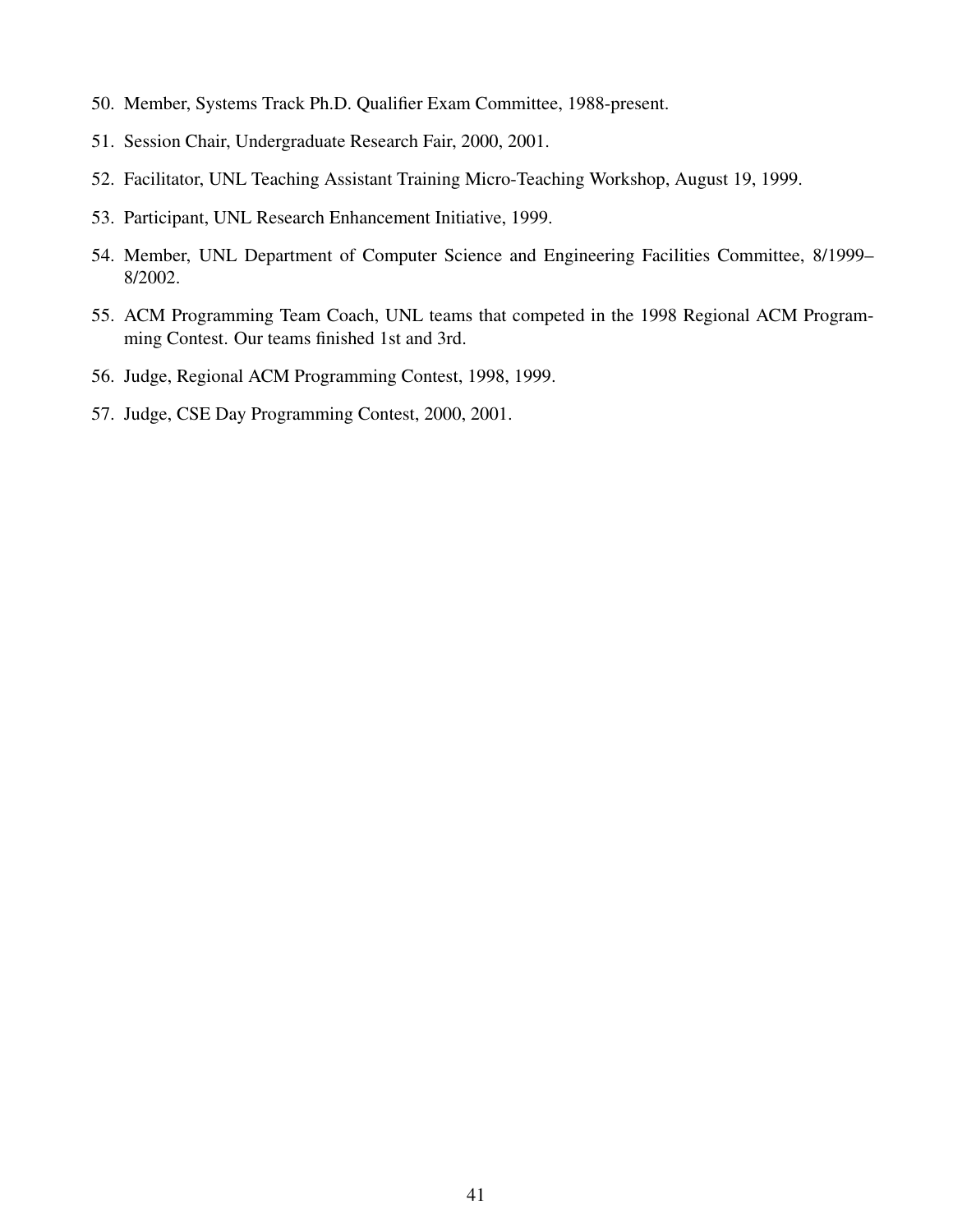50. Member, Systems Track Ph.D. Qualifier Exam Committee, 1988-present.
51. Session Chair, Undergraduate Research Fair, 2000, 2001.
52. Facilitator, UNL Teaching Assistant Training Micro-Teaching Workshop, August 19, 1999.
53. Participant, UNL Research Enhancement Initiative, 1999.
54. Member, UNL Department of Computer Science and Engineering Facilities Committee, 8/1999–8/2002.
55. ACM Programming Team Coach, UNL teams that competed in the 1998 Regional ACM Programming Contest. Our teams finished 1st and 3rd.
56. Judge, Regional ACM Programming Contest, 1998, 1999.
57. Judge, CSE Day Programming Contest, 2000, 2001.